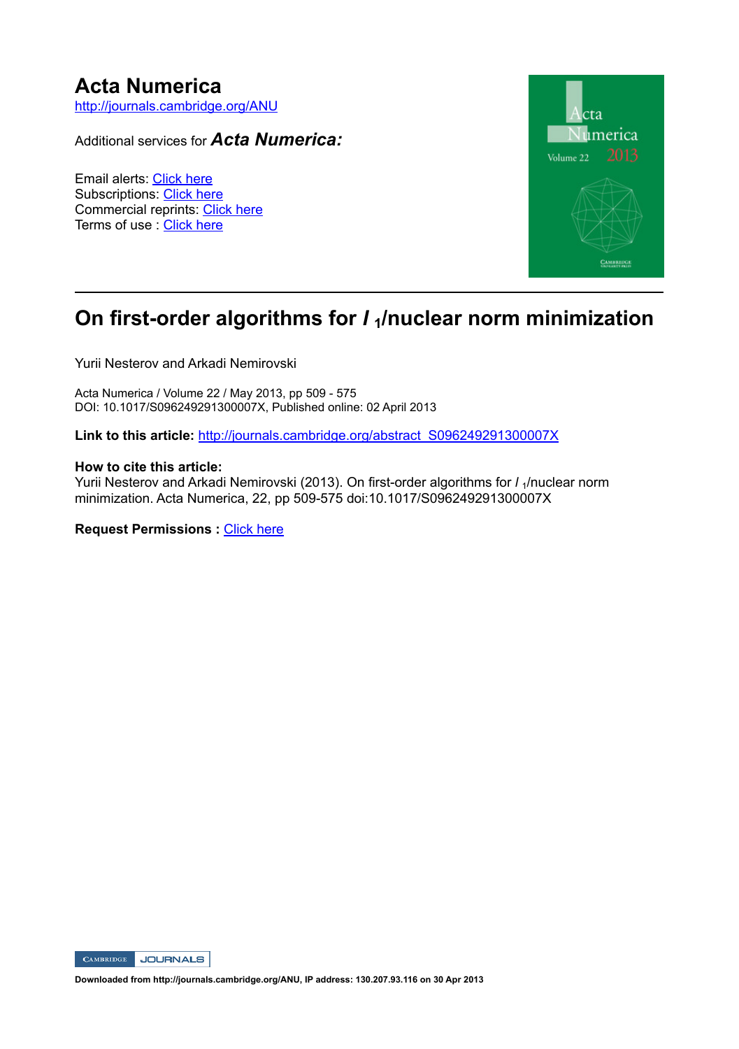# Acta Numerica

http://journals.cambridge.org/ANU

Additional services for ***Acta Numerica:***

Email alerts: Click here
Subscriptions: Click here
Commercial reprints: Click here
Terms of use : Click here

---

# On first-order algorithms for $l_1$/nuclear norm minimization

Yurii Nesterov and Arkadi Nemirovski

Acta Numerica / Volume 22 / May 2013, pp 509 - 575
DOI: 10.1017/S096249291300007X, Published online: 02 April 2013

**Link to this article:** http://journals.cambridge.org/abstract_S096249291300007X

**How to cite this article:**
Yurii Nesterov and Arkadi Nemirovski (2013). On first-order algorithms for $l_1$/nuclear norm minimization. Acta Numerica, 22, pp 509-575 doi:10.1017/S096249291300007X

**Request Permissions :** Click here

**Downloaded from http://journals.cambridge.org/ANU, IP address: 130.207.93.116 on 30 Apr 2013**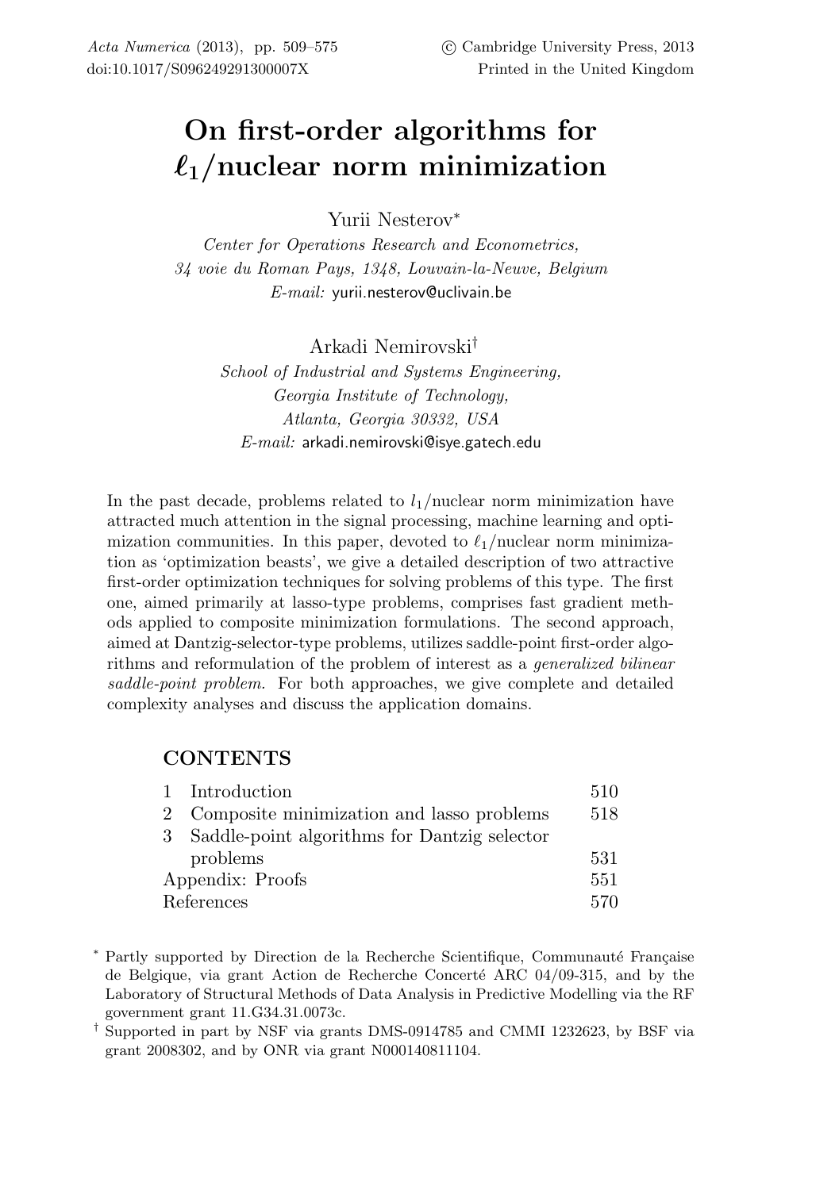# On first-order algorithms for $\ell_1$/nuclear norm minimization

Yurii Nesterov*

*Center for Operations Research and Econometrics,*
*34 voie du Roman Pays, 1348, Louvain-la-Neuve, Belgium*
*E-mail:* yurii.nesterov@uclivain.be

Arkadi Nemirovski†

*School of Industrial and Systems Engineering,*
*Georgia Institute of Technology,*
*Atlanta, Georgia 30332, USA*
*E-mail:* arkadi.nemirovski@isye.gatech.edu

In the past decade, problems related to $l_1$/nuclear norm minimization have attracted much attention in the signal processing, machine learning and optimization communities. In this paper, devoted to $\ell_1$/nuclear norm minimization as 'optimization beasts', we give a detailed description of two attractive first-order optimization techniques for solving problems of this type. The first one, aimed primarily at lasso-type problems, comprises fast gradient methods applied to composite minimization formulations. The second approach, aimed at Dantzig-selector-type problems, utilizes saddle-point first-order algorithms and reformulation of the problem of interest as a *generalized bilinear saddle-point problem.* For both approaches, we give complete and detailed complexity analyses and discuss the application domains.

## CONTENTS

| | | |
|---|---|---|
| 1 | Introduction | 510 |
| 2 | Composite minimization and lasso problems | 518 |
| 3 | Saddle-point algorithms for Dantzig selector problems | 531 |
| | Appendix: Proofs | 551 |
| | References | 570 |

\* Partly supported by Direction de la Recherche Scientifique, Communauté Française de Belgique, via grant Action de Recherche Concerté ARC 04/09-315, and by the Laboratory of Structural Methods of Data Analysis in Predictive Modelling via the RF government grant 11.G34.31.0073c.

† Supported in part by NSF via grants DMS-0914785 and CMMI 1232623, by BSF via grant 2008302, and by ONR via grant N000140811104.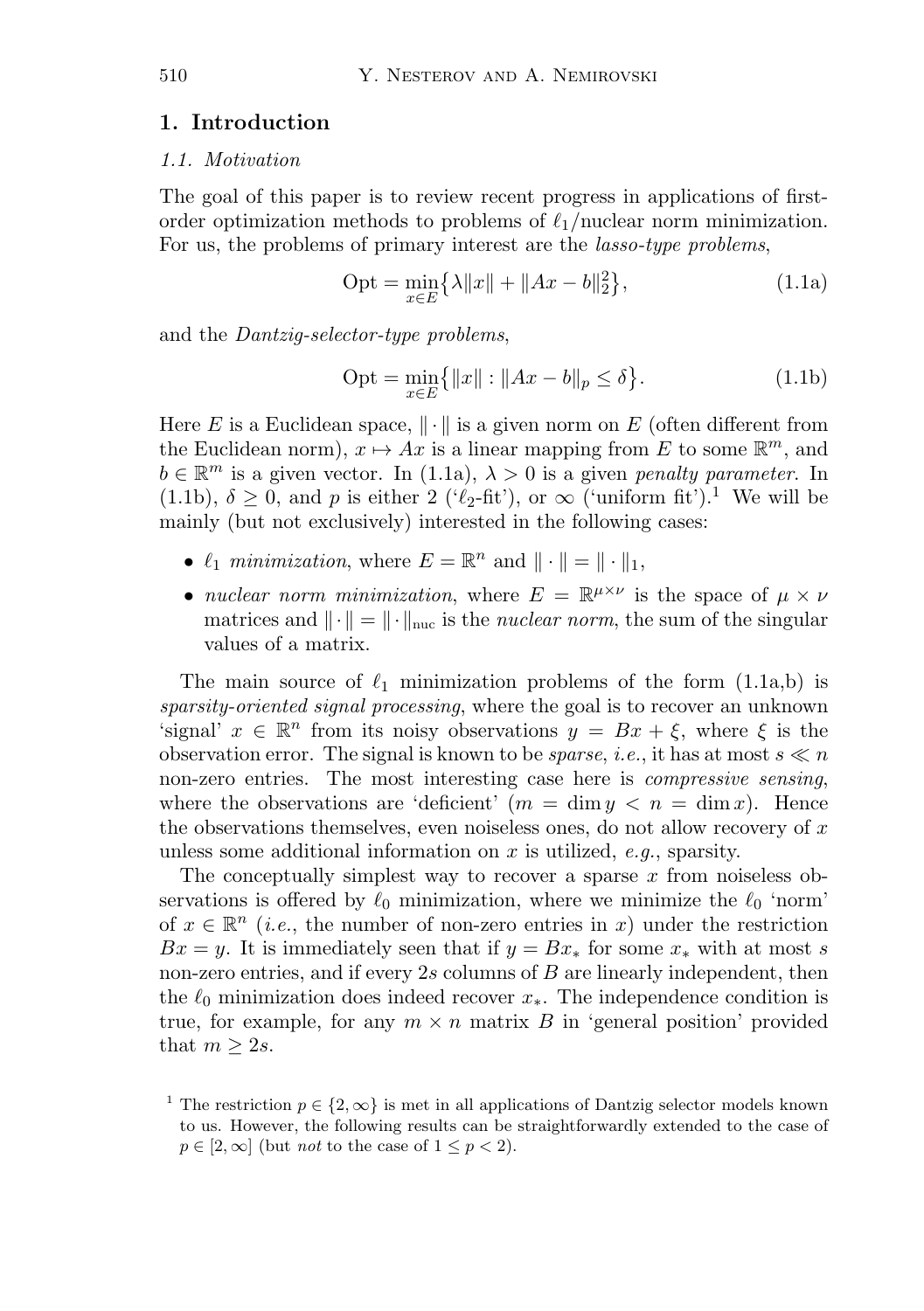## 1. Introduction

### 1.1. Motivation

The goal of this paper is to review recent progress in applications of first-order optimization methods to problems of $\ell_1$/nuclear norm minimization. For us, the problems of primary interest are the *lasso-type problems*,

$$\mathrm{Opt} = \min_{x \in E} \big\{ \lambda \|x\| + \|Ax - b\|_2^2 \big\}, \tag{1.1a}$$

and the *Dantzig-selector-type problems*,

$$\mathrm{Opt} = \min_{x \in E} \big\{ \|x\| : \|Ax - b\|_p \leq \delta \big\}. \tag{1.1b}$$

Here $E$ is a Euclidean space, $\|\cdot\|$ is a given norm on $E$ (often different from the Euclidean norm), $x \mapsto Ax$ is a linear mapping from $E$ to some $\mathbb{R}^m$, and $b \in \mathbb{R}^m$ is a given vector. In (1.1a), $\lambda > 0$ is a given *penalty parameter*. In (1.1b), $\delta \geq 0$, and $p$ is either 2 ('$\ell_2$-fit'), or $\infty$ ('uniform fit').[1] We will be mainly (but not exclusively) interested in the following cases:

- $\ell_1$ *minimization*, where $E = \mathbb{R}^n$ and $\|\cdot\| = \|\cdot\|_1$,
- *nuclear norm minimization*, where $E = \mathbb{R}^{\mu \times \nu}$ is the space of $\mu \times \nu$ matrices and $\|\cdot\| = \|\cdot\|_{\mathrm{nuc}}$ is the *nuclear norm*, the sum of the singular values of a matrix.

The main source of $\ell_1$ minimization problems of the form (1.1a,b) is *sparsity-oriented signal processing*, where the goal is to recover an unknown 'signal' $x \in \mathbb{R}^n$ from its noisy observations $y = Bx + \xi$, where $\xi$ is the observation error. The signal is known to be *sparse*, *i.e.*, it has at most $s \ll n$ non-zero entries. The most interesting case here is *compressive sensing*, where the observations are 'deficient' ($m = \dim y < n = \dim x$). Hence the observations themselves, even noiseless ones, do not allow recovery of $x$ unless some additional information on $x$ is utilized, *e.g.*, sparsity.

The conceptually simplest way to recover a sparse $x$ from noiseless observations is offered by $\ell_0$ minimization, where we minimize the $\ell_0$ 'norm' of $x \in \mathbb{R}^n$ (*i.e.*, the number of non-zero entries in $x$) under the restriction $Bx = y$. It is immediately seen that if $y = Bx_*$ for some $x_*$ with at most $s$ non-zero entries, and if every $2s$ columns of $B$ are linearly independent, then the $\ell_0$ minimization does indeed recover $x_*$. The independence condition is true, for example, for any $m \times n$ matrix $B$ in 'general position' provided that $m \geq 2s$.

[1] The restriction $p \in \{2, \infty\}$ is met in all applications of Dantzig selector models known to us. However, the following results can be straightforwardly extended to the case of $p \in [2, \infty]$ (but *not* to the case of $1 \leq p < 2$).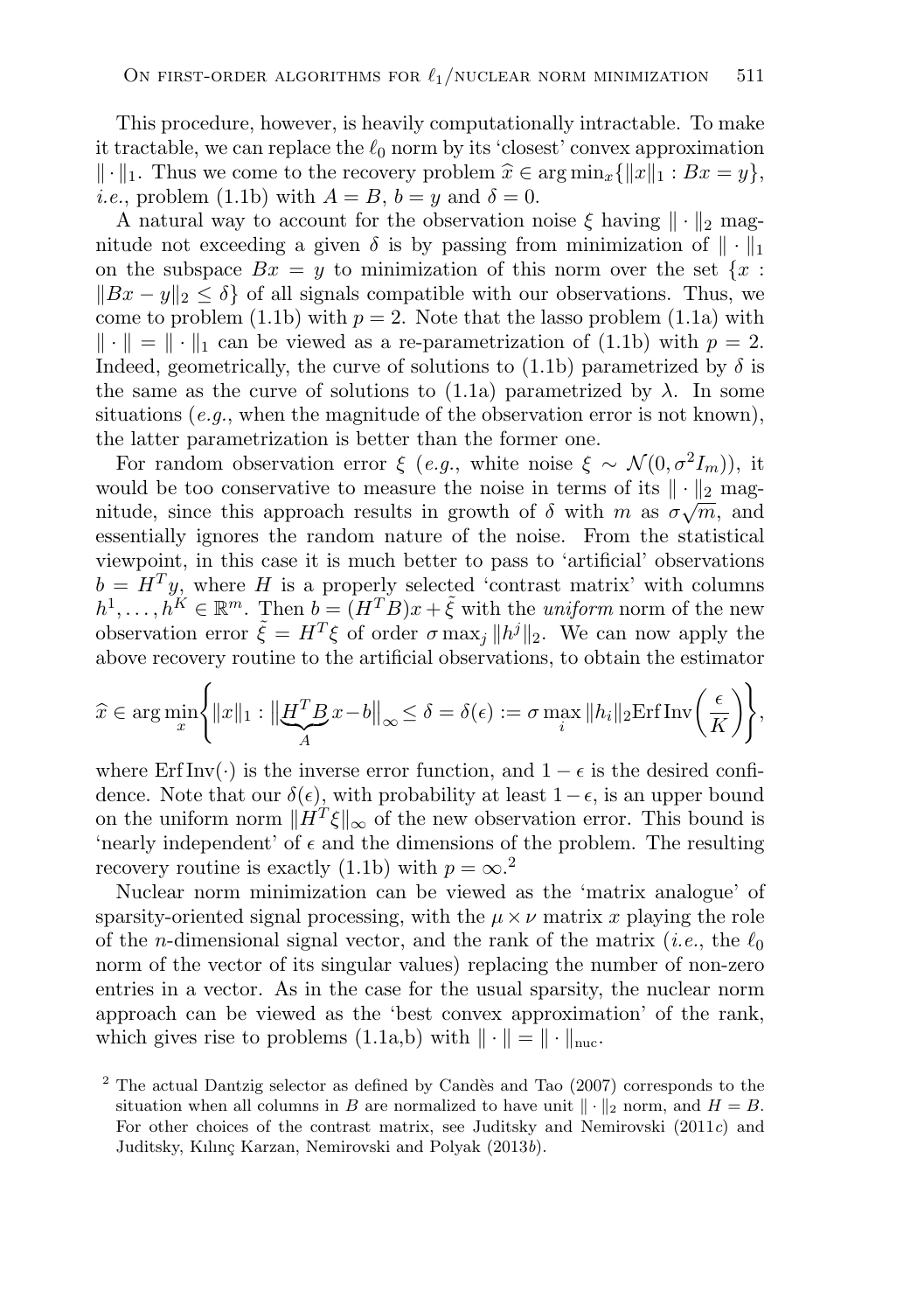This procedure, however, is heavily computationally intractable. To make it tractable, we can replace the $\ell_0$ norm by its 'closest' convex approximation $\|\cdot\|_1$. Thus we come to the recovery problem $\widehat{x} \in \arg\min_x\{\|x\|_1 : Bx = y\}$, *i.e.*, problem (1.1b) with $A = B$, $b = y$ and $\delta = 0$.

A natural way to account for the observation noise $\xi$ having $\|\cdot\|_2$ magnitude not exceeding a given $\delta$ is by passing from minimization of $\|\cdot\|_1$ on the subspace $Bx = y$ to minimization of this norm over the set $\{x : \|Bx - y\|_2 \le \delta\}$ of all signals compatible with our observations. Thus, we come to problem (1.1b) with $p = 2$. Note that the lasso problem (1.1a) with $\|\cdot\| = \|\cdot\|_1$ can be viewed as a re-parametrization of (1.1b) with $p = 2$. Indeed, geometrically, the curve of solutions to (1.1b) parametrized by $\delta$ is the same as the curve of solutions to (1.1a) parametrized by $\lambda$. In some situations (*e.g.*, when the magnitude of the observation error is not known), the latter parametrization is better than the former one.

For random observation error $\xi$ (*e.g.*, white noise $\xi \sim \mathcal{N}(0, \sigma^2 I_m)$), it would be too conservative to measure the noise in terms of its $\|\cdot\|_2$ magnitude, since this approach results in growth of $\delta$ with $m$ as $\sigma\sqrt{m}$, and essentially ignores the random nature of the noise. From the statistical viewpoint, in this case it is much better to pass to 'artificial' observations $b = H^T y$, where $H$ is a properly selected 'contrast matrix' with columns $h^1, \ldots, h^K \in \mathbb{R}^m$. Then $b = (H^T B)x + \tilde{\xi}$ with the *uniform* norm of the new observation error $\tilde{\xi} = H^T \xi$ of order $\sigma \max_j \|h^j\|_2$. We can now apply the above recovery routine to the artificial observations, to obtain the estimator

$$\widehat{x} \in \arg\min_x \left\{ \|x\|_1 : \big\|\underbrace{H^T B}_{A} x - b\big\|_\infty \le \delta = \delta(\epsilon) := \sigma \max_i \|h_i\|_2 \operatorname{Erf\,Inv}\left(\frac{\epsilon}{K}\right) \right\},$$

where $\operatorname{Erf\,Inv}(\cdot)$ is the inverse error function, and $1 - \epsilon$ is the desired confidence. Note that our $\delta(\epsilon)$, with probability at least $1 - \epsilon$, is an upper bound on the uniform norm $\|H^T \xi\|_\infty$ of the new observation error. This bound is 'nearly independent' of $\epsilon$ and the dimensions of the problem. The resulting recovery routine is exactly (1.1b) with $p = \infty$.[2]

Nuclear norm minimization can be viewed as the 'matrix analogue' of sparsity-oriented signal processing, with the $\mu \times \nu$ matrix $x$ playing the role of the $n$-dimensional signal vector, and the rank of the matrix (*i.e.*, the $\ell_0$ norm of the vector of its singular values) replacing the number of non-zero entries in a vector. As in the case for the usual sparsity, the nuclear norm approach can be viewed as the 'best convex approximation' of the rank, which gives rise to problems (1.1a,b) with $\|\cdot\| = \|\cdot\|_{\text{nuc}}$.

[2] The actual Dantzig selector as defined by Candès and Tao (2007) corresponds to the situation when all columns in $B$ are normalized to have unit $\|\cdot\|_2$ norm, and $H = B$. For other choices of the contrast matrix, see Juditsky and Nemirovski (2011*c*) and Juditsky, Kılınç Karzan, Nemirovski and Polyak (2013*b*).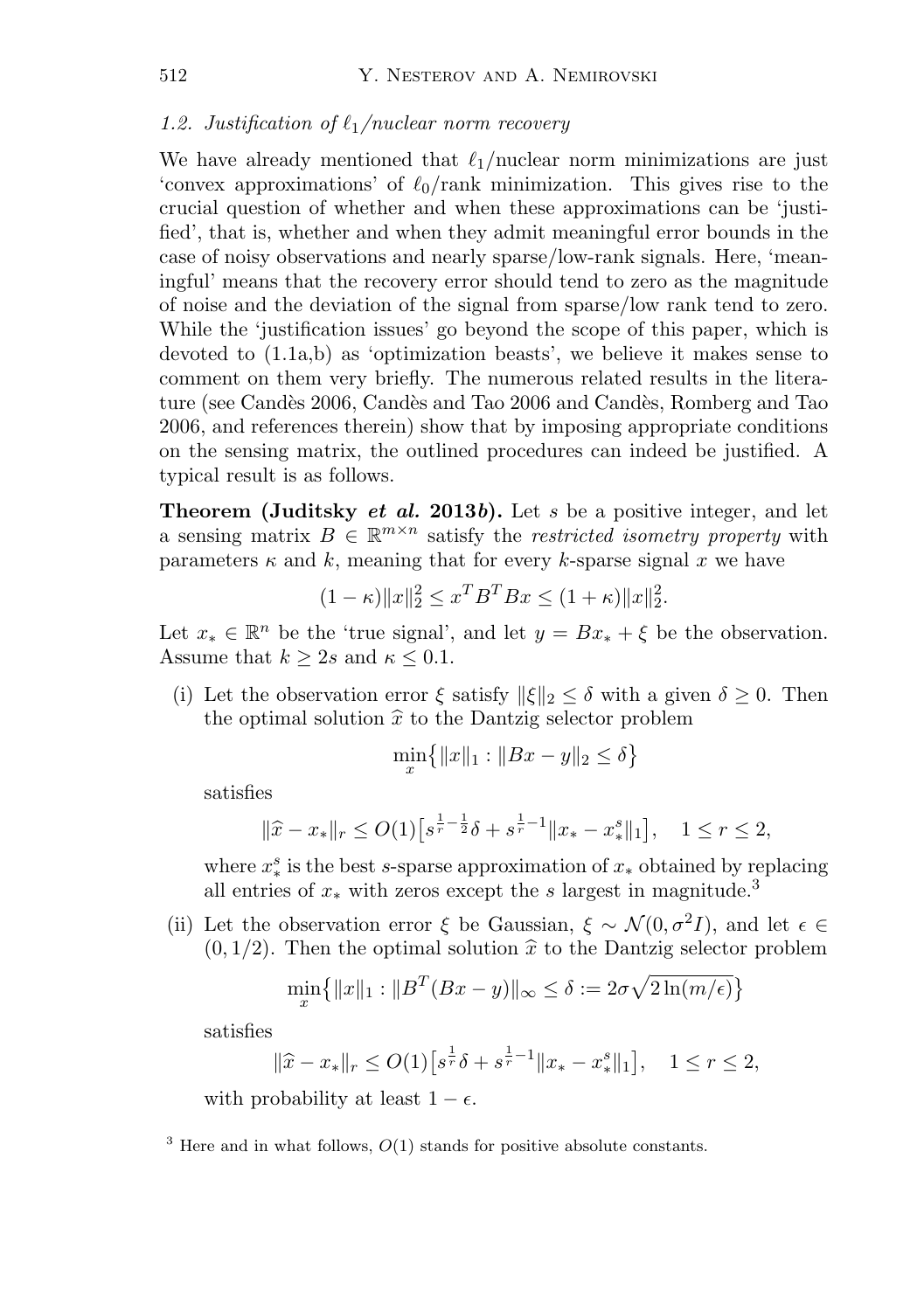### 1.2. Justification of $\ell_1$/nuclear norm recovery

We have already mentioned that $\ell_1$/nuclear norm minimizations are just 'convex approximations' of $\ell_0$/rank minimization. This gives rise to the crucial question of whether and when these approximations can be 'justified', that is, whether and when they admit meaningful error bounds in the case of noisy observations and nearly sparse/low-rank signals. Here, 'meaningful' means that the recovery error should tend to zero as the magnitude of noise and the deviation of the signal from sparse/low rank tend to zero. While the 'justification issues' go beyond the scope of this paper, which is devoted to (1.1a,b) as 'optimization beasts', we believe it makes sense to comment on them very briefly. The numerous related results in the literature (see Candès 2006, Candès and Tao 2006 and Candès, Romberg and Tao 2006, and references therein) show that by imposing appropriate conditions on the sensing matrix, the outlined procedures can indeed be justified. A typical result is as follows.

**Theorem (Juditsky *et al.* 2013*b*).** Let $s$ be a positive integer, and let a sensing matrix $B \in \mathbb{R}^{m\times n}$ satisfy the *restricted isometry property* with parameters $\kappa$ and $k$, meaning that for every $k$-sparse signal $x$ we have

$$(1-\kappa)\|x\|_2^2 \le x^T B^T B x \le (1+\kappa)\|x\|_2^2.$$

Let $x_* \in \mathbb{R}^n$ be the 'true signal', and let $y = Bx_* + \xi$ be the observation. Assume that $k \ge 2s$ and $\kappa \le 0.1$.

(i) Let the observation error $\xi$ satisfy $\|\xi\|_2 \le \delta$ with a given $\delta \ge 0$. Then the optimal solution $\widehat{x}$ to the Dantzig selector problem

$$\min_x \big\{ \|x\|_1 : \|Bx - y\|_2 \le \delta \big\}$$

satisfies

$$\|\widehat{x} - x_*\|_r \le O(1)\big[s^{\frac{1}{r}-\frac{1}{2}}\delta + s^{\frac{1}{r}-1}\|x_* - x_*^s\|_1\big], \quad 1 \le r \le 2,$$

where $x_*^s$ is the best $s$-sparse approximation of $x_*$ obtained by replacing all entries of $x_*$ with zeros except the $s$ largest in magnitude.[3]

(ii) Let the observation error $\xi$ be Gaussian, $\xi \sim \mathcal{N}(0, \sigma^2 I)$, and let $\epsilon \in (0, 1/2)$. Then the optimal solution $\widehat{x}$ to the Dantzig selector problem

$$\min_x \big\{ \|x\|_1 : \|B^T(Bx - y)\|_\infty \le \delta := 2\sigma\sqrt{2\ln(m/\epsilon)} \big\}$$

satisfies

$$\|\widehat{x} - x_*\|_r \le O(1)\big[s^{\frac{1}{r}}\delta + s^{\frac{1}{r}-1}\|x_* - x_*^s\|_1\big], \quad 1 \le r \le 2,$$

with probability at least $1 - \epsilon$.

[3] Here and in what follows, $O(1)$ stands for positive absolute constants.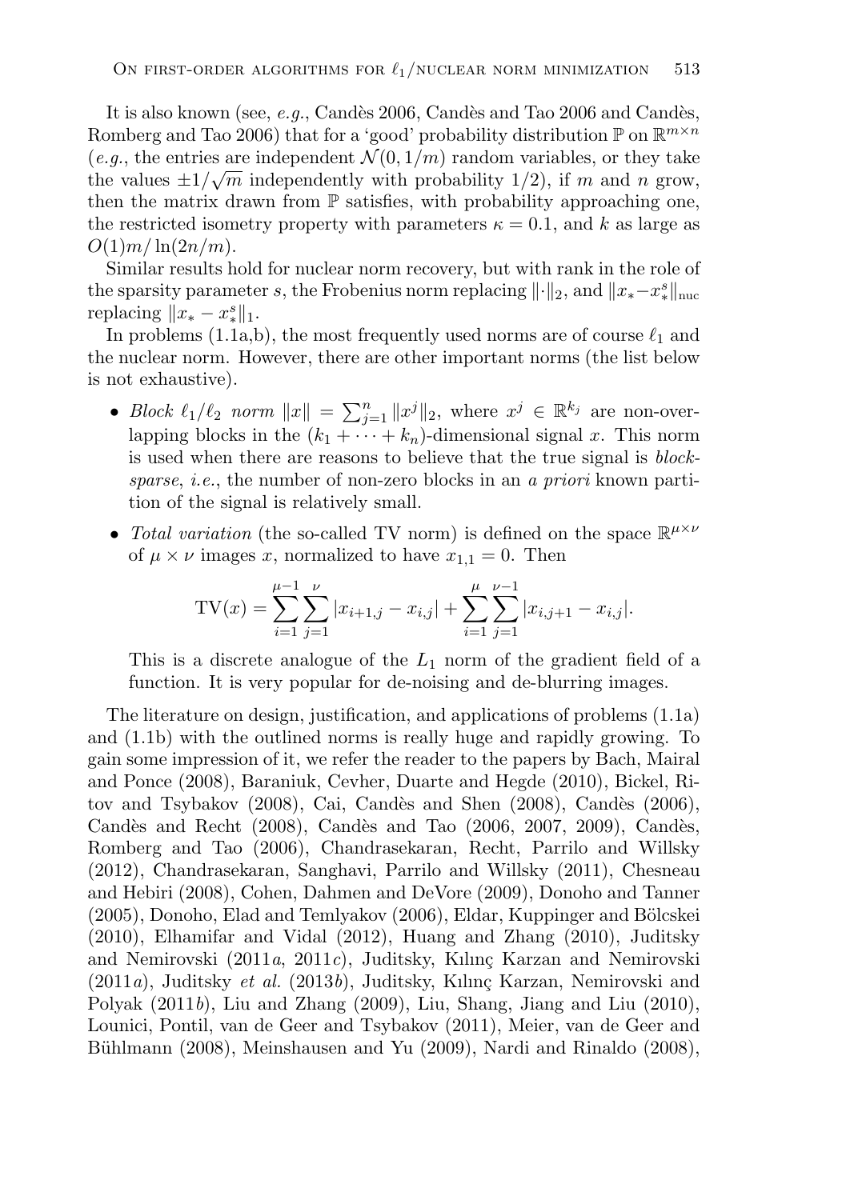It is also known (see, *e.g.*, Candès 2006, Candès and Tao 2006 and Candès, Romberg and Tao 2006) that for a 'good' probability distribution $\mathbb{P}$ on $\mathbb{R}^{m\times n}$ (*e.g.*, the entries are independent $\mathcal{N}(0,1/m)$ random variables, or they take the values $\pm 1/\sqrt{m}$ independently with probability $1/2$), if $m$ and $n$ grow, then the matrix drawn from $\mathbb{P}$ satisfies, with probability approaching one, the restricted isometry property with parameters $\kappa = 0.1$, and $k$ as large as $O(1)m/\ln(2n/m)$.

Similar results hold for nuclear norm recovery, but with rank in the role of the sparsity parameter $s$, the Frobenius norm replacing $\|\cdot\|_2$, and $\|x_* - x_*^s\|_{\rm nuc}$ replacing $\|x_* - x_*^s\|_1$.

In problems (1.1a,b), the most frequently used norms are of course $\ell_1$ and the nuclear norm. However, there are other important norms (the list below is not exhaustive).

- *Block $\ell_1/\ell_2$ norm* $\|x\| = \sum_{j=1}^n \|x^j\|_2$, where $x^j \in \mathbb{R}^{k_j}$ are non-overlapping blocks in the $(k_1 + \cdots + k_n)$-dimensional signal $x$. This norm is used when there are reasons to believe that the true signal is *block-sparse*, *i.e.*, the number of non-zero blocks in an *a priori* known partition of the signal is relatively small.
- *Total variation* (the so-called TV norm) is defined on the space $\mathbb{R}^{\mu\times\nu}$ of $\mu\times\nu$ images $x$, normalized to have $x_{1,1} = 0$. Then

$$\mathrm{TV}(x) = \sum_{i=1}^{\mu-1}\sum_{j=1}^{\nu} |x_{i+1,j} - x_{i,j}| + \sum_{i=1}^{\mu}\sum_{j=1}^{\nu-1} |x_{i,j+1} - x_{i,j}|.$$

  This is a discrete analogue of the $L_1$ norm of the gradient field of a function. It is very popular for de-noising and de-blurring images.

The literature on design, justification, and applications of problems (1.1a) and (1.1b) with the outlined norms is really huge and rapidly growing. To gain some impression of it, we refer the reader to the papers by Bach, Mairal and Ponce (2008), Baraniuk, Cevher, Duarte and Hegde (2010), Bickel, Ritov and Tsybakov (2008), Cai, Candès and Shen (2008), Candès (2006), Candès and Recht (2008), Candès and Tao (2006, 2007, 2009), Candès, Romberg and Tao (2006), Chandrasekaran, Recht, Parrilo and Willsky (2012), Chandrasekaran, Sanghavi, Parrilo and Willsky (2011), Chesneau and Hebiri (2008), Cohen, Dahmen and DeVore (2009), Donoho and Tanner (2005), Donoho, Elad and Temlyakov (2006), Eldar, Kuppinger and Bölcskei (2010), Elhamifar and Vidal (2012), Huang and Zhang (2010), Juditsky and Nemirovski (2011*a*, 2011*c*), Juditsky, Kılınç Karzan and Nemirovski (2011*a*), Juditsky *et al.* (2013*b*), Juditsky, Kılınç Karzan, Nemirovski and Polyak (2011*b*), Liu and Zhang (2009), Liu, Shang, Jiang and Liu (2010), Lounici, Pontil, van de Geer and Tsybakov (2011), Meier, van de Geer and Bühlmann (2008), Meinshausen and Yu (2009), Nardi and Rinaldo (2008),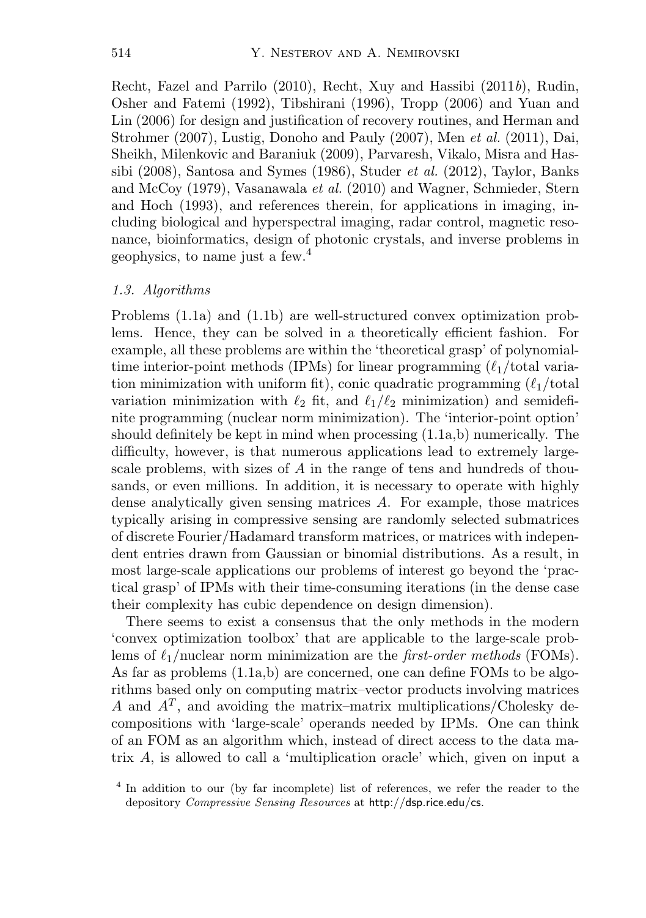Recht, Fazel and Parrilo (2010), Recht, Xuy and Hassibi (2011*b*), Rudin, Osher and Fatemi (1992), Tibshirani (1996), Tropp (2006) and Yuan and Lin (2006) for design and justification of recovery routines, and Herman and Strohmer (2007), Lustig, Donoho and Pauly (2007), Men *et al.* (2011), Dai, Sheikh, Milenkovic and Baraniuk (2009), Parvaresh, Vikalo, Misra and Hassibi (2008), Santosa and Symes (1986), Studer *et al.* (2012), Taylor, Banks and McCoy (1979), Vasanawala *et al.* (2010) and Wagner, Schmieder, Stern and Hoch (1993), and references therein, for applications in imaging, including biological and hyperspectral imaging, radar control, magnetic resonance, bioinformatics, design of photonic crystals, and inverse problems in geophysics, to name just a few.[4]

### *1.3. Algorithms*

Problems (1.1a) and (1.1b) are well-structured convex optimization problems. Hence, they can be solved in a theoretically efficient fashion. For example, all these problems are within the 'theoretical grasp' of polynomial-time interior-point methods (IPMs) for linear programming ($\ell_1$/total variation minimization with uniform fit), conic quadratic programming ($\ell_1$/total variation minimization with $\ell_2$ fit, and $\ell_1/\ell_2$ minimization) and semidefinite programming (nuclear norm minimization). The 'interior-point option' should definitely be kept in mind when processing (1.1a,b) numerically. The difficulty, however, is that numerous applications lead to extremely large-scale problems, with sizes of $A$ in the range of tens and hundreds of thousands, or even millions. In addition, it is necessary to operate with highly dense analytically given sensing matrices $A$. For example, those matrices typically arising in compressive sensing are randomly selected submatrices of discrete Fourier/Hadamard transform matrices, or matrices with independent entries drawn from Gaussian or binomial distributions. As a result, in most large-scale applications our problems of interest go beyond the 'practical grasp' of IPMs with their time-consuming iterations (in the dense case their complexity has cubic dependence on design dimension).

There seems to exist a consensus that the only methods in the modern 'convex optimization toolbox' that are applicable to the large-scale problems of $\ell_1$/nuclear norm minimization are the *first-order methods* (FOMs). As far as problems (1.1a,b) are concerned, one can define FOMs to be algorithms based only on computing matrix–vector products involving matrices $A$ and $A^T$, and avoiding the matrix–matrix multiplications/Cholesky decompositions with 'large-scale' operands needed by IPMs. One can think of an FOM as an algorithm which, instead of direct access to the data matrix $A$, is allowed to call a 'multiplication oracle' which, given on input a

[4] In addition to our (by far incomplete) list of references, we refer the reader to the depository *Compressive Sensing Resources* at http://dsp.rice.edu/cs.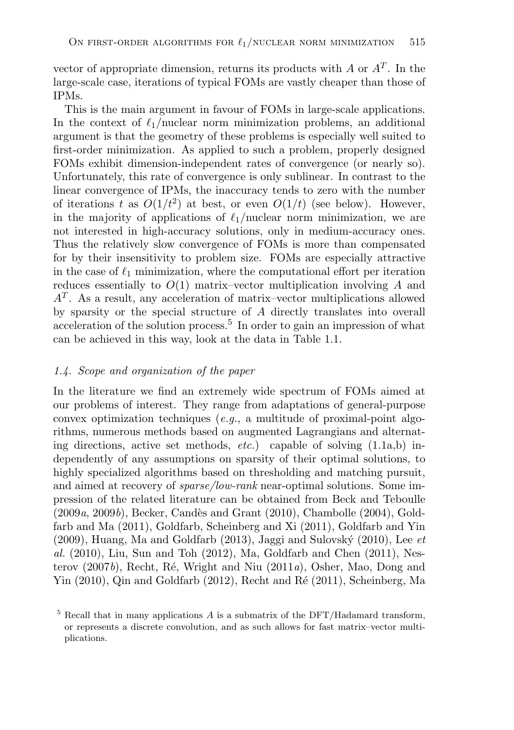vector of appropriate dimension, returns its products with $A$ or $A^T$. In the large-scale case, iterations of typical FOMs are vastly cheaper than those of IPMs.

This is the main argument in favour of FOMs in large-scale applications. In the context of $\ell_1$/nuclear norm minimization problems, an additional argument is that the geometry of these problems is especially well suited to first-order minimization. As applied to such a problem, properly designed FOMs exhibit dimension-independent rates of convergence (or nearly so). Unfortunately, this rate of convergence is only sublinear. In contrast to the linear convergence of IPMs, the inaccuracy tends to zero with the number of iterations $t$ as $O(1/t^2)$ at best, or even $O(1/t)$ (see below). However, in the majority of applications of $\ell_1$/nuclear norm minimization, we are not interested in high-accuracy solutions, only in medium-accuracy ones. Thus the relatively slow convergence of FOMs is more than compensated for by their insensitivity to problem size. FOMs are especially attractive in the case of $\ell_1$ minimization, where the computational effort per iteration reduces essentially to $O(1)$ matrix–vector multiplication involving $A$ and $A^T$. As a result, any acceleration of matrix–vector multiplications allowed by sparsity or the special structure of $A$ directly translates into overall acceleration of the solution process.[5] In order to gain an impression of what can be achieved in this way, look at the data in Table 1.1.

### *1.4. Scope and organization of the paper*

In the literature we find an extremely wide spectrum of FOMs aimed at our problems of interest. They range from adaptations of general-purpose convex optimization techniques (*e.g.*, a multitude of proximal-point algorithms, numerous methods based on augmented Lagrangians and alternating directions, active set methods, *etc.*) capable of solving (1.1a,b) independently of any assumptions on sparsity of their optimal solutions, to highly specialized algorithms based on thresholding and matching pursuit, and aimed at recovery of *sparse/low-rank* near-optimal solutions. Some impression of the related literature can be obtained from Beck and Teboulle (2009*a*, 2009*b*), Becker, Candès and Grant (2010), Chambolle (2004), Goldfarb and Ma (2011), Goldfarb, Scheinberg and Xi (2011), Goldfarb and Yin (2009), Huang, Ma and Goldfarb (2013), Jaggi and Sulovský (2010), Lee *et al.* (2010), Liu, Sun and Toh (2012), Ma, Goldfarb and Chen (2011), Nesterov (2007*b*), Recht, Ré, Wright and Niu (2011*a*), Osher, Mao, Dong and Yin (2010), Qin and Goldfarb (2012), Recht and Ré (2011), Scheinberg, Ma

[5] Recall that in many applications $A$ is a submatrix of the DFT/Hadamard transform, or represents a discrete convolution, and as such allows for fast matrix–vector multiplications.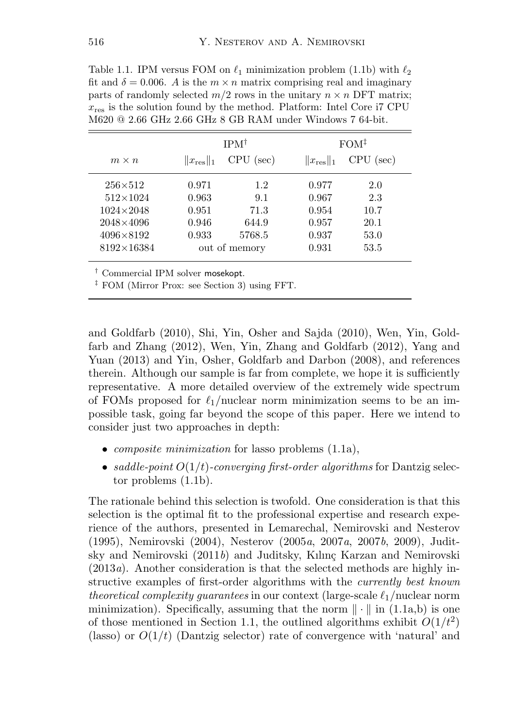Table 1.1. IPM versus FOM on $\ell_1$ minimization problem (1.1b) with $\ell_2$ fit and $\delta = 0.006$. $A$ is the $m \times n$ matrix comprising real and imaginary parts of randomly selected $m/2$ rows in the unitary $n \times n$ DFT matrix; $x_{\text{res}}$ is the solution found by the method. Platform: Intel Core i7 CPU M620 @ 2.66 GHz 2.66 GHz 8 GB RAM under Windows 7 64-bit.

| | IPM[†] | | FOM[‡] | |
|---|---|---|---|---|
| $m \times n$ | $\Vert x_{\text{res}}\Vert_1$ | CPU (sec) | $\Vert x_{\text{res}}\Vert_1$ | CPU (sec) |
| 256×512 | 0.971 | 1.2 | 0.977 | 2.0 |
| 512×1024 | 0.963 | 9.1 | 0.967 | 2.3 |
| 1024×2048 | 0.951 | 71.3 | 0.954 | 10.7 |
| 2048×4096 | 0.946 | 644.9 | 0.957 | 20.1 |
| 4096×8192 | 0.933 | 5768.5 | 0.937 | 53.0 |
| 8192×16384 | out of memory | | 0.931 | 53.5 |

[†] Commercial IPM solver mosekopt.

[‡] FOM (Mirror Prox: see Section 3) using FFT.

and Goldfarb (2010), Shi, Yin, Osher and Sajda (2010), Wen, Yin, Goldfarb and Zhang (2012), Wen, Yin, Zhang and Goldfarb (2012), Yang and Yuan (2013) and Yin, Osher, Goldfarb and Darbon (2008), and references therein. Although our sample is far from complete, we hope it is sufficiently representative. A more detailed overview of the extremely wide spectrum of FOMs proposed for $\ell_1$/nuclear norm minimization seems to be an impossible task, going far beyond the scope of this paper. Here we intend to consider just two approaches in depth:

- *composite minimization* for lasso problems (1.1a),
- *saddle-point $O(1/t)$-converging first-order algorithms* for Dantzig selector problems (1.1b).

The rationale behind this selection is twofold. One consideration is that this selection is the optimal fit to the professional expertise and research experience of the authors, presented in Lemarechal, Nemirovski and Nesterov (1995), Nemirovski (2004), Nesterov (2005*a*, 2007*a*, 2007*b*, 2009), Juditsky and Nemirovski (2011*b*) and Juditsky, Kılınç Karzan and Nemirovski (2013*a*). Another consideration is that the selected methods are highly instructive examples of first-order algorithms with the *currently best known theoretical complexity guarantees* in our context (large-scale $\ell_1$/nuclear norm minimization). Specifically, assuming that the norm $\|\cdot\|$ in (1.1a,b) is one of those mentioned in Section 1.1, the outlined algorithms exhibit $O(1/t^2)$ (lasso) or $O(1/t)$ (Dantzig selector) rate of convergence with 'natural' and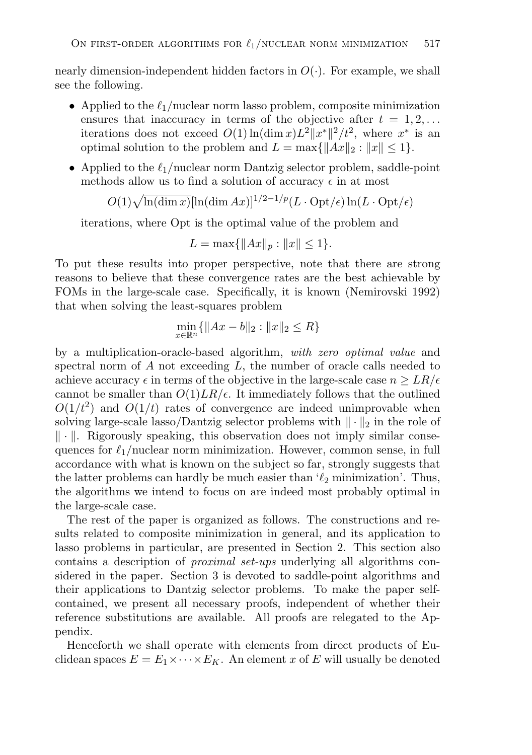nearly dimension-independent hidden factors in $O(\cdot)$. For example, we shall see the following.

- Applied to the $\ell_1$/nuclear norm lasso problem, composite minimization ensures that inaccuracy in terms of the objective after $t = 1, 2, \ldots$ iterations does not exceed $O(1)\ln(\dim x)L^2\|x^*\|^2/t^2$, where $x^*$ is an optimal solution to the problem and $L = \max\{\|Ax\|_2 : \|x\| \le 1\}$.
- Applied to the $\ell_1$/nuclear norm Dantzig selector problem, saddle-point methods allow us to find a solution of accuracy $\epsilon$ in at most

  $$O(1)\sqrt{\ln(\dim x)}[\ln(\dim Ax)]^{1/2-1/p}(L \cdot \mathrm{Opt}/\epsilon)\ln(L \cdot \mathrm{Opt}/\epsilon)$$

  iterations, where Opt is the optimal value of the problem and

  $$L = \max\{\|Ax\|_p : \|x\| \le 1\}.$$

To put these results into proper perspective, note that there are strong reasons to believe that these convergence rates are the best achievable by FOMs in the large-scale case. Specifically, it is known (Nemirovski 1992) that when solving the least-squares problem

$$\min_{x \in \mathbb{R}^n}\{\|Ax - b\|_2 : \|x\|_2 \le R\}$$

by a multiplication-oracle-based algorithm, *with zero optimal value* and spectral norm of $A$ not exceeding $L$, the number of oracle calls needed to achieve accuracy $\epsilon$ in terms of the objective in the large-scale case $n \ge LR/\epsilon$ cannot be smaller than $O(1)LR/\epsilon$. It immediately follows that the outlined $O(1/t^2)$ and $O(1/t)$ rates of convergence are indeed unimprovable when solving large-scale lasso/Dantzig selector problems with $\|\cdot\|_2$ in the role of $\|\cdot\|$. Rigorously speaking, this observation does not imply similar consequences for $\ell_1$/nuclear norm minimization. However, common sense, in full accordance with what is known on the subject so far, strongly suggests that the latter problems can hardly be much easier than '$\ell_2$ minimization'. Thus, the algorithms we intend to focus on are indeed most probably optimal in the large-scale case.

The rest of the paper is organized as follows. The constructions and results related to composite minimization in general, and its application to lasso problems in particular, are presented in Section 2. This section also contains a description of *proximal set-ups* underlying all algorithms considered in the paper. Section 3 is devoted to saddle-point algorithms and their applications to Dantzig selector problems. To make the paper self-contained, we present all necessary proofs, independent of whether their reference substitutions are available. All proofs are relegated to the Appendix.

Henceforth we shall operate with elements from direct products of Euclidean spaces $E = E_1 \times \cdots \times E_K$. An element $x$ of $E$ will usually be denoted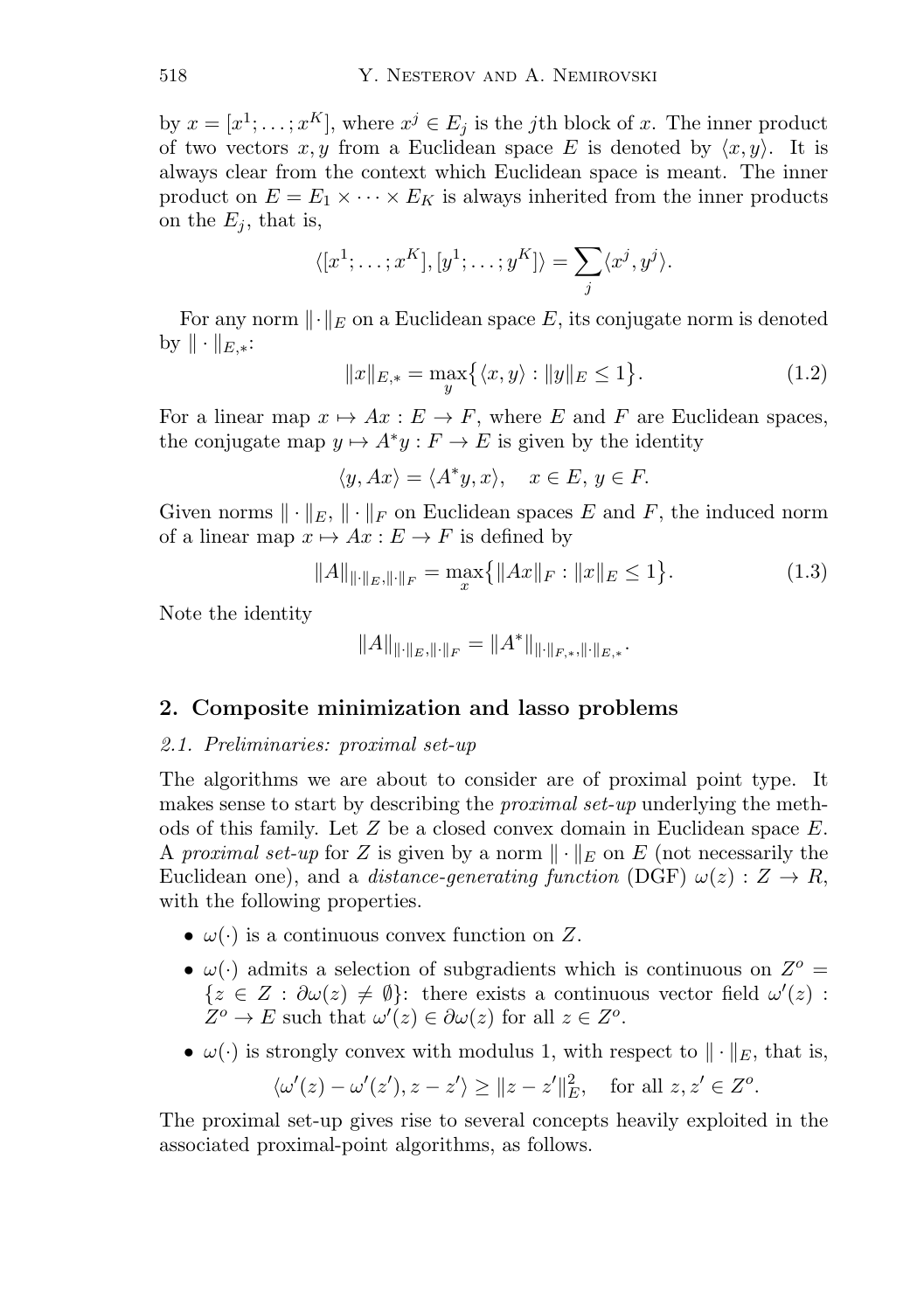by $x = [x^1; \dots; x^K]$, where $x^j \in E_j$ is the $j$th block of $x$. The inner product of two vectors $x, y$ from a Euclidean space $E$ is denoted by $\langle x, y\rangle$. It is always clear from the context which Euclidean space is meant. The inner product on $E = E_1 \times \cdots \times E_K$ is always inherited from the inner products on the $E_j$, that is,

$$\langle [x^1; \dots; x^K], [y^1; \dots; y^K]\rangle = \sum_j \langle x^j, y^j\rangle.$$

For any norm $\|\cdot\|_E$ on a Euclidean space $E$, its conjugate norm is denoted by $\|\cdot\|_{E,*}$:

$$\|x\|_{E,*} = \max_y \big\{\langle x, y\rangle : \|y\|_E \le 1\big\}. \tag{1.2}$$

For a linear map $x \mapsto Ax : E \to F$, where $E$ and $F$ are Euclidean spaces, the conjugate map $y \mapsto A^* y : F \to E$ is given by the identity

$$\langle y, Ax\rangle = \langle A^* y, x\rangle, \quad x \in E,\ y \in F.$$

Given norms $\|\cdot\|_E$, $\|\cdot\|_F$ on Euclidean spaces $E$ and $F$, the induced norm of a linear map $x \mapsto Ax : E \to F$ is defined by

$$\|A\|_{\|\cdot\|_E, \|\cdot\|_F} = \max_x \big\{\|Ax\|_F : \|x\|_E \le 1\big\}. \tag{1.3}$$

Note the identity

$$\|A\|_{\|\cdot\|_E, \|\cdot\|_F} = \|A^*\|_{\|\cdot\|_{F,*}, \|\cdot\|_{E,*}}.$$

## 2. Composite minimization and lasso problems

### *2.1. Preliminaries: proximal set-up*

The algorithms we are about to consider are of proximal point type. It makes sense to start by describing the *proximal set-up* underlying the methods of this family. Let $Z$ be a closed convex domain in Euclidean space $E$. A *proximal set-up* for $Z$ is given by a norm $\|\cdot\|_E$ on $E$ (not necessarily the Euclidean one), and a *distance-generating function* (DGF) $\omega(z) : Z \to R$, with the following properties.

- $\omega(\cdot)$ is a continuous convex function on $Z$.
- $\omega(\cdot)$ admits a selection of subgradients which is continuous on $Z^o = \{z \in Z : \partial\omega(z) \neq \emptyset\}$: there exists a continuous vector field $\omega'(z) : Z^o \to E$ such that $\omega'(z) \in \partial\omega(z)$ for all $z \in Z^o$.
- $\omega(\cdot)$ is strongly convex with modulus 1, with respect to $\|\cdot\|_E$, that is,

$$\langle \omega'(z) - \omega'(z'), z - z'\rangle \ge \|z - z'\|_E^2, \quad \text{for all } z, z' \in Z^o.$$

The proximal set-up gives rise to several concepts heavily exploited in the associated proximal-point algorithms, as follows.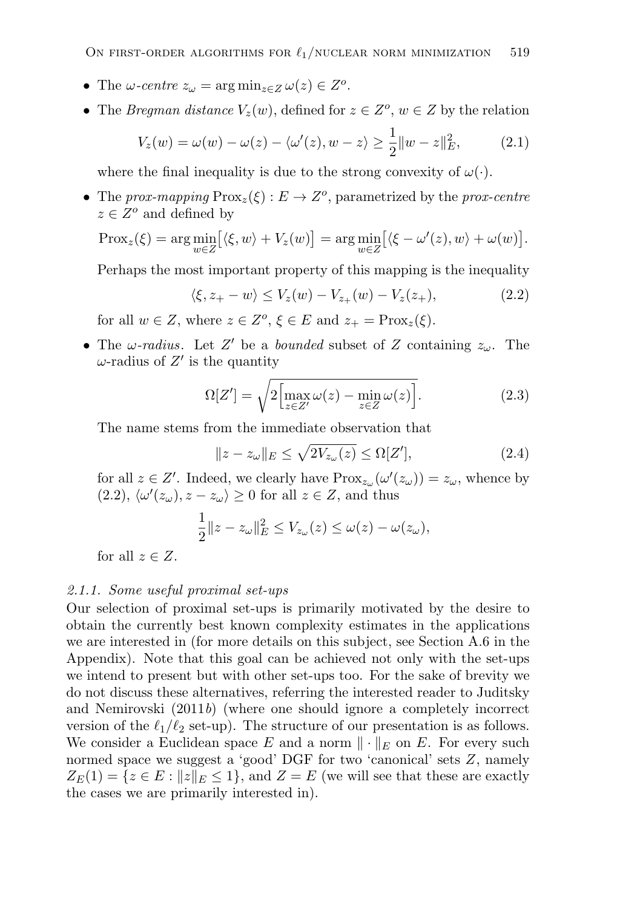- The *ω-centre* $z_\omega = \arg\min_{z\in Z}\omega(z) \in Z^o$.
- The *Bregman distance* $V_z(w)$, defined for $z \in Z^o$, $w \in Z$ by the relation

$$V_z(w) = \omega(w) - \omega(z) - \langle \omega'(z), w - z\rangle \geq \frac{1}{2}\|w - z\|_E^2, \tag{2.1}$$

  where the final inequality is due to the strong convexity of $\omega(\cdot)$.

- The *prox-mapping* $\mathrm{Prox}_z(\xi) : E \to Z^o$, parametrized by the *prox-centre* $z \in Z^o$ and defined by

$$\mathrm{Prox}_z(\xi) = \arg\min_{w\in Z}\big[\langle \xi, w\rangle + V_z(w)\big] = \arg\min_{w\in Z}\big[\langle \xi - \omega'(z), w\rangle + \omega(w)\big].$$

  Perhaps the most important property of this mapping is the inequality

$$\langle \xi, z_+ - w\rangle \leq V_z(w) - V_{z_+}(w) - V_z(z_+), \tag{2.2}$$

  for all $w \in Z$, where $z \in Z^o$, $\xi \in E$ and $z_+ = \mathrm{Prox}_z(\xi)$.

- The *ω-radius*. Let $Z'$ be a *bounded* subset of $Z$ containing $z_\omega$. The $\omega$-radius of $Z'$ is the quantity

$$\Omega[Z'] = \sqrt{2\Big[\max_{z\in Z'}\omega(z) - \min_{z\in Z}\omega(z)\Big]}. \tag{2.3}$$

  The name stems from the immediate observation that

$$\|z - z_\omega\|_E \leq \sqrt{2V_{z_\omega}(z)} \leq \Omega[Z'], \tag{2.4}$$

  for all $z \in Z'$. Indeed, we clearly have $\mathrm{Prox}_{z_\omega}(\omega'(z_\omega)) = z_\omega$, whence by (2.2), $\langle \omega'(z_\omega), z - z_\omega\rangle \geq 0$ for all $z \in Z$, and thus

$$\frac{1}{2}\|z - z_\omega\|_E^2 \leq V_{z_\omega}(z) \leq \omega(z) - \omega(z_\omega),$$

  for all $z \in Z$.

### *2.1.1. Some useful proximal set-ups*

Our selection of proximal set-ups is primarily motivated by the desire to obtain the currently best known complexity estimates in the applications we are interested in (for more details on this subject, see Section A.6 in the Appendix). Note that this goal can be achieved not only with the set-ups we intend to present but with other set-ups too. For the sake of brevity we do not discuss these alternatives, referring the interested reader to Juditsky and Nemirovski (2011*b*) (where one should ignore a completely incorrect version of the $\ell_1/\ell_2$ set-up). The structure of our presentation is as follows. We consider a Euclidean space $E$ and a norm $\|\cdot\|_E$ on $E$. For every such normed space we suggest a 'good' DGF for two 'canonical' sets $Z$, namely $Z_E(1) = \{z \in E : \|z\|_E \leq 1\}$, and $Z = E$ (we will see that these are exactly the cases we are primarily interested in).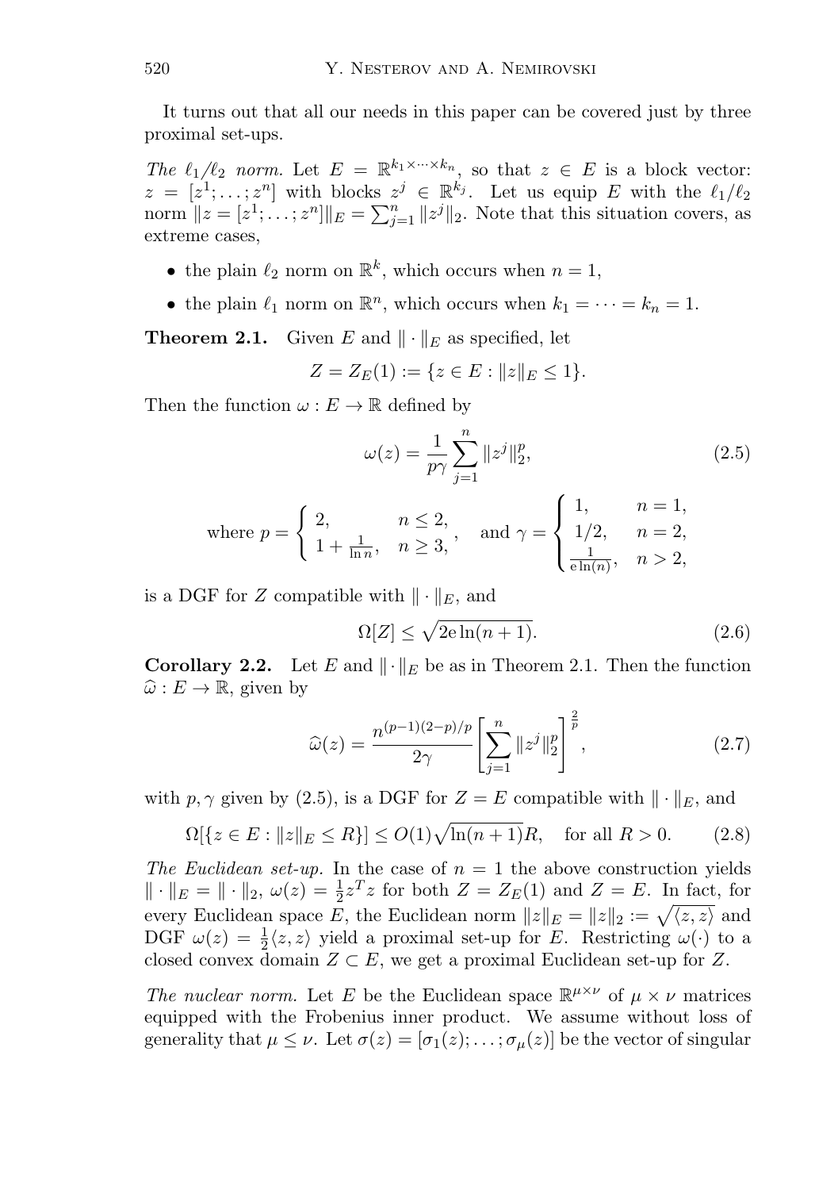It turns out that all our needs in this paper can be covered just by three proximal set-ups.

*The $\ell_1/\ell_2$ norm.* Let $E = \mathbb{R}^{k_1 \times \cdots \times k_n}$, so that $z \in E$ is a block vector: $z = [z^1; \ldots; z^n]$ with blocks $z^j \in \mathbb{R}^{k_j}$. Let us equip $E$ with the $\ell_1/\ell_2$ norm $\|z = [z^1; \ldots; z^n]\|_E = \sum_{j=1}^n \|z^j\|_2$. Note that this situation covers, as extreme cases,

- the plain $\ell_2$ norm on $\mathbb{R}^k$, which occurs when $n = 1$,
- the plain $\ell_1$ norm on $\mathbb{R}^n$, which occurs when $k_1 = \cdots = k_n = 1$.

**Theorem 2.1.** Given $E$ and $\|\cdot\|_E$ as specified, let

$$Z = Z_E(1) := \{z \in E : \|z\|_E \leq 1\}.$$

Then the function $\omega : E \to \mathbb{R}$ defined by

$$\omega(z) = \frac{1}{p\gamma} \sum_{j=1}^n \|z^j\|_2^p, \tag{2.5}$$

$$\text{where } p = \begin{cases} 2, & n \leq 2, \\ 1 + \frac{1}{\ln n}, & n \geq 3, \end{cases}, \quad \text{and } \gamma = \begin{cases} 1, & n = 1, \\ 1/2, & n = 2, \\ \frac{1}{\mathrm{e} \ln(n)}, & n > 2, \end{cases}$$

is a DGF for $Z$ compatible with $\|\cdot\|_E$, and

$$\Omega[Z] \leq \sqrt{2\mathrm{e} \ln(n+1)}. \tag{2.6}$$

**Corollary 2.2.** Let $E$ and $\|\cdot\|_E$ be as in Theorem 2.1. Then the function $\widehat{\omega} : E \to \mathbb{R}$, given by

$$\widehat{\omega}(z) = \frac{n^{(p-1)(2-p)/p}}{2\gamma} \left[ \sum_{j=1}^n \|z^j\|_2^p \right]^{\frac{2}{p}}, \tag{2.7}$$

with $p, \gamma$ given by (2.5), is a DGF for $Z = E$ compatible with $\|\cdot\|_E$, and

$$\Omega[\{z \in E : \|z\|_E \leq R\}] \leq O(1)\sqrt{\ln(n+1)}R, \quad \text{for all } R > 0. \tag{2.8}$$

*The Euclidean set-up.* In the case of $n = 1$ the above construction yields $\|\cdot\|_E = \|\cdot\|_2$, $\omega(z) = \frac{1}{2} z^T z$ for both $Z = Z_E(1)$ and $Z = E$. In fact, for every Euclidean space $E$, the Euclidean norm $\|z\|_E = \|z\|_2 := \sqrt{\langle z, z \rangle}$ and DGF $\omega(z) = \frac{1}{2}\langle z, z \rangle$ yield a proximal set-up for $E$. Restricting $\omega(\cdot)$ to a closed convex domain $Z \subset E$, we get a proximal Euclidean set-up for $Z$.

*The nuclear norm.* Let $E$ be the Euclidean space $\mathbb{R}^{\mu \times \nu}$ of $\mu \times \nu$ matrices equipped with the Frobenius inner product. We assume without loss of generality that $\mu \leq \nu$. Let $\sigma(z) = [\sigma_1(z); \ldots; \sigma_\mu(z)]$ be the vector of singular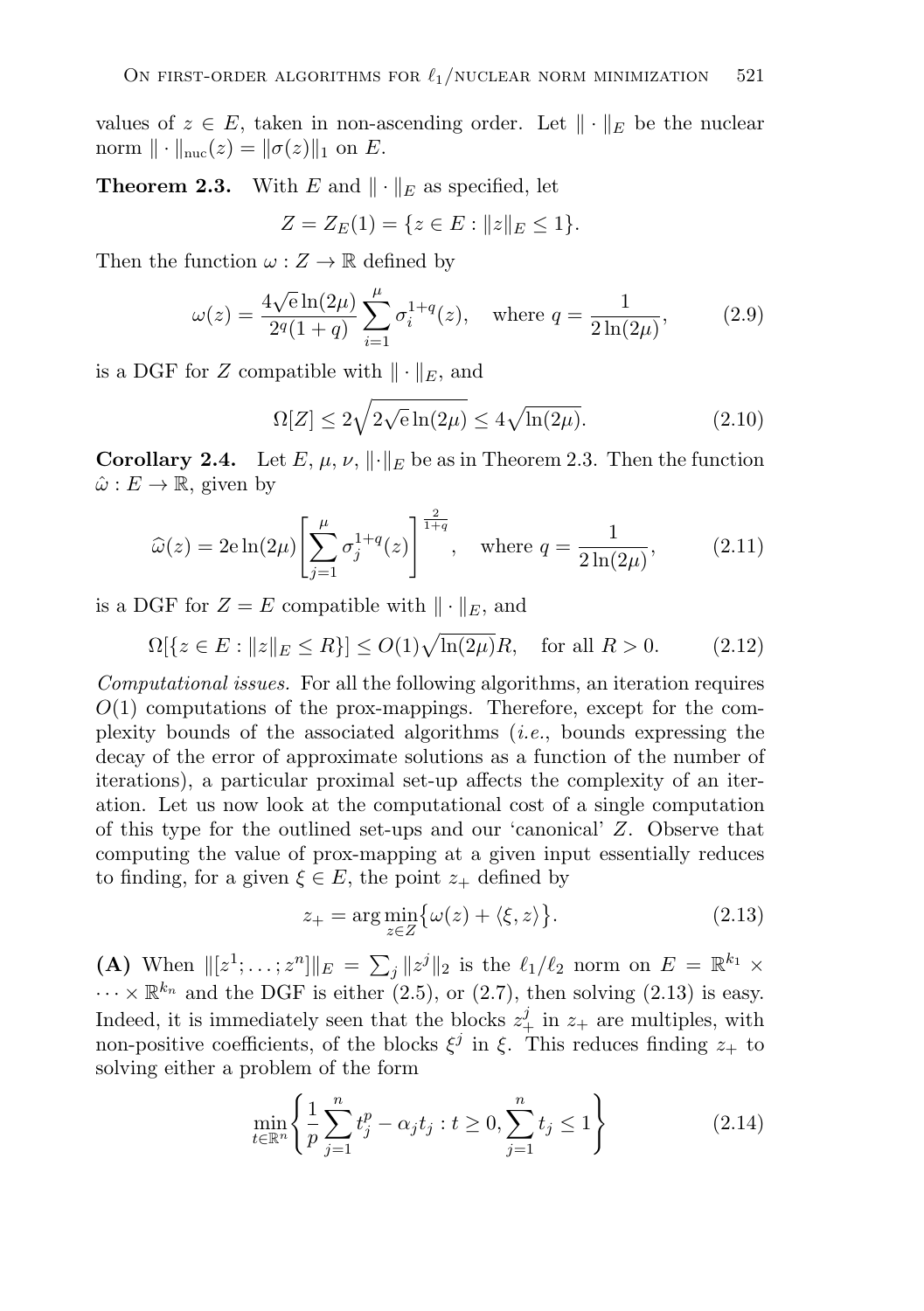values of $z \in E$, taken in non-ascending order. Let $\|\cdot\|_E$ be the nuclear norm $\|\cdot\|_{\text{nuc}}(z) = \|\sigma(z)\|_1$ on $E$.

**Theorem 2.3.** With $E$ and $\|\cdot\|_E$ as specified, let

$$Z = Z_E(1) = \{z \in E : \|z\|_E \leq 1\}.$$

Then the function $\omega : Z \to \mathbb{R}$ defined by

$$\omega(z) = \frac{4\sqrt{\mathrm{e}}\ln(2\mu)}{2^q(1+q)} \sum_{i=1}^{\mu} \sigma_i^{1+q}(z), \quad \text{where } q = \frac{1}{2\ln(2\mu)}, \tag{2.9}$$

is a DGF for $Z$ compatible with $\|\cdot\|_E$, and

$$\Omega[Z] \leq 2\sqrt{2\sqrt{\mathrm{e}}\ln(2\mu)} \leq 4\sqrt{\ln(2\mu)}. \tag{2.10}$$

**Corollary 2.4.** Let $E$, $\mu$, $\nu$, $\|\cdot\|_E$ be as in Theorem 2.3. Then the function $\hat{\omega} : E \to \mathbb{R}$, given by

$$\widehat{\omega}(z) = 2\mathrm{e}\ln(2\mu)\left[\sum_{j=1}^{\mu} \sigma_j^{1+q}(z)\right]^{\frac{2}{1+q}}, \quad \text{where } q = \frac{1}{2\ln(2\mu)}, \tag{2.11}$$

is a DGF for $Z = E$ compatible with $\|\cdot\|_E$, and

$$\Omega[\{z \in E : \|z\|_E \leq R\}] \leq O(1)\sqrt{\ln(2\mu)}R, \quad \text{for all } R > 0. \tag{2.12}$$

*Computational issues.* For all the following algorithms, an iteration requires $O(1)$ computations of the prox-mappings. Therefore, except for the complexity bounds of the associated algorithms (*i.e.*, bounds expressing the decay of the error of approximate solutions as a function of the number of iterations), a particular proximal set-up affects the complexity of an iteration. Let us now look at the computational cost of a single computation of this type for the outlined set-ups and our 'canonical' $Z$. Observe that computing the value of prox-mapping at a given input essentially reduces to finding, for a given $\xi \in E$, the point $z_+$ defined by

$$z_+ = \arg\min_{z \in Z}\bigl\{\omega(z) + \langle \xi, z\rangle\bigr\}. \tag{2.13}$$

**(A)** When $\|[z^1; \ldots; z^n]\|_E = \sum_j \|z^j\|_2$ is the $\ell_1/\ell_2$ norm on $E = \mathbb{R}^{k_1} \times \cdots \times \mathbb{R}^{k_n}$ and the DGF is either (2.5), or (2.7), then solving (2.13) is easy. Indeed, it is immediately seen that the blocks $z_+^j$ in $z_+$ are multiples, with non-positive coefficients, of the blocks $\xi^j$ in $\xi$. This reduces finding $z_+$ to solving either a problem of the form

$$\min_{t \in \mathbb{R}^n}\left\{\frac{1}{p}\sum_{j=1}^{n} t_j^p - \alpha_j t_j : t \geq 0, \sum_{j=1}^{n} t_j \leq 1\right\} \tag{2.14}$$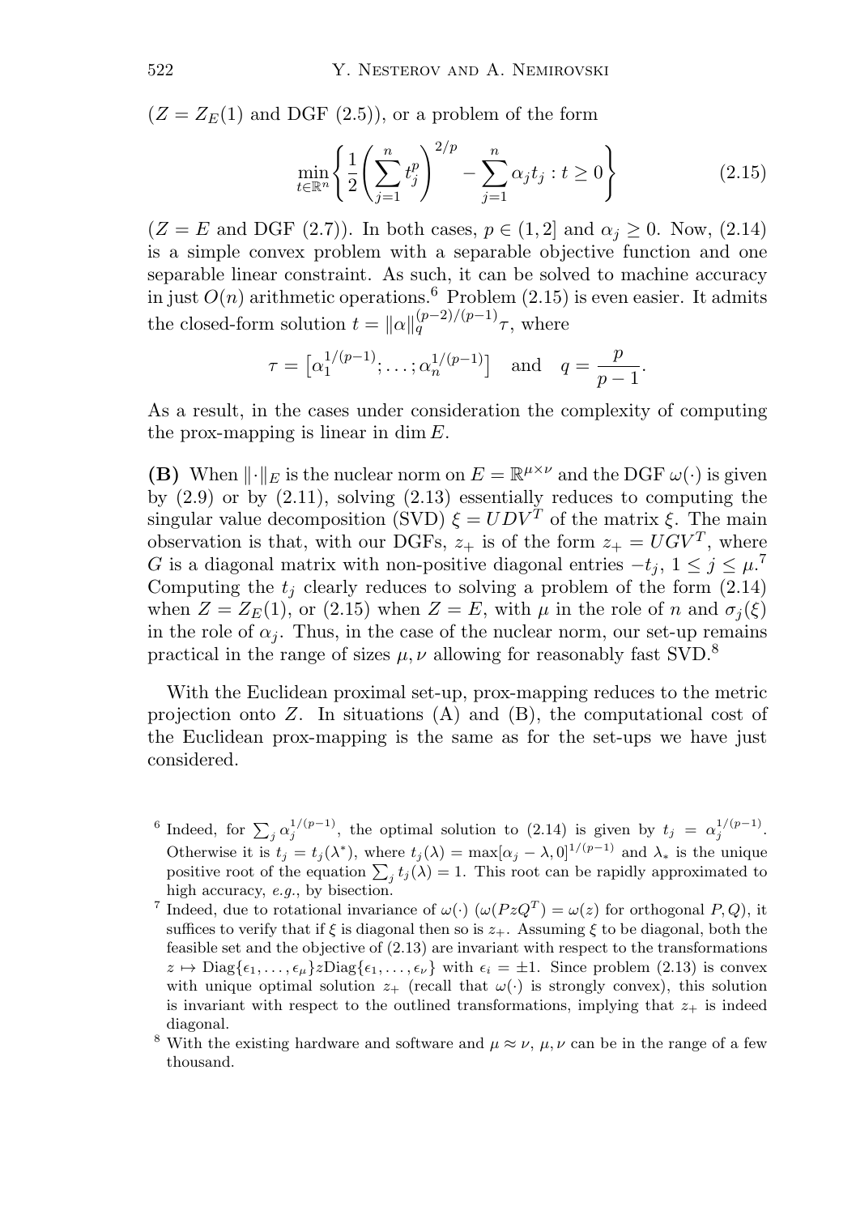($Z = Z_E(1)$ and DGF (2.5)), or a problem of the form

$$\min_{t \in \mathbb{R}^n} \left\{ \frac{1}{2} \left( \sum_{j=1}^n t_j^p \right)^{2/p} - \sum_{j=1}^n \alpha_j t_j : t \geq 0 \right\} \tag{2.15}$$

($Z = E$ and DGF (2.7)). In both cases, $p \in (1, 2]$ and $\alpha_j \geq 0$. Now, (2.14) is a simple convex problem with a separable objective function and one separable linear constraint. As such, it can be solved to machine accuracy in just $O(n)$ arithmetic operations.[6] Problem (2.15) is even easier. It admits the closed-form solution $t = \|\alpha\|_q^{(p-2)/(p-1)} \tau$, where

$$\tau = \left[\alpha_1^{1/(p-1)}; \ldots; \alpha_n^{1/(p-1)}\right] \quad \text{and} \quad q = \frac{p}{p-1}.$$

As a result, in the cases under consideration the complexity of computing the prox-mapping is linear in $\dim E$.

**(B)** When $\|\cdot\|_E$ is the nuclear norm on $E = \mathbb{R}^{\mu \times \nu}$ and the DGF $\omega(\cdot)$ is given by (2.9) or by (2.11), solving (2.13) essentially reduces to computing the singular value decomposition (SVD) $\xi = UDV^T$ of the matrix $\xi$. The main observation is that, with our DGFs, $z_+$ is of the form $z_+ = UGV^T$, where $G$ is a diagonal matrix with non-positive diagonal entries $-t_j$, $1 \leq j \leq \mu$.[7] Computing the $t_j$ clearly reduces to solving a problem of the form (2.14) when $Z = Z_E(1)$, or (2.15) when $Z = E$, with $\mu$ in the role of $n$ and $\sigma_j(\xi)$ in the role of $\alpha_j$. Thus, in the case of the nuclear norm, our set-up remains practical in the range of sizes $\mu, \nu$ allowing for reasonably fast SVD.[8]

With the Euclidean proximal set-up, prox-mapping reduces to the metric projection onto $Z$. In situations (A) and (B), the computational cost of the Euclidean prox-mapping is the same as for the set-ups we have just considered.

[6] Indeed, for $\sum_j \alpha_j^{1/(p-1)}$, the optimal solution to (2.14) is given by $t_j = \alpha_j^{1/(p-1)}$. Otherwise it is $t_j = t_j(\lambda^*)$, where $t_j(\lambda) = \max[\alpha_j - \lambda, 0]^{1/(p-1)}$ and $\lambda_*$ is the unique positive root of the equation $\sum_j t_j(\lambda) = 1$. This root can be rapidly approximated to high accuracy, *e.g.*, by bisection.

[7] Indeed, due to rotational invariance of $\omega(\cdot)$ ($\omega(PzQ^T) = \omega(z)$ for orthogonal $P, Q$), it suffices to verify that if $\xi$ is diagonal then so is $z_+$. Assuming $\xi$ to be diagonal, both the feasible set and the objective of (2.13) are invariant with respect to the transformations $z \mapsto \mathrm{Diag}\{\epsilon_1, \ldots, \epsilon_\mu\} z \mathrm{Diag}\{\epsilon_1, \ldots, \epsilon_\nu\}$ with $\epsilon_i = \pm 1$. Since problem (2.13) is convex with unique optimal solution $z_+$ (recall that $\omega(\cdot)$ is strongly convex), this solution is invariant with respect to the outlined transformations, implying that $z_+$ is indeed diagonal.

[8] With the existing hardware and software and $\mu \approx \nu$, $\mu, \nu$ can be in the range of a few thousand.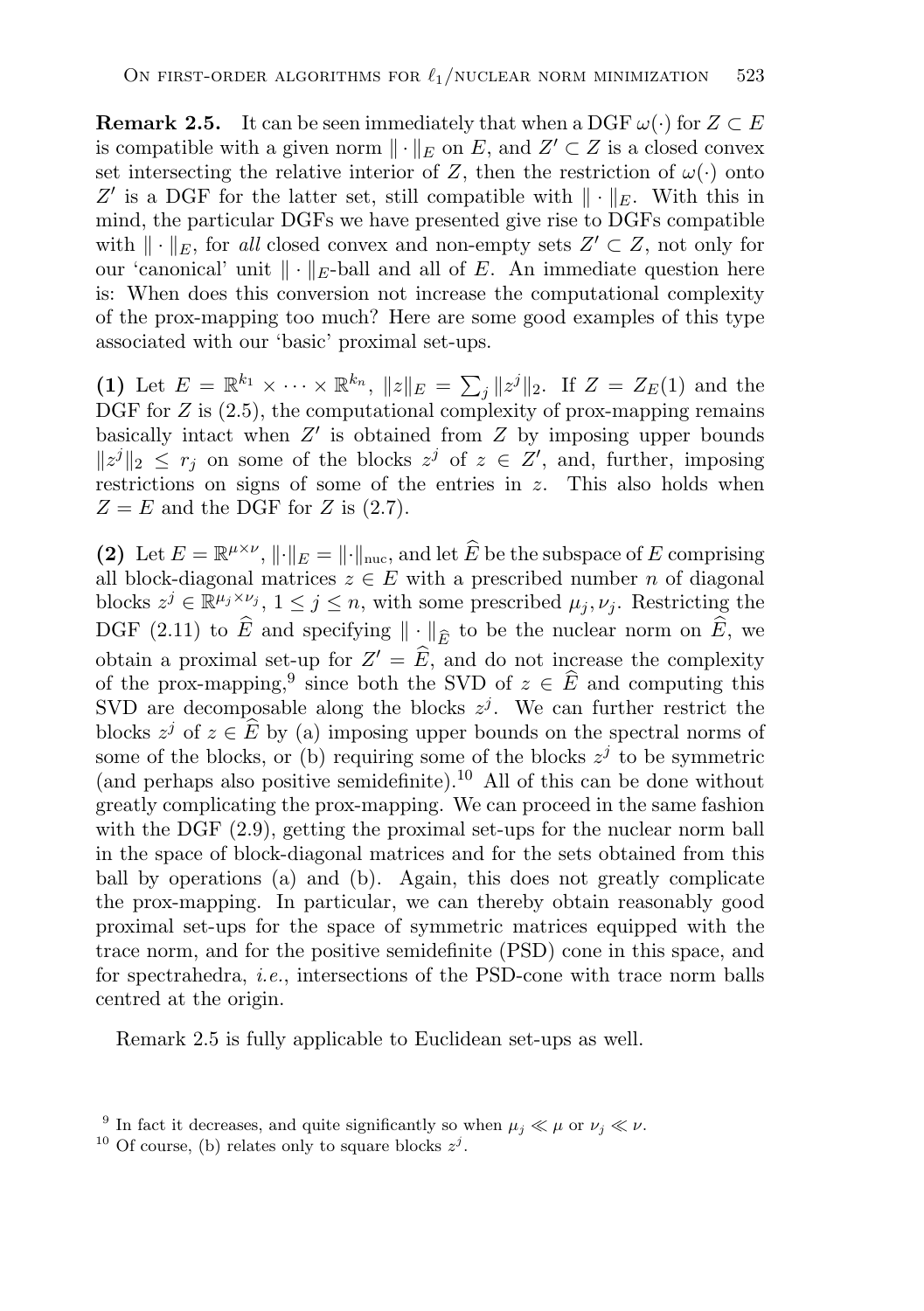**Remark 2.5.** It can be seen immediately that when a DGF $\omega(\cdot)$ for $Z \subset E$ is compatible with a given norm $\|\cdot\|_E$ on $E$, and $Z' \subset Z$ is a closed convex set intersecting the relative interior of $Z$, then the restriction of $\omega(\cdot)$ onto $Z'$ is a DGF for the latter set, still compatible with $\|\cdot\|_E$. With this in mind, the particular DGFs we have presented give rise to DGFs compatible with $\|\cdot\|_E$, for *all* closed convex and non-empty sets $Z' \subset Z$, not only for our 'canonical' unit $\|\cdot\|_E$-ball and all of $E$. An immediate question here is: When does this conversion not increase the computational complexity of the prox-mapping too much? Here are some good examples of this type associated with our 'basic' proximal set-ups.

**(1)** Let $E = \mathbb{R}^{k_1} \times \cdots \times \mathbb{R}^{k_n}$, $\|z\|_E = \sum_j \|z^j\|_2$. If $Z = Z_E(1)$ and the DGF for $Z$ is (2.5), the computational complexity of prox-mapping remains basically intact when $Z'$ is obtained from $Z$ by imposing upper bounds $\|z^j\|_2 \le r_j$ on some of the blocks $z^j$ of $z \in Z'$, and, further, imposing restrictions on signs of some of the entries in $z$. This also holds when $Z = E$ and the DGF for $Z$ is (2.7).

**(2)** Let $E = \mathbb{R}^{\mu\times\nu}$, $\|\cdot\|_E = \|\cdot\|_{\text{nuc}}$, and let $\widehat{E}$ be the subspace of $E$ comprising all block-diagonal matrices $z \in E$ with a prescribed number $n$ of diagonal blocks $z^j \in \mathbb{R}^{\mu_j\times\nu_j}$, $1 \le j \le n$, with some prescribed $\mu_j, \nu_j$. Restricting the DGF (2.11) to $\widehat{E}$ and specifying $\|\cdot\|_{\widehat{E}}$ to be the nuclear norm on $\widehat{E}$, we obtain a proximal set-up for $Z' = \widehat{E}$, and do not increase the complexity of the prox-mapping,[9] since both the SVD of $z \in \widehat{E}$ and computing this SVD are decomposable along the blocks $z^j$. We can further restrict the blocks $z^j$ of $z \in \widehat{E}$ by (a) imposing upper bounds on the spectral norms of some of the blocks, or (b) requiring some of the blocks $z^j$ to be symmetric (and perhaps also positive semidefinite).[10] All of this can be done without greatly complicating the prox-mapping. We can proceed in the same fashion with the DGF (2.9), getting the proximal set-ups for the nuclear norm ball in the space of block-diagonal matrices and for the sets obtained from this ball by operations (a) and (b). Again, this does not greatly complicate the prox-mapping. In particular, we can thereby obtain reasonably good proximal set-ups for the space of symmetric matrices equipped with the trace norm, and for the positive semidefinite (PSD) cone in this space, and for spectrahedra, *i.e.*, intersections of the PSD-cone with trace norm balls centred at the origin.

Remark 2.5 is fully applicable to Euclidean set-ups as well.

[9] In fact it decreases, and quite significantly so when $\mu_j \ll \mu$ or $\nu_j \ll \nu$.

[10] Of course, (b) relates only to square blocks $z^j$.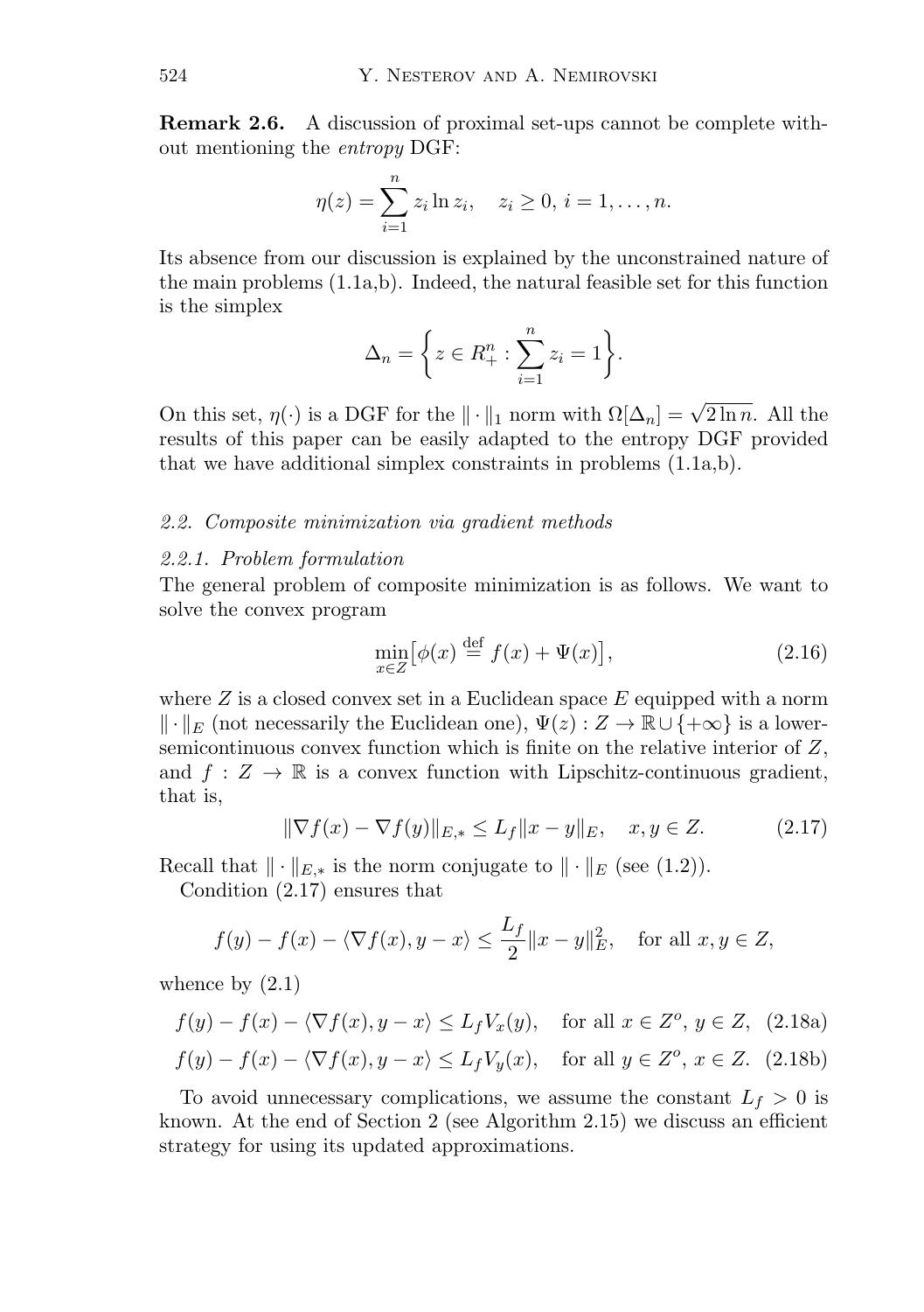**Remark 2.6.** A discussion of proximal set-ups cannot be complete without mentioning the *entropy* DGF:

$$\eta(z) = \sum_{i=1}^{n} z_i \ln z_i, \quad z_i \geq 0, \, i = 1, \ldots, n.$$

Its absence from our discussion is explained by the unconstrained nature of the main problems (1.1a,b). Indeed, the natural feasible set for this function is the simplex

$$\Delta_n = \left\{ z \in R^n_+ : \sum_{i=1}^{n} z_i = 1 \right\}.$$

On this set, $\eta(\cdot)$ is a DGF for the $\| \cdot \|_1$ norm with $\Omega[\Delta_n] = \sqrt{2 \ln n}$. All the results of this paper can be easily adapted to the entropy DGF provided that we have additional simplex constraints in problems (1.1a,b).

### *2.2. Composite minimization via gradient methods*

#### *2.2.1. Problem formulation*

The general problem of composite minimization is as follows. We want to solve the convex program

$$\min_{x \in Z} \big[ \phi(x) \stackrel{\text{def}}{=} f(x) + \Psi(x) \big], \tag{2.16}$$

where $Z$ is a closed convex set in a Euclidean space $E$ equipped with a norm $\| \cdot \|_E$ (not necessarily the Euclidean one), $\Psi(z) : Z \to \mathbb{R} \cup \{+\infty\}$ is a lower-semicontinuous convex function which is finite on the relative interior of $Z$, and $f : Z \to \mathbb{R}$ is a convex function with Lipschitz-continuous gradient, that is,

$$\| \nabla f(x) - \nabla f(y) \|_{E,*} \leq L_f \| x - y \|_E, \quad x, y \in Z. \tag{2.17}$$

Recall that $\| \cdot \|_{E,*}$ is the norm conjugate to $\| \cdot \|_E$ (see (1.2)).

Condition (2.17) ensures that

$$f(y) - f(x) - \langle \nabla f(x), y - x \rangle \leq \frac{L_f}{2} \| x - y \|_E^2, \quad \text{for all } x, y \in Z,$$

whence by (2.1)

$$f(y) - f(x) - \langle \nabla f(x), y - x \rangle \leq L_f V_x(y), \quad \text{for all } x \in Z^o, \, y \in Z, \tag{2.18a}$$

$$f(y) - f(x) - \langle \nabla f(x), y - x \rangle \leq L_f V_y(x), \quad \text{for all } y \in Z^o, \, x \in Z. \tag{2.18b}$$

To avoid unnecessary complications, we assume the constant $L_f > 0$ is known. At the end of Section 2 (see Algorithm 2.15) we discuss an efficient strategy for using its updated approximations.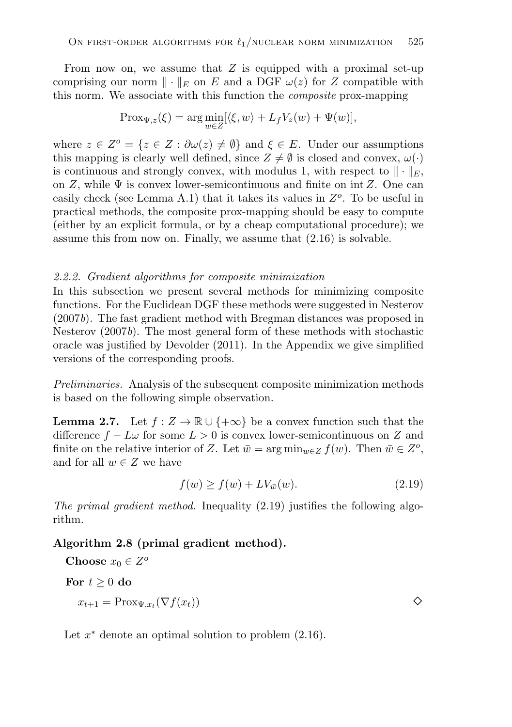From now on, we assume that $Z$ is equipped with a proximal set-up comprising our norm $\|\cdot\|_E$ on $E$ and a DGF $\omega(z)$ for $Z$ compatible with this norm. We associate with this function the *composite* prox-mapping

$$\mathrm{Prox}_{\Psi,z}(\xi) = \arg\min_{w \in Z} [\langle \xi, w \rangle + L_f V_z(w) + \Psi(w)],$$

where $z \in Z^o = \{z \in Z : \partial\omega(z) \neq \emptyset\}$ and $\xi \in E$. Under our assumptions this mapping is clearly well defined, since $Z \neq \emptyset$ is closed and convex, $\omega(\cdot)$ is continuous and strongly convex, with modulus 1, with respect to $\|\cdot\|_E$, on $Z$, while $\Psi$ is convex lower-semicontinuous and finite on $\mathrm{int}\, Z$. One can easily check (see Lemma A.1) that it takes its values in $Z^o$. To be useful in practical methods, the composite prox-mapping should be easy to compute (either by an explicit formula, or by a cheap computational procedure); we assume this from now on. Finally, we assume that (2.16) is solvable.

#### 2.2.2. Gradient algorithms for composite minimization

In this subsection we present several methods for minimizing composite functions. For the Euclidean DGF these methods were suggested in Nesterov (2007*b*). The fast gradient method with Bregman distances was proposed in Nesterov (2007*b*). The most general form of these methods with stochastic oracle was justified by Devolder (2011). In the Appendix we give simplified versions of the corresponding proofs.

*Preliminaries.* Analysis of the subsequent composite minimization methods is based on the following simple observation.

**Lemma 2.7.** *Let $f : Z \to \mathbb{R} \cup \{+\infty\}$ be a convex function such that the difference $f - L\omega$ for some $L > 0$ is convex lower-semicontinuous on $Z$ and finite on the relative interior of $Z$. Let $\bar{w} = \arg\min_{w \in Z} f(w)$. Then $\bar{w} \in Z^o$, and for all $w \in Z$ we have*

$$f(w) \geq f(\bar{w}) + L V_{\bar{w}}(w). \tag{2.19}$$

*The primal gradient method.* Inequality (2.19) justifies the following algorithm.

**Algorithm 2.8 (primal gradient method).**

**Choose** $x_0 \in Z^o$

**For** $t \geq 0$ **do**

$x_{t+1} = \mathrm{Prox}_{\Psi, x_t}(\nabla f(x_t))$ $\diamond$

Let $x^*$ denote an optimal solution to problem (2.16).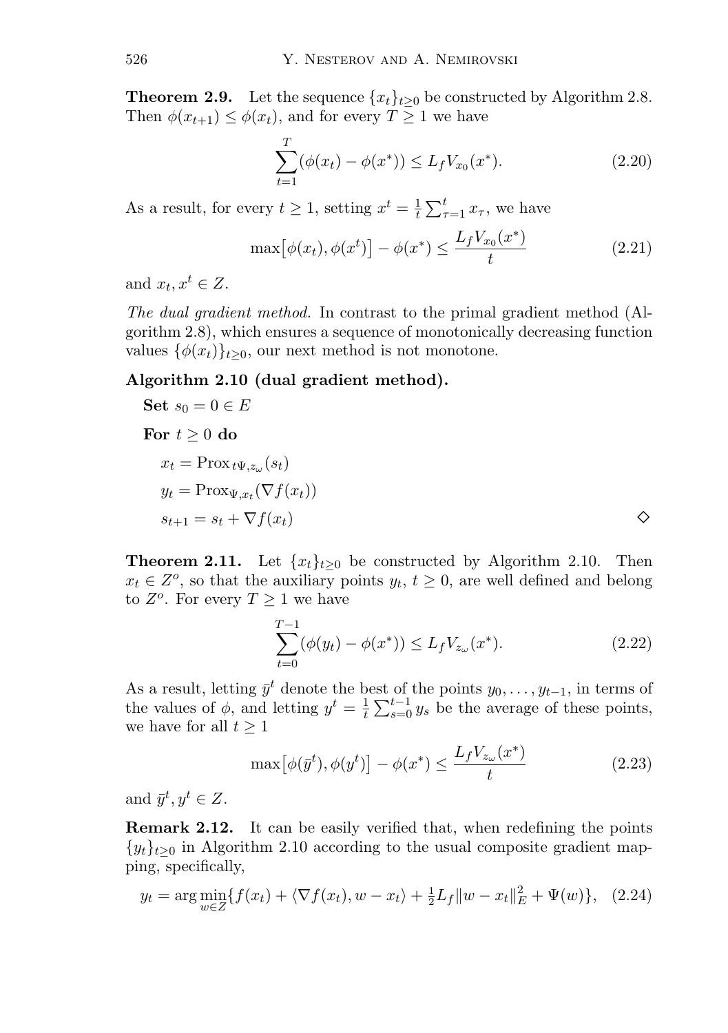**Theorem 2.9.** Let the sequence $\{x_t\}_{t\geq 0}$ be constructed by Algorithm 2.8. Then $\phi(x_{t+1}) \leq \phi(x_t)$, and for every $T \geq 1$ we have

$$\sum_{t=1}^{T}(\phi(x_t) - \phi(x^*)) \leq L_f V_{x_0}(x^*). \tag{2.20}$$

As a result, for every $t \geq 1$, setting $x^t = \frac{1}{t}\sum_{\tau=1}^{t} x_\tau$, we have

$$\max\bigl[\phi(x_t), \phi(x^t)\bigr] - \phi(x^*) \leq \frac{L_f V_{x_0}(x^*)}{t} \tag{2.21}$$

and $x_t, x^t \in Z$.

*The dual gradient method.* In contrast to the primal gradient method (Algorithm 2.8), which ensures a sequence of monotonically decreasing function values $\{\phi(x_t)\}_{t\geq 0}$, our next method is not monotone.

**Algorithm 2.10 (dual gradient method).**

**Set** $s_0 = 0 \in E$

**For** $t \geq 0$ **do**

$x_t = \mathrm{Prox}_{t\Psi, z_\omega}(s_t)$

$y_t = \mathrm{Prox}_{\Psi, x_t}(\nabla f(x_t))$

$s_{t+1} = s_t + \nabla f(x_t)$ ◇

**Theorem 2.11.** Let $\{x_t\}_{t\geq 0}$ be constructed by Algorithm 2.10. Then $x_t \in Z^o$, so that the auxiliary points $y_t$, $t \geq 0$, are well defined and belong to $Z^o$. For every $T \geq 1$ we have

$$\sum_{t=0}^{T-1}(\phi(y_t) - \phi(x^*)) \leq L_f V_{z_\omega}(x^*). \tag{2.22}$$

As a result, letting $\bar{y}^t$ denote the best of the points $y_0, \ldots, y_{t-1}$, in terms of the values of $\phi$, and letting $y^t = \frac{1}{t}\sum_{s=0}^{t-1} y_s$ be the average of these points, we have for all $t \geq 1$

$$\max\bigl[\phi(\bar{y}^t), \phi(y^t)\bigr] - \phi(x^*) \leq \frac{L_f V_{z_\omega}(x^*)}{t} \tag{2.23}$$

and $\bar{y}^t, y^t \in Z$.

**Remark 2.12.** It can be easily verified that, when redefining the points $\{y_t\}_{t\geq 0}$ in Algorithm 2.10 according to the usual composite gradient mapping, specifically,

$$y_t = \arg\min_{w\in Z}\{f(x_t) + \langle \nabla f(x_t), w - x_t\rangle + \tfrac{1}{2}L_f\|w - x_t\|_E^2 + \Psi(w)\}, \tag{2.24}$$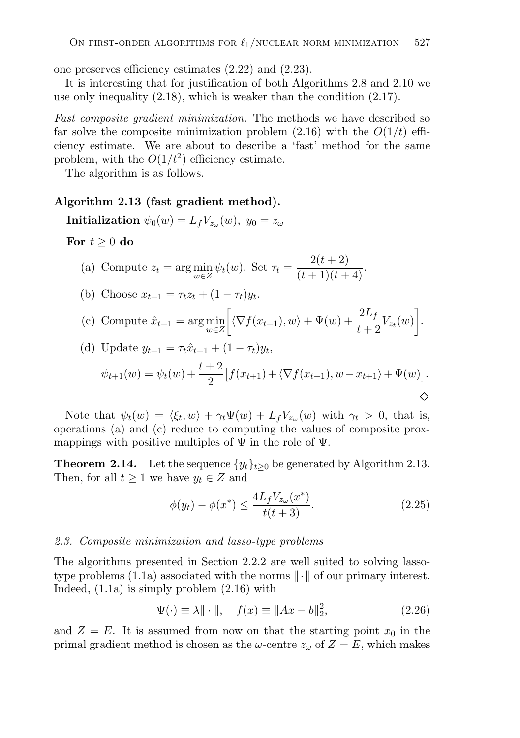one preserves efficiency estimates (2.22) and (2.23).

It is interesting that for justification of both Algorithms 2.8 and 2.10 we use only inequality (2.18), which is weaker than the condition (2.17).

*Fast composite gradient minimization.* The methods we have described so far solve the composite minimization problem (2.16) with the $O(1/t)$ efficiency estimate. We are about to describe a 'fast' method for the same problem, with the $O(1/t^2)$ efficiency estimate.

The algorithm is as follows.

**Algorithm 2.13 (fast gradient method).**

**Initialization** $\psi_0(w) = L_f V_{z_\omega}(w),\ y_0 = z_\omega$

**For** $t \geq 0$ **do**

(a) Compute $z_t = \arg\min_{w \in Z} \psi_t(w)$. Set $\tau_t = \dfrac{2(t+2)}{(t+1)(t+4)}$.

(b) Choose $x_{t+1} = \tau_t z_t + (1-\tau_t) y_t$.

(c) Compute $\hat{x}_{t+1} = \arg\min_{w \in Z} \Big[ \langle \nabla f(x_{t+1}), w \rangle + \Psi(w) + \dfrac{2L_f}{t+2} V_{z_t}(w) \Big]$.

(d) Update $y_{t+1} = \tau_t \hat{x}_{t+1} + (1-\tau_t) y_t$,

$$\psi_{t+1}(w) = \psi_t(w) + \frac{t+2}{2}\big[ f(x_{t+1}) + \langle \nabla f(x_{t+1}), w - x_{t+1} \rangle + \Psi(w) \big].$$

◇

Note that $\psi_t(w) = \langle \xi_t, w \rangle + \gamma_t \Psi(w) + L_f V_{z_\omega}(w)$ with $\gamma_t > 0$, that is, operations (a) and (c) reduce to computing the values of composite prox-mappings with positive multiples of $\Psi$ in the role of $\Psi$.

**Theorem 2.14.** Let the sequence $\{y_t\}_{t \geq 0}$ be generated by Algorithm 2.13. Then, for all $t \geq 1$ we have $y_t \in Z$ and

$$\phi(y_t) - \phi(x^*) \leq \frac{4 L_f V_{z_\omega}(x^*)}{t(t+3)}. \tag{2.25}$$

### *2.3. Composite minimization and lasso-type problems*

The algorithms presented in Section 2.2.2 are well suited to solving lasso-type problems (1.1a) associated with the norms $\|\cdot\|$ of our primary interest. Indeed, (1.1a) is simply problem (2.16) with

$$\Psi(\cdot) \equiv \lambda \|\cdot\|, \quad f(x) \equiv \|Ax - b\|_2^2, \tag{2.26}$$

and $Z = E$. It is assumed from now on that the starting point $x_0$ in the primal gradient method is chosen as the $\omega$-centre $z_\omega$ of $Z = E$, which makes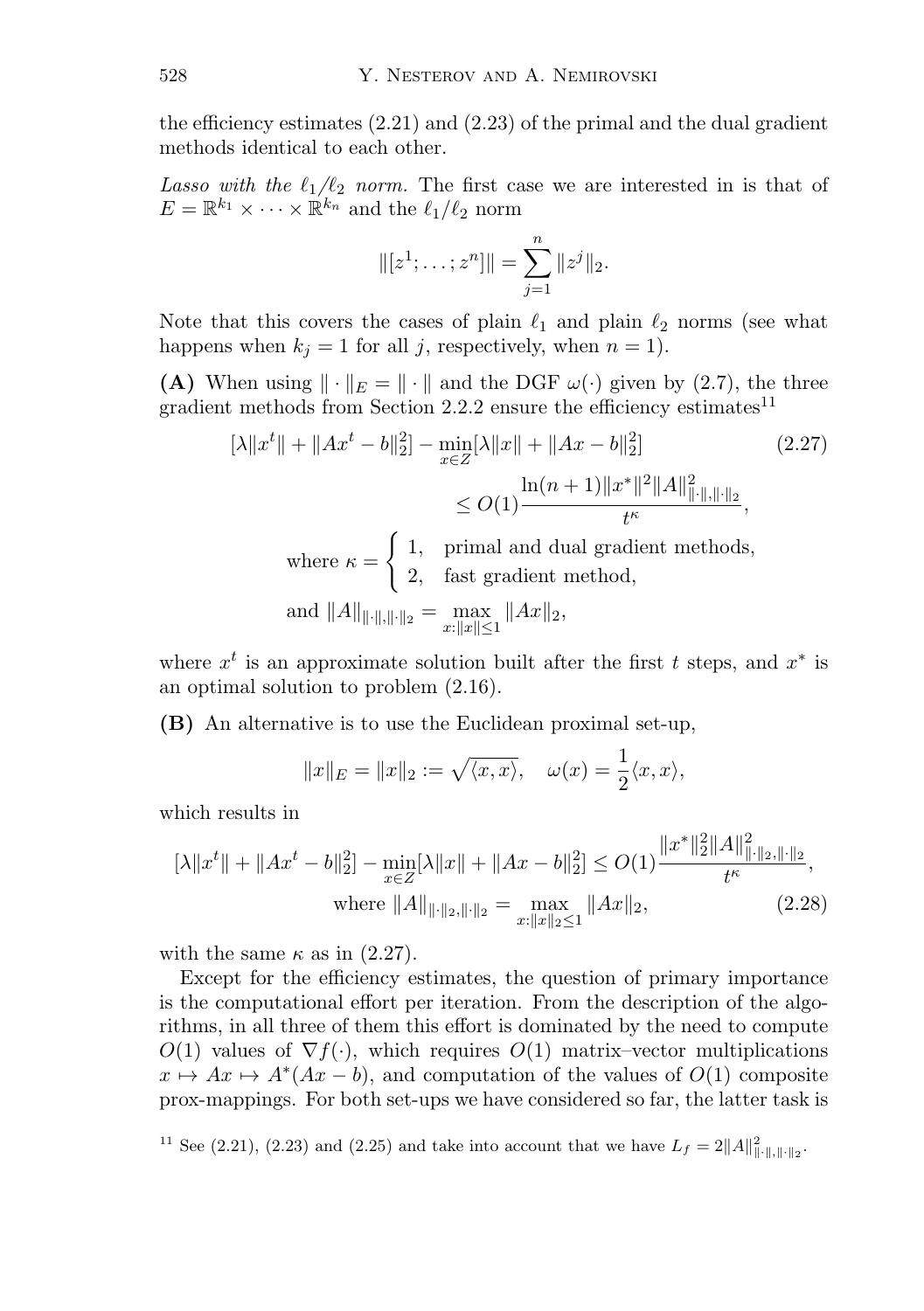the efficiency estimates (2.21) and (2.23) of the primal and the dual gradient methods identical to each other.

*Lasso with the $\ell_1/\ell_2$ norm.* The first case we are interested in is that of $E = \mathbb{R}^{k_1} \times \cdots \times \mathbb{R}^{k_n}$ and the $\ell_1/\ell_2$ norm

$$\|[z^1; \ldots; z^n]\| = \sum_{j=1}^{n} \|z^j\|_2.$$

Note that this covers the cases of plain $\ell_1$ and plain $\ell_2$ norms (see what happens when $k_j = 1$ for all $j$, respectively, when $n = 1$).

**(A)** When using $\|\cdot\|_E = \|\cdot\|$ and the DGF $\omega(\cdot)$ given by (2.7), the three gradient methods from Section 2.2.2 ensure the efficiency estimates[11]

$$[\lambda\|x^t\| + \|Ax^t - b\|_2^2] - \min_{x\in Z}[\lambda\|x\| + \|Ax - b\|_2^2] \leq O(1)\frac{\ln(n+1)\|x^*\|^2\|A\|^2_{\|\cdot\|,\|\cdot\|_2}}{t^\kappa}, \tag{2.27}$$

$$\text{where } \kappa = \begin{cases} 1, & \text{primal and dual gradient methods,} \\ 2, & \text{fast gradient method,} \end{cases}$$

$$\text{and } \|A\|_{\|\cdot\|,\|\cdot\|_2} = \max_{x:\|x\|\leq 1} \|Ax\|_2,$$

where $x^t$ is an approximate solution built after the first $t$ steps, and $x^*$ is an optimal solution to problem (2.16).

**(B)** An alternative is to use the Euclidean proximal set-up,

$$\|x\|_E = \|x\|_2 := \sqrt{\langle x, x\rangle}, \quad \omega(x) = \frac{1}{2}\langle x, x\rangle,$$

which results in

$$[\lambda\|x^t\| + \|Ax^t - b\|_2^2] - \min_{x\in Z}[\lambda\|x\| + \|Ax - b\|_2^2] \leq O(1)\frac{\|x^*\|_2^2\|A\|^2_{\|\cdot\|_2,\|\cdot\|_2}}{t^\kappa},$$
$$\text{where } \|A\|_{\|\cdot\|_2,\|\cdot\|_2} = \max_{x:\|x\|_2\leq 1} \|Ax\|_2, \tag{2.28}$$

with the same $\kappa$ as in (2.27).

Except for the efficiency estimates, the question of primary importance is the computational effort per iteration. From the description of the algorithms, in all three of them this effort is dominated by the need to compute $O(1)$ values of $\nabla f(\cdot)$, which requires $O(1)$ matrix–vector multiplications $x \mapsto Ax \mapsto A^*(Ax - b)$, and computation of the values of $O(1)$ composite prox-mappings. For both set-ups we have considered so far, the latter task is

[11] See (2.21), (2.23) and (2.25) and take into account that we have $L_f = 2\|A\|^2_{\|\cdot\|,\|\cdot\|_2}$.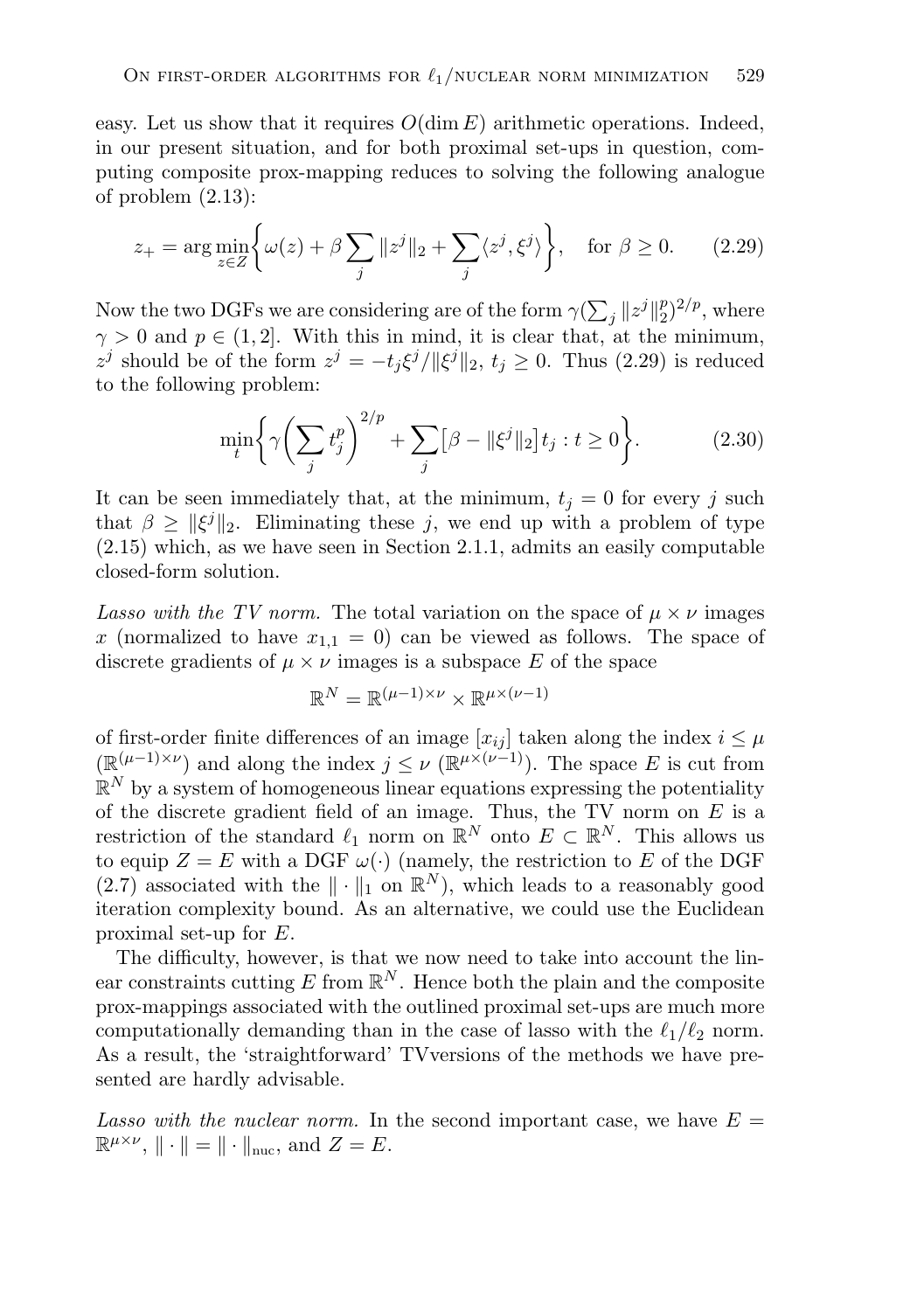easy. Let us show that it requires $O(\dim E)$ arithmetic operations. Indeed, in our present situation, and for both proximal set-ups in question, computing composite prox-mapping reduces to solving the following analogue of problem (2.13):

$$z_+ = \arg\min_{z \in Z} \left\{ \omega(z) + \beta \sum_j \|z^j\|_2 + \sum_j \langle z^j, \xi^j \rangle \right\}, \quad \text{for } \beta \geq 0. \tag{2.29}$$

Now the two DGFs we are considering are of the form $\gamma(\sum_j \|z^j\|_2^p)^{2/p}$, where $\gamma > 0$ and $p \in (1, 2]$. With this in mind, it is clear that, at the minimum, $z^j$ should be of the form $z^j = -t_j \xi^j / \|\xi^j\|_2$, $t_j \geq 0$. Thus (2.29) is reduced to the following problem:

$$\min_t \left\{ \gamma \left( \sum_j t_j^p \right)^{2/p} + \sum_j \left[ \beta - \|\xi^j\|_2 \right] t_j : t \geq 0 \right\}. \tag{2.30}$$

It can be seen immediately that, at the minimum, $t_j = 0$ for every $j$ such that $\beta \geq \|\xi^j\|_2$. Eliminating these $j$, we end up with a problem of type (2.15) which, as we have seen in Section 2.1.1, admits an easily computable closed-form solution.

*Lasso with the TV norm.* The total variation on the space of $\mu \times \nu$ images $x$ (normalized to have $x_{1,1} = 0$) can be viewed as follows. The space of discrete gradients of $\mu \times \nu$ images is a subspace $E$ of the space

$$\mathbb{R}^N = \mathbb{R}^{(\mu-1) \times \nu} \times \mathbb{R}^{\mu \times (\nu - 1)}$$

of first-order finite differences of an image $[x_{ij}]$ taken along the index $i \leq \mu$ ($\mathbb{R}^{(\mu-1)\times\nu}$) and along the index $j \leq \nu$ ($\mathbb{R}^{\mu \times (\nu-1)}$). The space $E$ is cut from $\mathbb{R}^N$ by a system of homogeneous linear equations expressing the potentiality of the discrete gradient field of an image. Thus, the TV norm on $E$ is a restriction of the standard $\ell_1$ norm on $\mathbb{R}^N$ onto $E \subset \mathbb{R}^N$. This allows us to equip $Z = E$ with a DGF $\omega(\cdot)$ (namely, the restriction to $E$ of the DGF (2.7) associated with the $\|\cdot\|_1$ on $\mathbb{R}^N$), which leads to a reasonably good iteration complexity bound. As an alternative, we could use the Euclidean proximal set-up for $E$.

The difficulty, however, is that we now need to take into account the linear constraints cutting $E$ from $\mathbb{R}^N$. Hence both the plain and the composite prox-mappings associated with the outlined proximal set-ups are much more computationally demanding than in the case of lasso with the $\ell_1/\ell_2$ norm. As a result, the 'straightforward' TVversions of the methods we have presented are hardly advisable.

*Lasso with the nuclear norm.* In the second important case, we have $E = \mathbb{R}^{\mu \times \nu}$, $\|\cdot\| = \|\cdot\|_{\text{nuc}}$, and $Z = E$.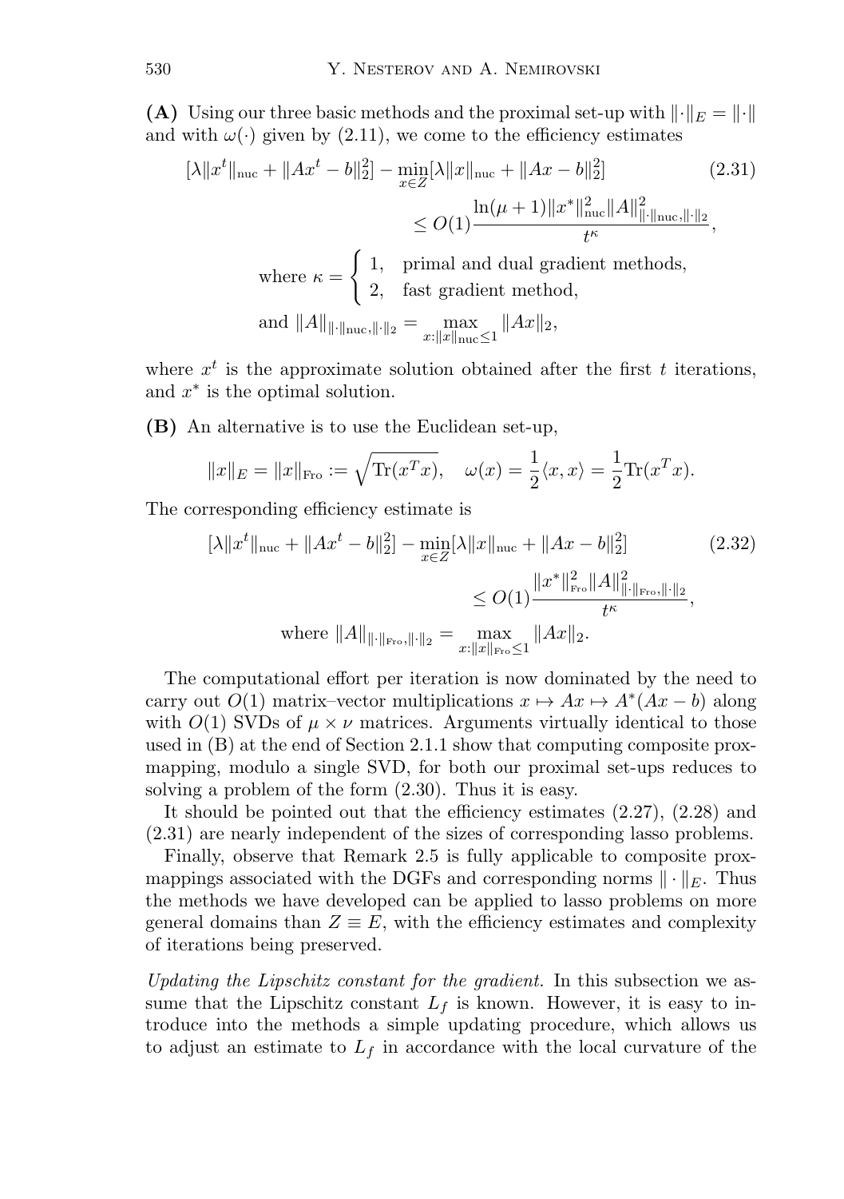**(A)** Using our three basic methods and the proximal set-up with $\|\cdot\|_E = \|\cdot\|$ and with $\omega(\cdot)$ given by (2.11), we come to the efficiency estimates

$$
\begin{aligned}
&[\lambda\|x^t\|_{\text{nuc}} + \|Ax^t - b\|_2^2] - \min_{x\in Z}[\lambda\|x\|_{\text{nuc}} + \|Ax-b\|_2^2] \qquad (2.31)\\
&\qquad\qquad \leq O(1)\frac{\ln(\mu+1)\|x^*\|_{\text{nuc}}^2\|A\|^2_{\|\cdot\|_{\text{nuc}},\|\cdot\|_2}}{t^\kappa},\\
&\qquad \text{where } \kappa = \begin{cases} 1, & \text{primal and dual gradient methods,}\\ 2, & \text{fast gradient method,}\end{cases}\\
&\qquad \text{and } \|A\|_{\|\cdot\|_{\text{nuc}},\|\cdot\|_2} = \max_{x:\|x\|_{\text{nuc}}\leq 1}\|Ax\|_2,
\end{aligned}
$$

where $x^t$ is the approximate solution obtained after the first $t$ iterations, and $x^*$ is the optimal solution.

**(B)** An alternative is to use the Euclidean set-up,

$$
\|x\|_E = \|x\|_{\text{Fro}} := \sqrt{\text{Tr}(x^T x)}, \quad \omega(x) = \frac{1}{2}\langle x, x\rangle = \frac{1}{2}\text{Tr}(x^T x).
$$

The corresponding efficiency estimate is

$$
\begin{aligned}
&[\lambda\|x^t\|_{\text{nuc}} + \|Ax^t - b\|_2^2] - \min_{x\in Z}[\lambda\|x\|_{\text{nuc}} + \|Ax-b\|_2^2] \qquad (2.32)\\
&\qquad\qquad \leq O(1)\frac{\|x^*\|_{\text{Fro}}^2\|A\|^2_{\|\cdot\|_{\text{Fro}},\|\cdot\|_2}}{t^\kappa},\\
&\qquad \text{where } \|A\|_{\|\cdot\|_{\text{Fro}},\|\cdot\|_2} = \max_{x:\|x\|_{\text{Fro}}\leq 1}\|Ax\|_2.
\end{aligned}
$$

The computational effort per iteration is now dominated by the need to carry out $O(1)$ matrix–vector multiplications $x \mapsto Ax \mapsto A^*(Ax - b)$ along with $O(1)$ SVDs of $\mu \times \nu$ matrices. Arguments virtually identical to those used in (B) at the end of Section 2.1.1 show that computing composite prox-mapping, modulo a single SVD, for both our proximal set-ups reduces to solving a problem of the form (2.30). Thus it is easy.

It should be pointed out that the efficiency estimates (2.27), (2.28) and (2.31) are nearly independent of the sizes of corresponding lasso problems.

Finally, observe that Remark 2.5 is fully applicable to composite prox-mappings associated with the DGFs and corresponding norms $\|\cdot\|_E$. Thus the methods we have developed can be applied to lasso problems on more general domains than $Z \equiv E$, with the efficiency estimates and complexity of iterations being preserved.

*Updating the Lipschitz constant for the gradient.* In this subsection we assume that the Lipschitz constant $L_f$ is known. However, it is easy to introduce into the methods a simple updating procedure, which allows us to adjust an estimate to $L_f$ in accordance with the local curvature of the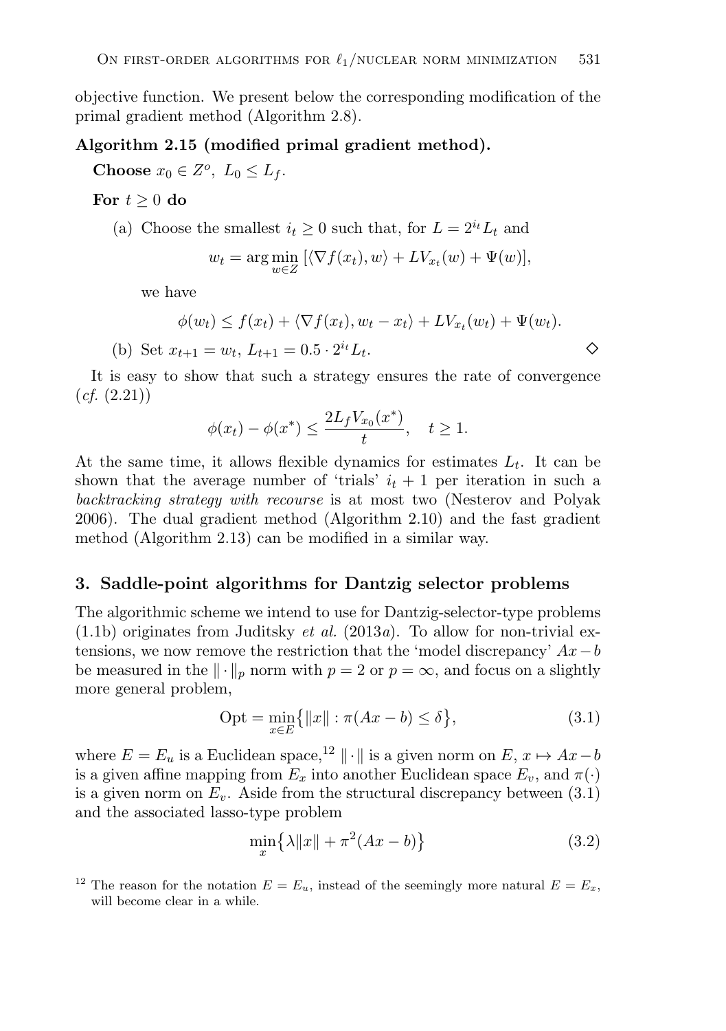objective function. We present below the corresponding modification of the primal gradient method (Algorithm 2.8).

**Algorithm 2.15 (modified primal gradient method).**

**Choose** $x_0 \in Z^o,\ L_0 \leq L_f$.

**For** $t \geq 0$ **do**

(a) Choose the smallest $i_t \geq 0$ such that, for $L = 2^{i_t} L_t$ and

$$w_t = \arg\min_{w \in Z} \,[\langle \nabla f(x_t), w \rangle + L V_{x_t}(w) + \Psi(w)],$$

we have

$$\phi(w_t) \leq f(x_t) + \langle \nabla f(x_t), w_t - x_t \rangle + L V_{x_t}(w_t) + \Psi(w_t).$$

(b) Set $x_{t+1} = w_t$, $L_{t+1} = 0.5 \cdot 2^{i_t} L_t$. ◇

It is easy to show that such a strategy ensures the rate of convergence (*cf.* (2.21))

$$\phi(x_t) - \phi(x^*) \leq \frac{2 L_f V_{x_0}(x^*)}{t}, \quad t \geq 1.$$

At the same time, it allows flexible dynamics for estimates $L_t$. It can be shown that the average number of 'trials' $i_t + 1$ per iteration in such a *backtracking strategy with recourse* is at most two (Nesterov and Polyak 2006). The dual gradient method (Algorithm 2.10) and the fast gradient method (Algorithm 2.13) can be modified in a similar way.

## 3. Saddle-point algorithms for Dantzig selector problems

The algorithmic scheme we intend to use for Dantzig-selector-type problems (1.1b) originates from Juditsky *et al.* (2013*a*). To allow for non-trivial extensions, we now remove the restriction that the 'model discrepancy' $Ax - b$ be measured in the $\|\cdot\|_p$ norm with $p = 2$ or $p = \infty$, and focus on a slightly more general problem,

$$\text{Opt} = \min_{x \in E} \big\{ \|x\| : \pi(Ax - b) \leq \delta \big\}, \tag{3.1}$$

where $E = E_u$ is a Euclidean space,[12] $\|\cdot\|$ is a given norm on $E$, $x \mapsto Ax - b$ is a given affine mapping from $E_x$ into another Euclidean space $E_v$, and $\pi(\cdot)$ is a given norm on $E_v$. Aside from the structural discrepancy between (3.1) and the associated lasso-type problem

$$\min_x \big\{ \lambda \|x\| + \pi^2(Ax - b) \big\} \tag{3.2}$$

[12] The reason for the notation $E = E_u$, instead of the seemingly more natural $E = E_x$, will become clear in a while.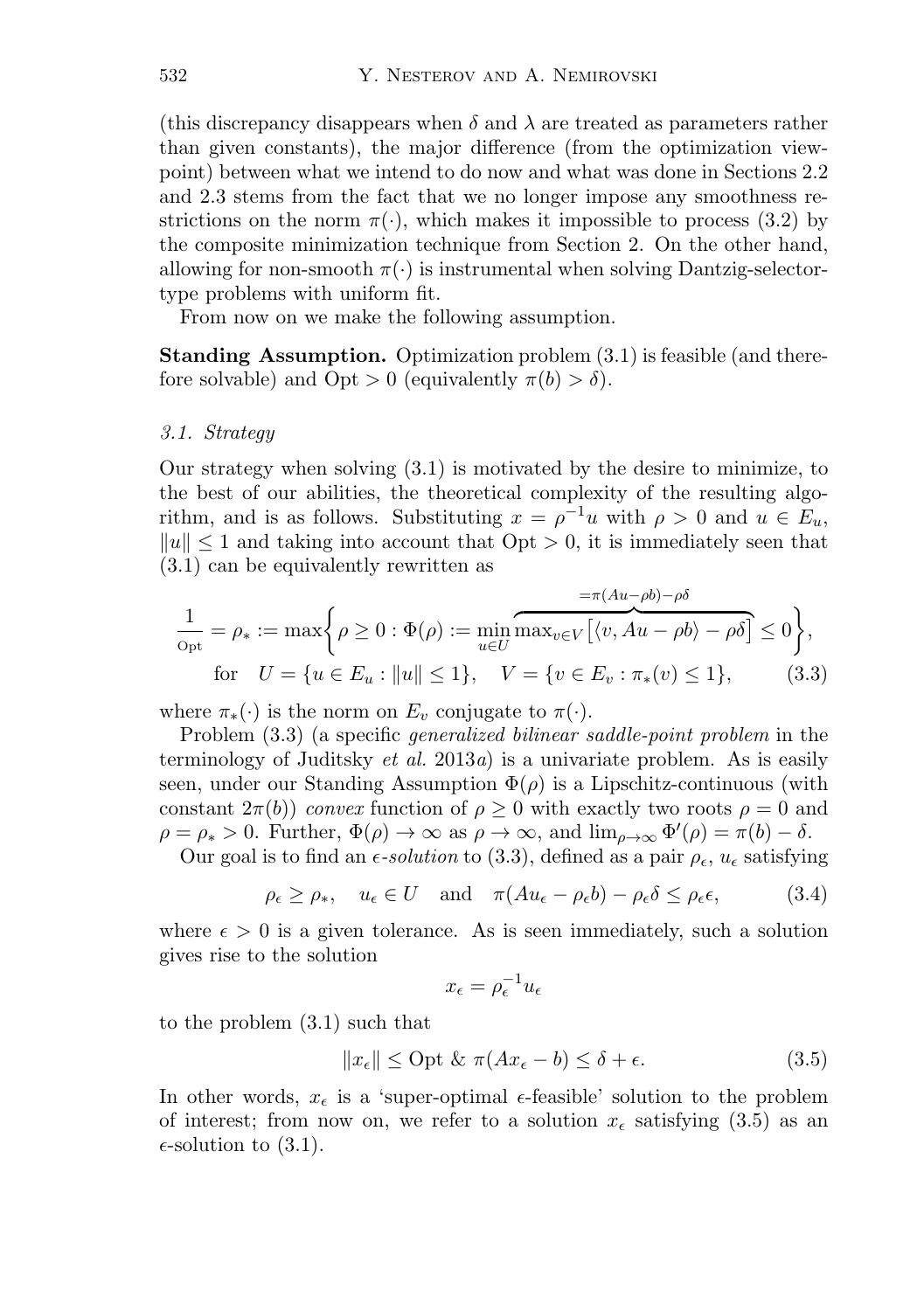(this discrepancy disappears when $\delta$ and $\lambda$ are treated as parameters rather than given constants), the major difference (from the optimization viewpoint) between what we intend to do now and what was done in Sections 2.2 and 2.3 stems from the fact that we no longer impose any smoothness restrictions on the norm $\pi(\cdot)$, which makes it impossible to process (3.2) by the composite minimization technique from Section 2. On the other hand, allowing for non-smooth $\pi(\cdot)$ is instrumental when solving Dantzig-selector-type problems with uniform fit.

From now on we make the following assumption.

**Standing Assumption.** Optimization problem (3.1) is feasible (and therefore solvable) and $\mathrm{Opt} > 0$ (equivalently $\pi(b) > \delta$).

### 3.1. Strategy

Our strategy when solving (3.1) is motivated by the desire to minimize, to the best of our abilities, the theoretical complexity of the resulting algorithm, and is as follows. Substituting $x = \rho^{-1}u$ with $\rho > 0$ and $u \in E_u$, $\|u\| \leq 1$ and taking into account that $\mathrm{Opt} > 0$, it is immediately seen that (3.1) can be equivalently rewritten as

$$
\frac{1}{\mathrm{Opt}} = \rho_* := \max\left\{\rho \geq 0 : \Phi(\rho) := \min_{u\in U} \overbrace{\max_{v\in V}\left[\langle v, Au - \rho b\rangle - \rho\delta\right]}^{=\pi(Au-\rho b)-\rho\delta} \leq 0\right\},
$$
$$
\text{for} \quad U = \{u \in E_u : \|u\| \leq 1\}, \quad V = \{v \in E_v : \pi_*(v) \leq 1\}, \tag{3.3}
$$

where $\pi_*(\cdot)$ is the norm on $E_v$ conjugate to $\pi(\cdot)$.

Problem (3.3) (a specific *generalized bilinear saddle-point problem* in the terminology of Juditsky *et al.* 2013*a*) is a univariate problem. As is easily seen, under our Standing Assumption $\Phi(\rho)$ is a Lipschitz-continuous (with constant $2\pi(b)$) *convex* function of $\rho \geq 0$ with exactly two roots $\rho = 0$ and $\rho = \rho_* > 0$. Further, $\Phi(\rho) \to \infty$ as $\rho \to \infty$, and $\lim_{\rho\to\infty} \Phi'(\rho) = \pi(b) - \delta$.

Our goal is to find an $\epsilon$*-solution* to (3.3), defined as a pair $\rho_\epsilon$, $u_\epsilon$ satisfying

$$
\rho_\epsilon \geq \rho_*, \quad u_\epsilon \in U \quad \text{and} \quad \pi(Au_\epsilon - \rho_\epsilon b) - \rho_\epsilon\delta \leq \rho_\epsilon\epsilon, \tag{3.4}
$$

where $\epsilon > 0$ is a given tolerance. As is seen immediately, such a solution gives rise to the solution

$$
x_\epsilon = \rho_\epsilon^{-1}u_\epsilon
$$

to the problem (3.1) such that

$$
\|x_\epsilon\| \leq \mathrm{Opt} \ \& \ \pi(Ax_\epsilon - b) \leq \delta + \epsilon. \tag{3.5}
$$

In other words, $x_\epsilon$ is a 'super-optimal $\epsilon$-feasible' solution to the problem of interest; from now on, we refer to a solution $x_\epsilon$ satisfying (3.5) as an $\epsilon$-solution to (3.1).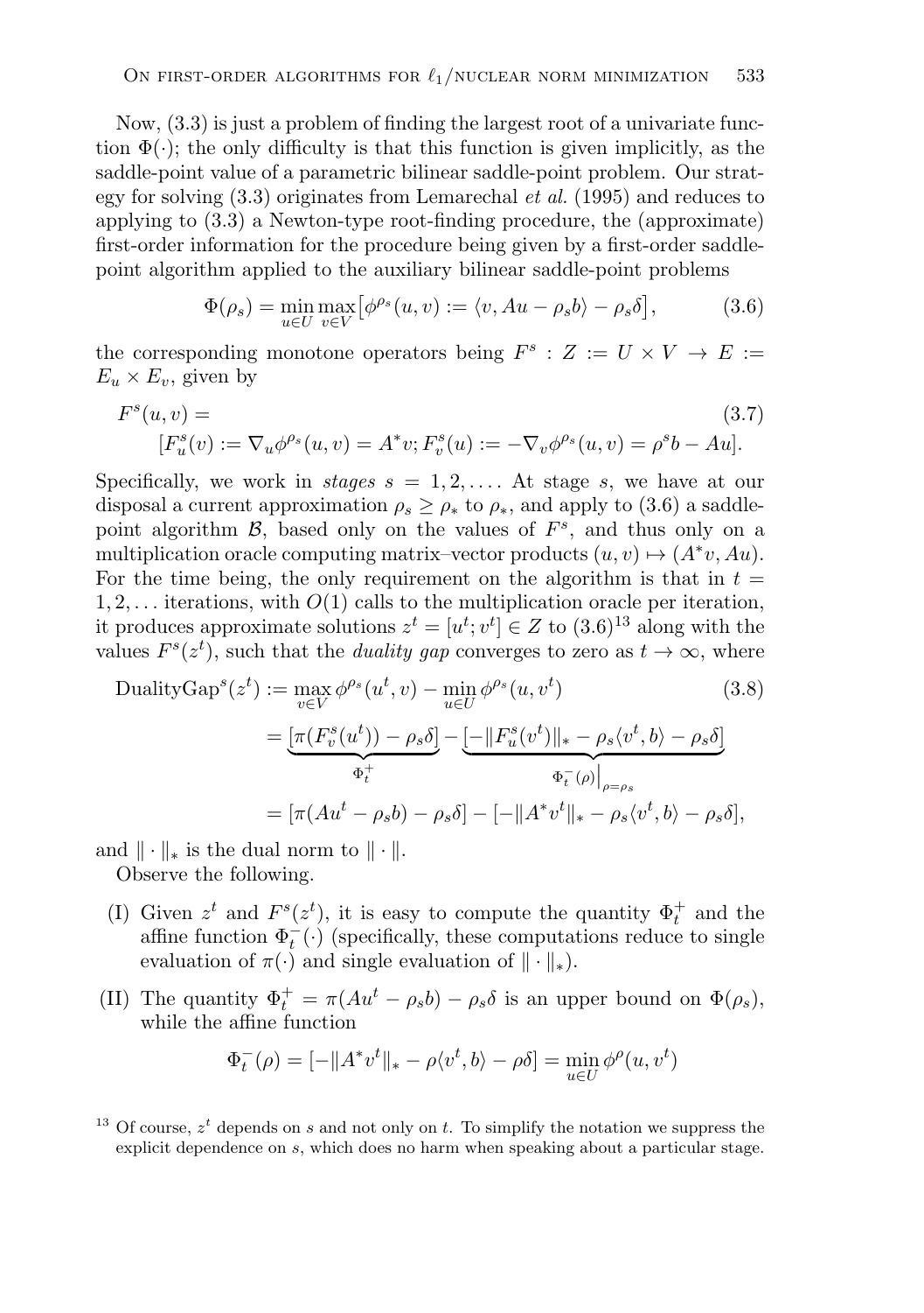Now, (3.3) is just a problem of finding the largest root of a univariate function $\Phi(\cdot)$; the only difficulty is that this function is given implicitly, as the saddle-point value of a parametric bilinear saddle-point problem. Our strategy for solving (3.3) originates from Lemarechal *et al.* (1995) and reduces to applying to (3.3) a Newton-type root-finding procedure, the (approximate) first-order information for the procedure being given by a first-order saddle-point algorithm applied to the auxiliary bilinear saddle-point problems

$$\Phi(\rho_s) = \min_{u\in U}\max_{v\in V}\big[\phi^{\rho_s}(u,v) := \langle v, Au - \rho_s b\rangle - \rho_s\delta\big], \tag{3.6}$$

the corresponding monotone operators being $F^s : Z := U \times V \to E := E_u \times E_v$, given by

$$\begin{aligned} &F^s(u,v) = \\ &\quad [F^s_u(v) := \nabla_u \phi^{\rho_s}(u,v) = A^* v; F^s_v(u) := -\nabla_v \phi^{\rho_s}(u,v) = \rho^s b - Au]. \end{aligned} \tag{3.7}$$

Specifically, we work in *stages* $s = 1, 2, \ldots$. At stage $s$, we have at our disposal a current approximation $\rho_s \geq \rho_*$ to $\rho_*$, and apply to (3.6) a saddle-point algorithm $\mathcal{B}$, based only on the values of $F^s$, and thus only on a multiplication oracle computing matrix–vector products $(u,v) \mapsto (A^*v, Au)$. For the time being, the only requirement on the algorithm is that in $t = 1, 2, \ldots$ iterations, with $O(1)$ calls to the multiplication oracle per iteration, it produces approximate solutions $z^t = [u^t; v^t] \in Z$ to (3.6)[13] along with the values $F^s(z^t)$, such that the *duality gap* converges to zero as $t \to \infty$, where

$$\begin{aligned} \mathrm{DualityGap}^s(z^t) &:= \max_{v\in V}\phi^{\rho_s}(u^t, v) - \min_{u\in U}\phi^{\rho_s}(u, v^t) \\ &= \underbrace{[\pi(F^s_v(u^t)) - \rho_s\delta]}_{\Phi^+_t} - \underbrace{[-\|F^s_u(v^t)\|_* - \rho_s\langle v^t, b\rangle - \rho_s\delta]}_{\Phi^-_t(\rho)\big|_{\rho=\rho_s}} \\ &= [\pi(Au^t - \rho_s b) - \rho_s\delta] - [-\|A^*v^t\|_* - \rho_s\langle v^t, b\rangle - \rho_s\delta], \end{aligned} \tag{3.8}$$

and $\|\cdot\|_*$ is the dual norm to $\|\cdot\|$.

Observe the following.

(I) Given $z^t$ and $F^s(z^t)$, it is easy to compute the quantity $\Phi^+_t$ and the affine function $\Phi^-_t(\cdot)$ (specifically, these computations reduce to single evaluation of $\pi(\cdot)$ and single evaluation of $\|\cdot\|_*$).

(II) The quantity $\Phi^+_t = \pi(Au^t - \rho_s b) - \rho_s\delta$ is an upper bound on $\Phi(\rho_s)$, while the affine function

$$\Phi^-_t(\rho) = [-\|A^*v^t\|_* - \rho\langle v^t, b\rangle - \rho\delta] = \min_{u\in U}\phi^{\rho}(u, v^t)$$

[13] Of course, $z^t$ depends on $s$ and not only on $t$. To simplify the notation we suppress the explicit dependence on $s$, which does no harm when speaking about a particular stage.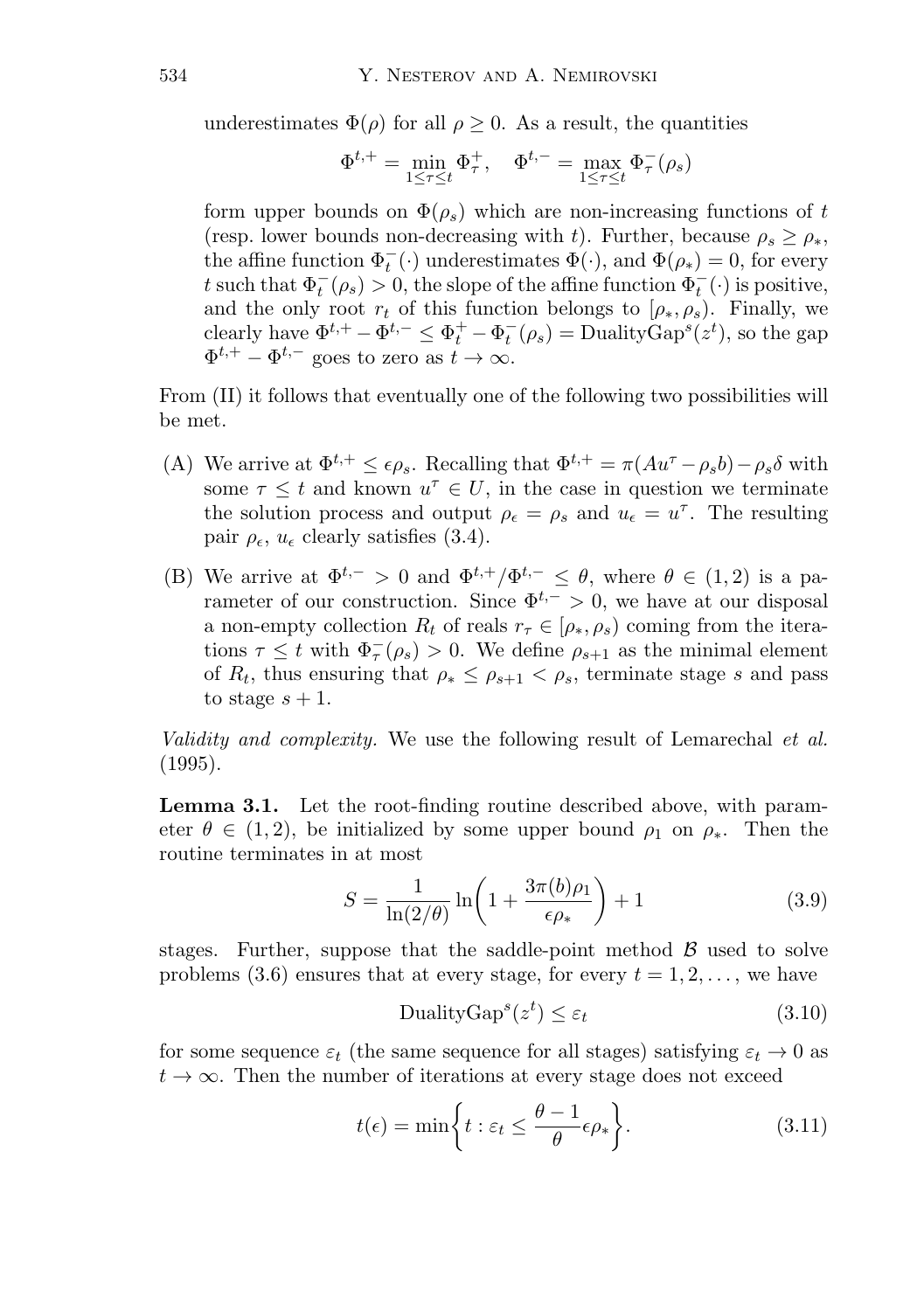underestimates $\Phi(\rho)$ for all $\rho \geq 0$. As a result, the quantities

$$\Phi^{t,+} = \min_{1 \leq \tau \leq t} \Phi^+_\tau, \quad \Phi^{t,-} = \max_{1 \leq \tau \leq t} \Phi^-_\tau(\rho_s)$$

form upper bounds on $\Phi(\rho_s)$ which are non-increasing functions of $t$ (resp. lower bounds non-decreasing with $t$). Further, because $\rho_s \geq \rho_*$, the affine function $\Phi^-_t(\cdot)$ underestimates $\Phi(\cdot)$, and $\Phi(\rho_*) = 0$, for every $t$ such that $\Phi^-_t(\rho_s) > 0$, the slope of the affine function $\Phi^-_t(\cdot)$ is positive, and the only root $r_t$ of this function belongs to $[\rho_*, \rho_s)$. Finally, we clearly have $\Phi^{t,+} - \Phi^{t,-} \leq \Phi^+_t - \Phi^-_t(\rho_s) = \mathrm{DualityGap}^s(z^t)$, so the gap $\Phi^{t,+} - \Phi^{t,-}$ goes to zero as $t \to \infty$.

From (II) it follows that eventually one of the following two possibilities will be met.

(A) We arrive at $\Phi^{t,+} \leq \epsilon\rho_s$. Recalling that $\Phi^{t,+} = \pi(Au^\tau - \rho_s b) - \rho_s\delta$ with some $\tau \leq t$ and known $u^\tau \in U$, in the case in question we terminate the solution process and output $\rho_\epsilon = \rho_s$ and $u_\epsilon = u^\tau$. The resulting pair $\rho_\epsilon$, $u_\epsilon$ clearly satisfies (3.4).

(B) We arrive at $\Phi^{t,-} > 0$ and $\Phi^{t,+}/\Phi^{t,-} \leq \theta$, where $\theta \in (1, 2)$ is a parameter of our construction. Since $\Phi^{t,-} > 0$, we have at our disposal a non-empty collection $R_t$ of reals $r_\tau \in [\rho_*, \rho_s)$ coming from the iterations $\tau \leq t$ with $\Phi^-_\tau(\rho_s) > 0$. We define $\rho_{s+1}$ as the minimal element of $R_t$, thus ensuring that $\rho_* \leq \rho_{s+1} < \rho_s$, terminate stage $s$ and pass to stage $s + 1$.

*Validity and complexity.* We use the following result of Lemarechal *et al.* (1995).

**Lemma 3.1.** Let the root-finding routine described above, with parameter $\theta \in (1, 2)$, be initialized by some upper bound $\rho_1$ on $\rho_*$. Then the routine terminates in at most

$$S = \frac{1}{\ln(2/\theta)} \ln\left(1 + \frac{3\pi(b)\rho_1}{\epsilon\rho_*}\right) + 1 \tag{3.9}$$

stages. Further, suppose that the saddle-point method $\mathcal{B}$ used to solve problems (3.6) ensures that at every stage, for every $t = 1, 2, \ldots$, we have

$$\mathrm{DualityGap}^s(z^t) \leq \varepsilon_t \tag{3.10}$$

for some sequence $\varepsilon_t$ (the same sequence for all stages) satisfying $\varepsilon_t \to 0$ as $t \to \infty$. Then the number of iterations at every stage does not exceed

$$t(\epsilon) = \min\left\{t : \varepsilon_t \leq \frac{\theta - 1}{\theta}\epsilon\rho_*\right\}. \tag{3.11}$$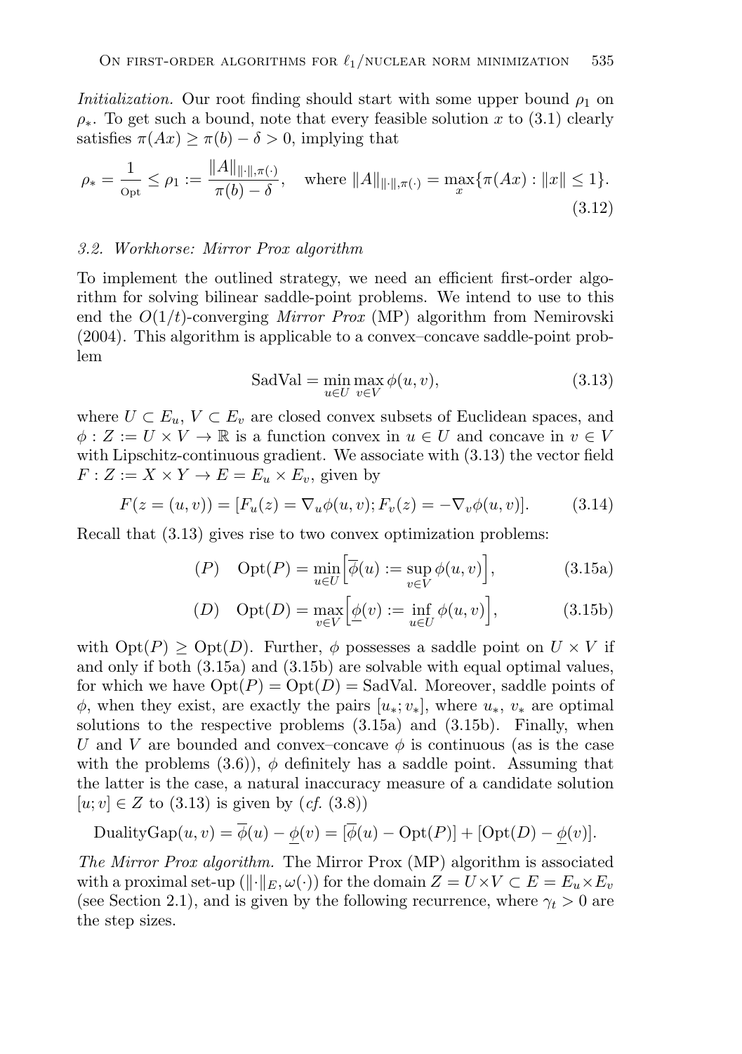*Initialization.* Our root finding should start with some upper bound $\rho_1$ on $\rho_*$. To get such a bound, note that every feasible solution $x$ to (3.1) clearly satisfies $\pi(Ax) \geq \pi(b) - \delta > 0$, implying that

$$\rho_* = \frac{1}{\mathrm{Opt}} \leq \rho_1 := \frac{\|A\|_{\|\cdot\|,\pi(\cdot)}}{\pi(b)-\delta}, \quad \text{where } \|A\|_{\|\cdot\|,\pi(\cdot)} = \max_x \{\pi(Ax) : \|x\| \leq 1\}. \tag{3.12}$$

### 3.2. Workhorse: Mirror Prox algorithm

To implement the outlined strategy, we need an efficient first-order algorithm for solving bilinear saddle-point problems. We intend to use to this end the $O(1/t)$-converging *Mirror Prox* (MP) algorithm from Nemirovski (2004). This algorithm is applicable to a convex–concave saddle-point problem

$$\mathrm{SadVal} = \min_{u \in U} \max_{v \in V} \phi(u,v), \tag{3.13}$$

where $U \subset E_u$, $V \subset E_v$ are closed convex subsets of Euclidean spaces, and $\phi : Z := U \times V \to \mathbb{R}$ is a function convex in $u \in U$ and concave in $v \in V$ with Lipschitz-continuous gradient. We associate with (3.13) the vector field $F : Z := X \times Y \to E = E_u \times E_v$, given by

$$F(z = (u,v)) = [F_u(z) = \nabla_u \phi(u,v); F_v(z) = -\nabla_v \phi(u,v)]. \tag{3.14}$$

Recall that (3.13) gives rise to two convex optimization problems:

$$(P) \quad \mathrm{Opt}(P) = \min_{u \in U} \Big[ \overline{\phi}(u) := \sup_{v \in V} \phi(u,v) \Big], \tag{3.15a}$$

$$(D) \quad \mathrm{Opt}(D) = \max_{v \in V} \Big[ \underline{\phi}(v) := \inf_{u \in U} \phi(u,v) \Big], \tag{3.15b}$$

with $\mathrm{Opt}(P) \geq \mathrm{Opt}(D)$. Further, $\phi$ possesses a saddle point on $U \times V$ if and only if both (3.15a) and (3.15b) are solvable with equal optimal values, for which we have $\mathrm{Opt}(P) = \mathrm{Opt}(D) = \mathrm{SadVal}$. Moreover, saddle points of $\phi$, when they exist, are exactly the pairs $[u_*; v_*]$, where $u_*$, $v_*$ are optimal solutions to the respective problems (3.15a) and (3.15b). Finally, when $U$ and $V$ are bounded and convex–concave $\phi$ is continuous (as is the case with the problems (3.6)), $\phi$ definitely has a saddle point. Assuming that the latter is the case, a natural inaccuracy measure of a candidate solution $[u; v] \in Z$ to (3.13) is given by (*cf.* (3.8))

$$\mathrm{DualityGap}(u,v) = \overline{\phi}(u) - \underline{\phi}(v) = [\overline{\phi}(u) - \mathrm{Opt}(P)] + [\mathrm{Opt}(D) - \underline{\phi}(v)].$$

*The Mirror Prox algorithm.* The Mirror Prox (MP) algorithm is associated with a proximal set-up $(\|\cdot\|_E, \omega(\cdot))$ for the domain $Z = U \times V \subset E = E_u \times E_v$ (see Section 2.1), and is given by the following recurrence, where $\gamma_t > 0$ are the step sizes.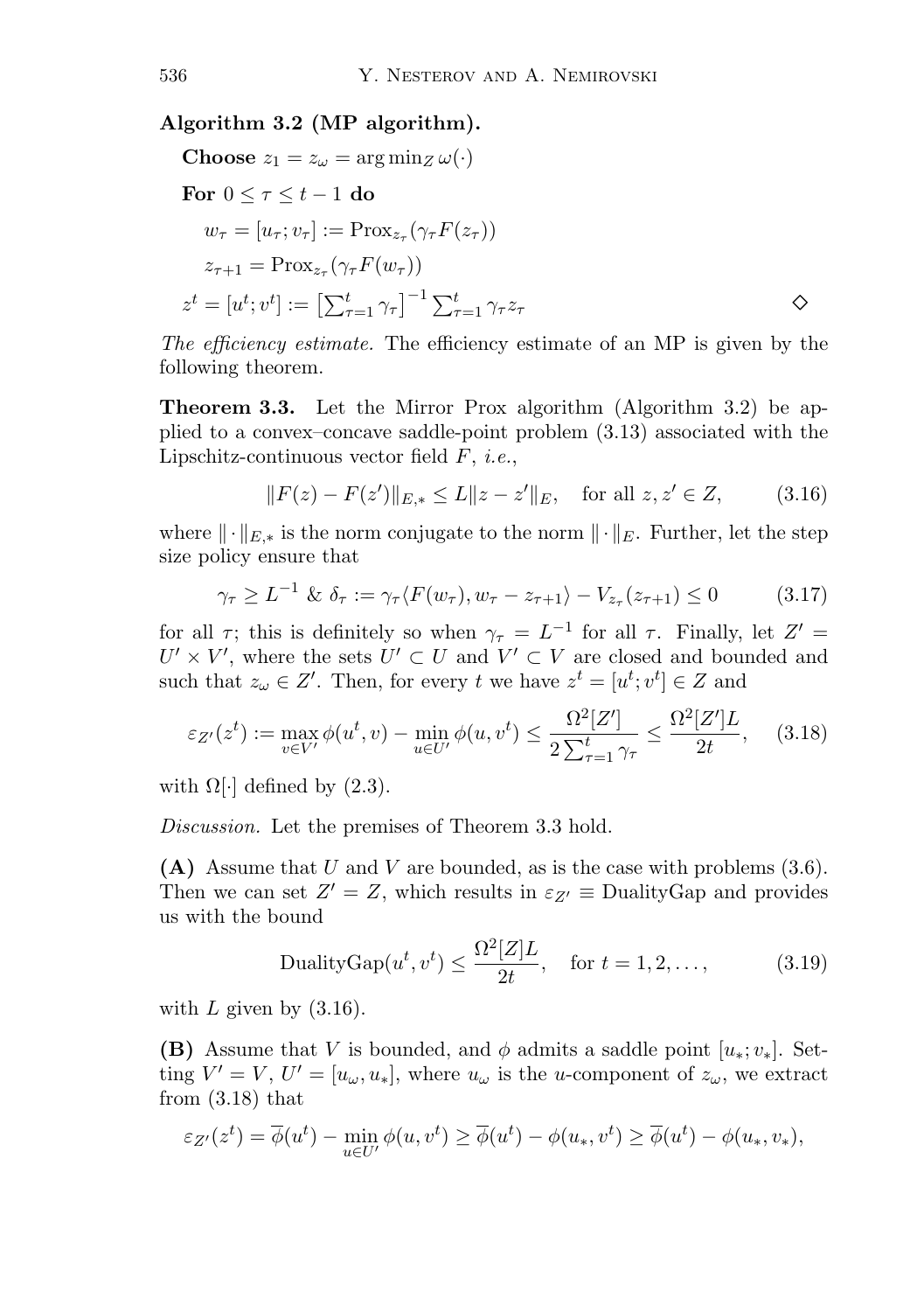**Algorithm 3.2 (MP algorithm).**

**Choose** $z_1 = z_\omega = \arg\min_Z \omega(\cdot)$

**For** $0 \le \tau \le t-1$ **do**

$w_\tau = [u_\tau; v_\tau] := \mathrm{Prox}_{z_\tau}(\gamma_\tau F(z_\tau))$

$z_{\tau+1} = \mathrm{Prox}_{z_\tau}(\gamma_\tau F(w_\tau))$

$z^t = [u^t; v^t] := \left[\sum_{\tau=1}^t \gamma_\tau\right]^{-1} \sum_{\tau=1}^t \gamma_\tau z_\tau$ $\Diamond$

*The efficiency estimate.* The efficiency estimate of an MP is given by the following theorem.

**Theorem 3.3.** Let the Mirror Prox algorithm (Algorithm 3.2) be applied to a convex–concave saddle-point problem (3.13) associated with the Lipschitz-continuous vector field $F$, *i.e.*,

$$\|F(z) - F(z')\|_{E,*} \le L\|z - z'\|_E, \quad \text{for all } z, z' \in Z, \tag{3.16}$$

where $\|\cdot\|_{E,*}$ is the norm conjugate to the norm $\|\cdot\|_E$. Further, let the step size policy ensure that

$$\gamma_\tau \ge L^{-1} \;\&\; \delta_\tau := \gamma_\tau \langle F(w_\tau), w_\tau - z_{\tau+1}\rangle - V_{z_\tau}(z_{\tau+1}) \le 0 \tag{3.17}$$

for all $\tau$; this is definitely so when $\gamma_\tau = L^{-1}$ for all $\tau$. Finally, let $Z' = U' \times V'$, where the sets $U' \subset U$ and $V' \subset V$ are closed and bounded and such that $z_\omega \in Z'$. Then, for every $t$ we have $z^t = [u^t; v^t] \in Z$ and

$$\varepsilon_{Z'}(z^t) := \max_{v \in V'} \phi(u^t, v) - \min_{u \in U'} \phi(u, v^t) \le \frac{\Omega^2[Z']}{2\sum_{\tau=1}^t \gamma_\tau} \le \frac{\Omega^2[Z']L}{2t}, \tag{3.18}$$

with $\Omega[\cdot]$ defined by (2.3).

*Discussion.* Let the premises of Theorem 3.3 hold.

**(A)** Assume that $U$ and $V$ are bounded, as is the case with problems (3.6). Then we can set $Z' = Z$, which results in $\varepsilon_{Z'} \equiv \mathrm{DualityGap}$ and provides us with the bound

$$\mathrm{DualityGap}(u^t, v^t) \le \frac{\Omega^2[Z]L}{2t}, \quad \text{for } t = 1, 2, \ldots, \tag{3.19}$$

with $L$ given by (3.16).

**(B)** Assume that $V$ is bounded, and $\phi$ admits a saddle point $[u_*; v_*]$. Setting $V' = V$, $U' = [u_\omega, u_*]$, where $u_\omega$ is the $u$-component of $z_\omega$, we extract from (3.18) that

$$\varepsilon_{Z'}(z^t) = \overline{\phi}(u^t) - \min_{u \in U'} \phi(u, v^t) \ge \overline{\phi}(u^t) - \phi(u_*, v^t) \ge \overline{\phi}(u^t) - \phi(u_*, v_*),$$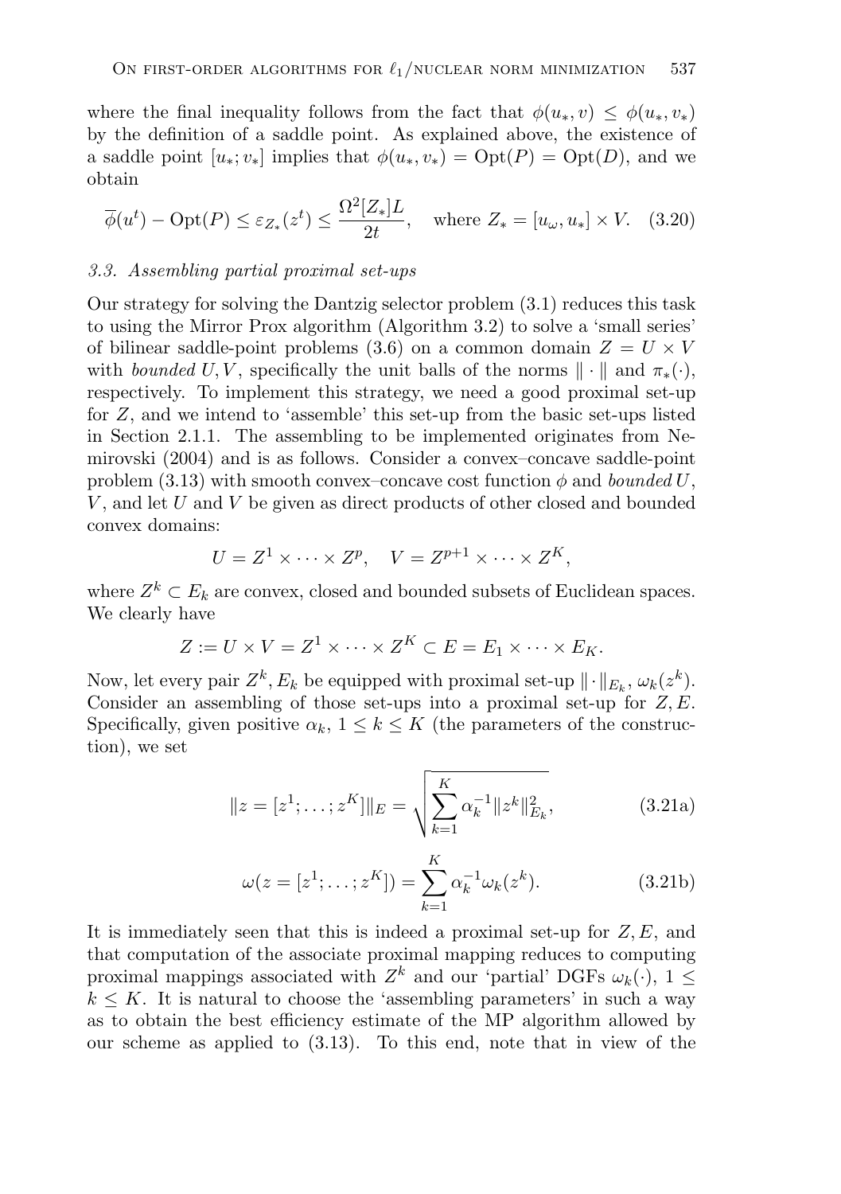where the final inequality follows from the fact that $\phi(u_*, v) \leq \phi(u_*, v_*)$ by the definition of a saddle point. As explained above, the existence of a saddle point $[u_*; v_*]$ implies that $\phi(u_*, v_*) = \mathrm{Opt}(P) = \mathrm{Opt}(D)$, and we obtain

$$\overline{\phi}(u^t) - \mathrm{Opt}(P) \leq \varepsilon_{Z_*}(z^t) \leq \frac{\Omega^2[Z_*]L}{2t}, \quad \text{where } Z_* = [u_\omega, u_*] \times V. \quad (3.20)$$

### 3.3. Assembling partial proximal set-ups

Our strategy for solving the Dantzig selector problem (3.1) reduces this task to using the Mirror Prox algorithm (Algorithm 3.2) to solve a 'small series' of bilinear saddle-point problems (3.6) on a common domain $Z = U \times V$ with *bounded* $U, V$, specifically the unit balls of the norms $\|\cdot\|$ and $\pi_*(\cdot)$, respectively. To implement this strategy, we need a good proximal set-up for $Z$, and we intend to 'assemble' this set-up from the basic set-ups listed in Section 2.1.1. The assembling to be implemented originates from Nemirovski (2004) and is as follows. Consider a convex–concave saddle-point problem (3.13) with smooth convex–concave cost function $\phi$ and *bounded* $U$, $V$, and let $U$ and $V$ be given as direct products of other closed and bounded convex domains:

$$U = Z^1 \times \cdots \times Z^p, \quad V = Z^{p+1} \times \cdots \times Z^K,$$

where $Z^k \subset E_k$ are convex, closed and bounded subsets of Euclidean spaces. We clearly have

$$Z := U \times V = Z^1 \times \cdots \times Z^K \subset E = E_1 \times \cdots \times E_K.$$

Now, let every pair $Z^k, E_k$ be equipped with proximal set-up $\|\cdot\|_{E_k}$, $\omega_k(z^k)$. Consider an assembling of those set-ups into a proximal set-up for $Z, E$. Specifically, given positive $\alpha_k$, $1 \leq k \leq K$ (the parameters of the construction), we set

$$\|z = [z^1; \ldots; z^K]\|_E = \sqrt{\sum_{k=1}^K \alpha_k^{-1}\|z^k\|_{E_k}^2}, \quad (3.21a)$$

$$\omega(z = [z^1; \ldots; z^K]) = \sum_{k=1}^K \alpha_k^{-1}\omega_k(z^k). \quad (3.21b)$$

It is immediately seen that this is indeed a proximal set-up for $Z, E$, and that computation of the associate proximal mapping reduces to computing proximal mappings associated with $Z^k$ and our 'partial' DGFs $\omega_k(\cdot)$, $1 \leq k \leq K$. It is natural to choose the 'assembling parameters' in such a way as to obtain the best efficiency estimate of the MP algorithm allowed by our scheme as applied to (3.13). To this end, note that in view of the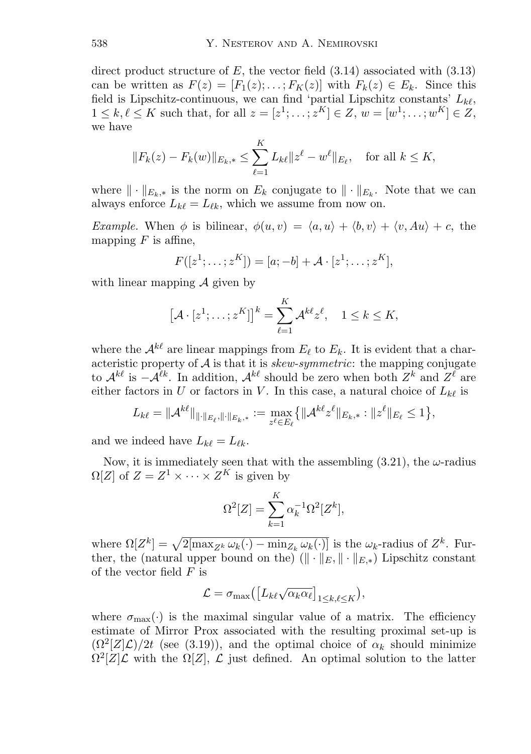direct product structure of $E$, the vector field (3.14) associated with (3.13) can be written as $F(z) = [F_1(z); \ldots; F_K(z)]$ with $F_k(z) \in E_k$. Since this field is Lipschitz-continuous, we can find 'partial Lipschitz constants' $L_{k\ell}$, $1 \le k, \ell \le K$ such that, for all $z = [z^1; \ldots; z^K] \in Z$, $w = [w^1; \ldots; w^K] \in Z$, we have

$$\|F_k(z) - F_k(w)\|_{E_k,*} \le \sum_{\ell=1}^{K} L_{k\ell} \|z^\ell - w^\ell\|_{E_\ell}, \quad \text{for all } k \le K,$$

where $\|\cdot\|_{E_k,*}$ is the norm on $E_k$ conjugate to $\|\cdot\|_{E_k}$. Note that we can always enforce $L_{k\ell} = L_{\ell k}$, which we assume from now on.

*Example.* When $\phi$ is bilinear, $\phi(u,v) = \langle a, u\rangle + \langle b, v\rangle + \langle v, Au\rangle + c$, the mapping $F$ is affine,

$$F([z^1; \ldots; z^K]) = [a; -b] + \mathcal{A} \cdot [z^1; \ldots; z^K],$$

with linear mapping $\mathcal{A}$ given by

$$\big[\mathcal{A} \cdot [z^1; \ldots; z^K]\big]^k = \sum_{\ell=1}^{K} \mathcal{A}^{k\ell} z^\ell, \quad 1 \le k \le K,$$

where the $\mathcal{A}^{k\ell}$ are linear mappings from $E_\ell$ to $E_k$. It is evident that a characteristic property of $\mathcal{A}$ is that it is *skew-symmetric*: the mapping conjugate to $\mathcal{A}^{k\ell}$ is $-\mathcal{A}^{\ell k}$. In addition, $\mathcal{A}^{k\ell}$ should be zero when both $Z^k$ and $Z^\ell$ are either factors in $U$ or factors in $V$. In this case, a natural choice of $L_{k\ell}$ is

$$L_{k\ell} = \|\mathcal{A}^{k\ell}\|_{\|\cdot\|_{E_\ell}, \|\cdot\|_{E_k,*}} := \max_{z^\ell \in E_\ell} \big\{ \|\mathcal{A}^{k\ell} z^\ell\|_{E_k,*} : \|z^\ell\|_{E_\ell} \le 1 \big\},$$

and we indeed have $L_{k\ell} = L_{\ell k}$.

Now, it is immediately seen that with the assembling (3.21), the $\omega$-radius $\Omega[Z]$ of $Z = Z^1 \times \cdots \times Z^K$ is given by

$$\Omega^2[Z] = \sum_{k=1}^{K} \alpha_k^{-1} \Omega^2[Z^k],$$

where $\Omega[Z^k] = \sqrt{2[\max_{Z^k} \omega_k(\cdot) - \min_{Z_k} \omega_k(\cdot)]}$ is the $\omega_k$-radius of $Z^k$. Further, the (natural upper bound on the) $(\|\cdot\|_E, \|\cdot\|_{E,*})$ Lipschitz constant of the vector field $F$ is

$$\mathcal{L} = \sigma_{\max}\big(\big[L_{k\ell}\sqrt{\alpha_k \alpha_\ell}\big]_{1 \le k, \ell \le K}\big),$$

where $\sigma_{\max}(\cdot)$ is the maximal singular value of a matrix. The efficiency estimate of Mirror Prox associated with the resulting proximal set-up is $(\Omega^2[Z]\mathcal{L})/2t$ (see (3.19)), and the optimal choice of $\alpha_k$ should minimize $\Omega^2[Z]\mathcal{L}$ with the $\Omega[Z]$, $\mathcal{L}$ just defined. An optimal solution to the latter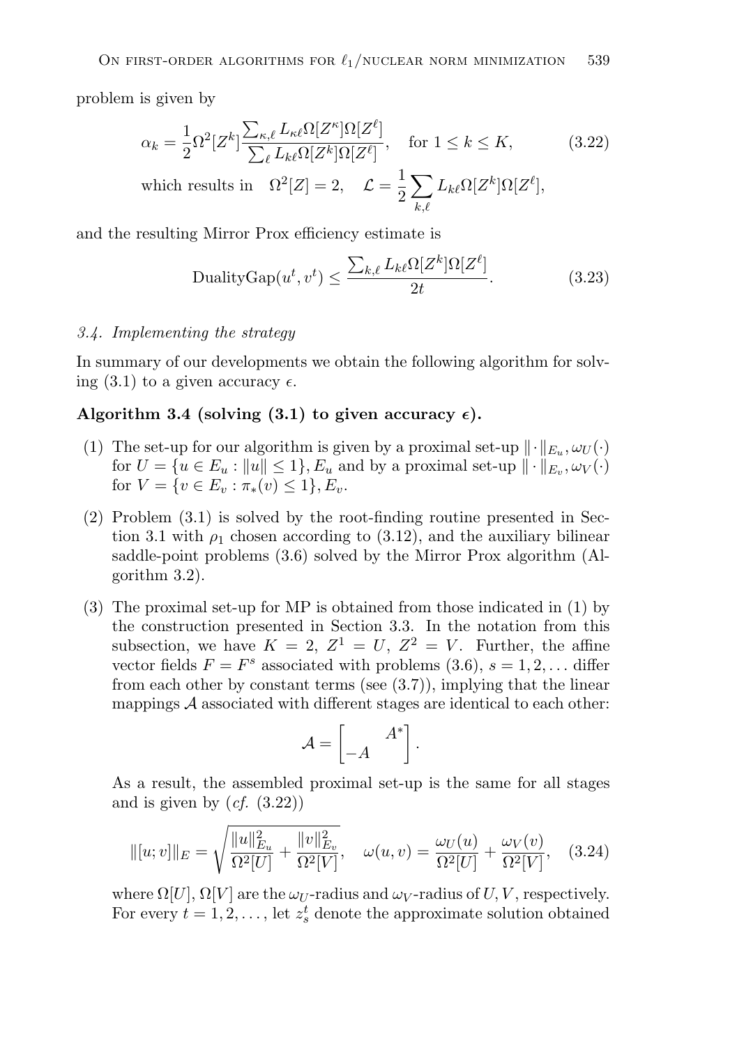problem is given by

$$\alpha_k = \frac{1}{2}\Omega^2[Z^k]\frac{\sum_{\kappa,\ell} L_{\kappa\ell}\Omega[Z^\kappa]\Omega[Z^\ell]}{\sum_\ell L_{k\ell}\Omega[Z^k]\Omega[Z^\ell]}, \quad \text{for } 1 \le k \le K, \tag{3.22}$$

$$\text{which results in} \quad \Omega^2[Z] = 2, \quad \mathcal{L} = \frac{1}{2}\sum_{k,\ell} L_{k\ell}\Omega[Z^k]\Omega[Z^\ell],$$

and the resulting Mirror Prox efficiency estimate is

$$\text{DualityGap}(u^t, v^t) \le \frac{\sum_{k,\ell} L_{k\ell}\Omega[Z^k]\Omega[Z^\ell]}{2t}. \tag{3.23}$$

### *3.4. Implementing the strategy*

In summary of our developments we obtain the following algorithm for solving (3.1) to a given accuracy $\epsilon$.

**Algorithm 3.4 (solving (3.1) to given accuracy $\epsilon$).**

(1) The set-up for our algorithm is given by a proximal set-up $\|\cdot\|_{E_u}, \omega_U(\cdot)$ for $U = \{u \in E_u : \|u\| \le 1\}, E_u$ and by a proximal set-up $\|\cdot\|_{E_v}, \omega_V(\cdot)$ for $V = \{v \in E_v : \pi_*(v) \le 1\}, E_v$.

(2) Problem (3.1) is solved by the root-finding routine presented in Section 3.1 with $\rho_1$ chosen according to (3.12), and the auxiliary bilinear saddle-point problems (3.6) solved by the Mirror Prox algorithm (Algorithm 3.2).

(3) The proximal set-up for MP is obtained from those indicated in (1) by the construction presented in Section 3.3. In the notation from this subsection, we have $K = 2$, $Z^1 = U$, $Z^2 = V$. Further, the affine vector fields $F = F^s$ associated with problems (3.6), $s = 1, 2, \ldots$ differ from each other by constant terms (see (3.7)), implying that the linear mappings $\mathcal{A}$ associated with different stages are identical to each other:

$$\mathcal{A} = \begin{bmatrix} & A^* \\ -A & \end{bmatrix}.$$

As a result, the assembled proximal set-up is the same for all stages and is given by (*cf.* (3.22))

$$\|[u; v]\|_E = \sqrt{\frac{\|u\|^2_{E_u}}{\Omega^2[U]} + \frac{\|v\|^2_{E_v}}{\Omega^2[V]}}, \quad \omega(u, v) = \frac{\omega_U(u)}{\Omega^2[U]} + \frac{\omega_V(v)}{\Omega^2[V]}, \tag{3.24}$$

where $\Omega[U], \Omega[V]$ are the $\omega_U$-radius and $\omega_V$-radius of $U, V$, respectively. For every $t = 1, 2, \ldots$, let $z_s^t$ denote the approximate solution obtained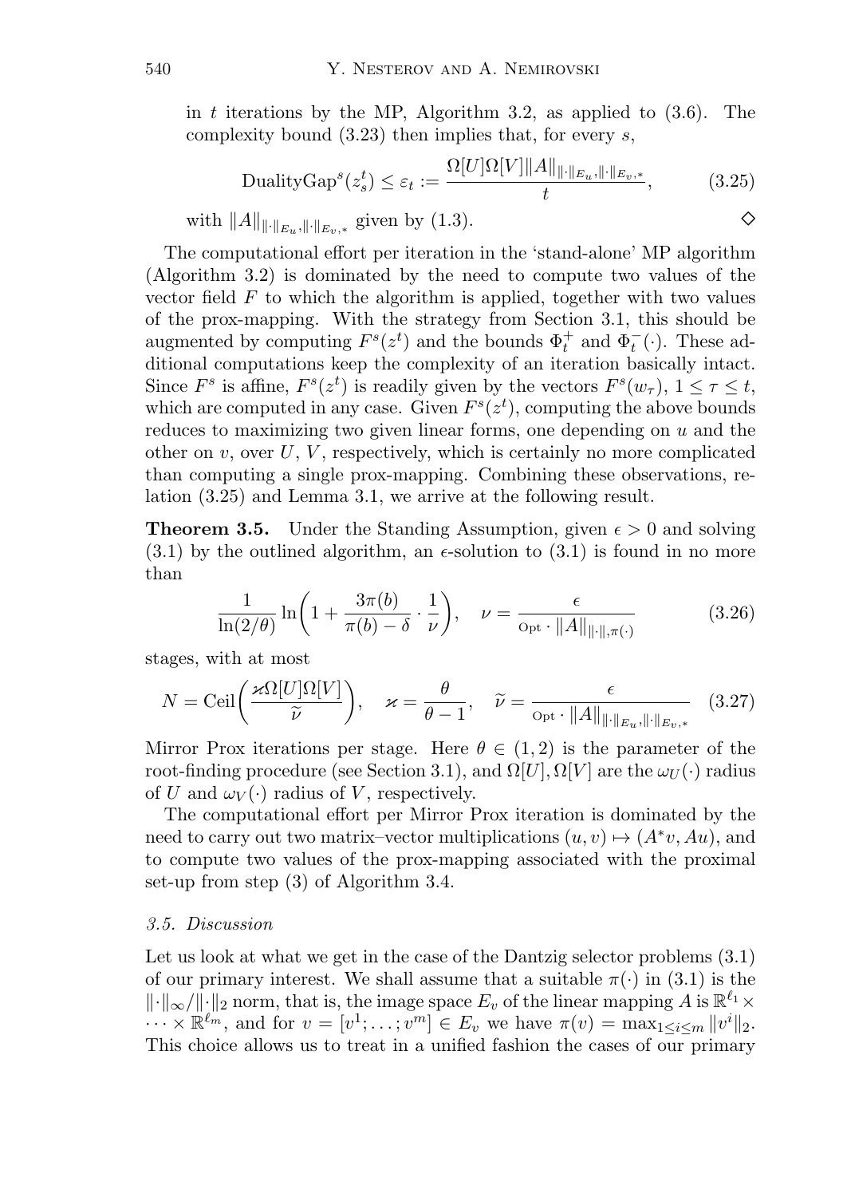in $t$ iterations by the MP, Algorithm 3.2, as applied to (3.6). The complexity bound (3.23) then implies that, for every $s$,

$$\text{DualityGap}^s(z_s^t) \leq \varepsilon_t := \frac{\Omega[U]\Omega[V]\|A\|_{\|\cdot\|_{E_u},\|\cdot\|_{E_v,*}}}{t}, \tag{3.25}$$

with $\|A\|_{\|\cdot\|_{E_u},\|\cdot\|_{E_v,*}}$ given by (1.3). ◇

The computational effort per iteration in the 'stand-alone' MP algorithm (Algorithm 3.2) is dominated by the need to compute two values of the vector field $F$ to which the algorithm is applied, together with two values of the prox-mapping. With the strategy from Section 3.1, this should be augmented by computing $F^s(z^t)$ and the bounds $\Phi_t^+$ and $\Phi_t^-(\cdot)$. These additional computations keep the complexity of an iteration basically intact. Since $F^s$ is affine, $F^s(z^t)$ is readily given by the vectors $F^s(w_\tau)$, $1 \leq \tau \leq t$, which are computed in any case. Given $F^s(z^t)$, computing the above bounds reduces to maximizing two given linear forms, one depending on $u$ and the other on $v$, over $U$, $V$, respectively, which is certainly no more complicated than computing a single prox-mapping. Combining these observations, relation (3.25) and Lemma 3.1, we arrive at the following result.

**Theorem 3.5.** Under the Standing Assumption, given $\epsilon > 0$ and solving (3.1) by the outlined algorithm, an $\epsilon$-solution to (3.1) is found in no more than

$$\frac{1}{\ln(2/\theta)} \ln\left(1 + \frac{3\pi(b)}{\pi(b) - \delta} \cdot \frac{1}{\nu}\right), \quad \nu = \frac{\epsilon}{\text{Opt} \cdot \|A\|_{\|\cdot\|,\pi(\cdot)}} \tag{3.26}$$

stages, with at most

$$N = \text{Ceil}\left(\frac{\varkappa\Omega[U]\Omega[V]}{\widetilde{\nu}}\right), \quad \varkappa = \frac{\theta}{\theta - 1}, \quad \widetilde{\nu} = \frac{\epsilon}{\text{Opt} \cdot \|A\|_{\|\cdot\|_{E_u},\|\cdot\|_{E_v,*}}} \tag{3.27}$$

Mirror Prox iterations per stage. Here $\theta \in (1, 2)$ is the parameter of the root-finding procedure (see Section 3.1), and $\Omega[U], \Omega[V]$ are the $\omega_U(\cdot)$ radius of $U$ and $\omega_V(\cdot)$ radius of $V$, respectively.

The computational effort per Mirror Prox iteration is dominated by the need to carry out two matrix–vector multiplications $(u, v) \mapsto (A^*v, Au)$, and to compute two values of the prox-mapping associated with the proximal set-up from step (3) of Algorithm 3.4.

### *3.5. Discussion*

Let us look at what we get in the case of the Dantzig selector problems (3.1) of our primary interest. We shall assume that a suitable $\pi(\cdot)$ in (3.1) is the $\|\cdot\|_\infty/\|\cdot\|_2$ norm, that is, the image space $E_v$ of the linear mapping $A$ is $\mathbb{R}^{\ell_1} \times \cdots \times \mathbb{R}^{\ell_m}$, and for $v = [v^1; \ldots; v^m] \in E_v$ we have $\pi(v) = \max_{1 \leq i \leq m} \|v^i\|_2$. This choice allows us to treat in a unified fashion the cases of our primary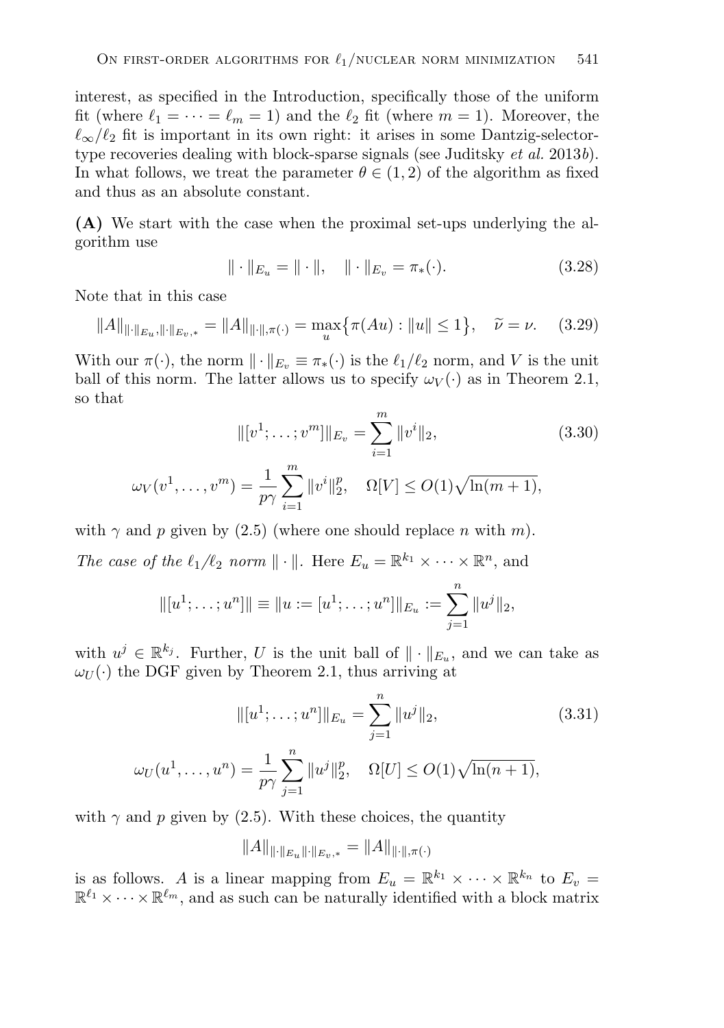interest, as specified in the Introduction, specifically those of the uniform fit (where $\ell_1 = \cdots = \ell_m = 1$) and the $\ell_2$ fit (where $m = 1$). Moreover, the $\ell_\infty/\ell_2$ fit is important in its own right: it arises in some Dantzig-selector-type recoveries dealing with block-sparse signals (see Juditsky *et al.* 2013*b*). In what follows, we treat the parameter $\theta \in (1, 2)$ of the algorithm as fixed and thus as an absolute constant.

**(A)** We start with the case when the proximal set-ups underlying the algorithm use

$$\|\cdot\|_{E_u} = \|\cdot\|, \quad \|\cdot\|_{E_v} = \pi_*(\cdot). \tag{3.28}$$

Note that in this case

$$\|A\|_{\|\cdot\|_{E_u}, \|\cdot\|_{E_v,*}} = \|A\|_{\|\cdot\|, \pi(\cdot)} = \max_u \bigl\{\pi(Au) : \|u\| \le 1\bigr\}, \quad \widetilde{\nu} = \nu. \tag{3.29}$$

With our $\pi(\cdot)$, the norm $\|\cdot\|_{E_v} \equiv \pi_*(\cdot)$ is the $\ell_1/\ell_2$ norm, and $V$ is the unit ball of this norm. The latter allows us to specify $\omega_V(\cdot)$ as in Theorem 2.1, so that

$$\|[v^1; \ldots; v^m]\|_{E_v} = \sum_{i=1}^m \|v^i\|_2, \tag{3.30}$$

$$\omega_V(v^1, \ldots, v^m) = \frac{1}{p\gamma} \sum_{i=1}^m \|v^i\|_2^p, \quad \Omega[V] \le O(1)\sqrt{\ln(m+1)},$$

with $\gamma$ and $p$ given by (2.5) (where one should replace $n$ with $m$).

*The case of the $\ell_1/\ell_2$ norm $\|\cdot\|$.* Here $E_u = \mathbb{R}^{k_1} \times \cdots \times \mathbb{R}^n$, and

$$\|[u^1; \ldots; u^n]\| \equiv \|u := [u^1; \ldots; u^n]\|_{E_u} := \sum_{j=1}^n \|u^j\|_2,$$

with $u^j \in \mathbb{R}^{k_j}$. Further, $U$ is the unit ball of $\|\cdot\|_{E_u}$, and we can take as $\omega_U(\cdot)$ the DGF given by Theorem 2.1, thus arriving at

$$\|[u^1; \ldots; u^n]\|_{E_u} = \sum_{j=1}^n \|u^j\|_2, \tag{3.31}$$

$$\omega_U(u^1, \ldots, u^n) = \frac{1}{p\gamma} \sum_{j=1}^n \|u^j\|_2^p, \quad \Omega[U] \le O(1)\sqrt{\ln(n+1)},$$

with $\gamma$ and $p$ given by (2.5). With these choices, the quantity

$$\|A\|_{\|\cdot\|_{E_u} \|\cdot\|_{E_v,*}} = \|A\|_{\|\cdot\|, \pi(\cdot)}$$

is as follows. $A$ is a linear mapping from $E_u = \mathbb{R}^{k_1} \times \cdots \times \mathbb{R}^{k_n}$ to $E_v = \mathbb{R}^{\ell_1} \times \cdots \times \mathbb{R}^{\ell_m}$, and as such can be naturally identified with a block matrix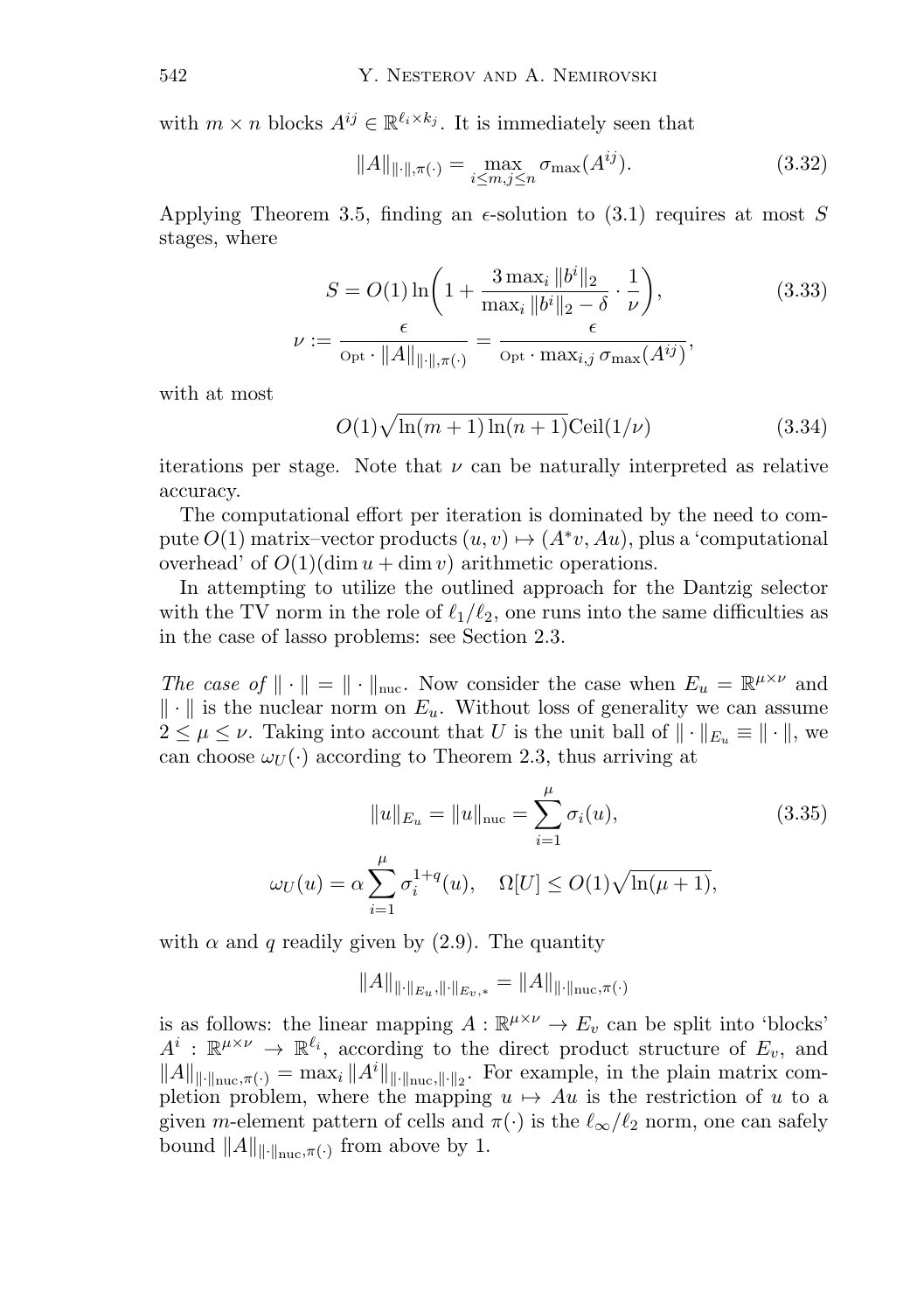with $m \times n$ blocks $A^{ij} \in \mathbb{R}^{\ell_i \times k_j}$. It is immediately seen that

$$\|A\|_{\|\cdot\|,\pi(\cdot)} = \max_{i \le m, j \le n} \sigma_{\max}(A^{ij}). \tag{3.32}$$

Applying Theorem 3.5, finding an $\epsilon$-solution to (3.1) requires at most $S$ stages, where

$$S = O(1) \ln\left(1 + \frac{3 \max_i \|b^i\|_2}{\max_i \|b^i\|_2 - \delta} \cdot \frac{1}{\nu}\right), \tag{3.33}$$
$$\nu := \frac{\epsilon}{\text{Opt} \cdot \|A\|_{\|\cdot\|,\pi(\cdot)}} = \frac{\epsilon}{\text{Opt} \cdot \max_{i,j} \sigma_{\max}(A^{ij})},$$

with at most

$$O(1)\sqrt{\ln(m+1)\ln(n+1)}\text{Ceil}(1/\nu) \tag{3.34}$$

iterations per stage. Note that $\nu$ can be naturally interpreted as relative accuracy.

The computational effort per iteration is dominated by the need to compute $O(1)$ matrix–vector products $(u, v) \mapsto (A^*v, Au)$, plus a 'computational overhead' of $O(1)(\dim u + \dim v)$ arithmetic operations.

In attempting to utilize the outlined approach for the Dantzig selector with the TV norm in the role of $\ell_1/\ell_2$, one runs into the same difficulties as in the case of lasso problems: see Section 2.3.

*The case of* $\|\cdot\| = \|\cdot\|_{\text{nuc}}$. Now consider the case when $E_u = \mathbb{R}^{\mu \times \nu}$ and $\|\cdot\|$ is the nuclear norm on $E_u$. Without loss of generality we can assume $2 \le \mu \le \nu$. Taking into account that $U$ is the unit ball of $\|\cdot\|_{E_u} \equiv \|\cdot\|$, we can choose $\omega_U(\cdot)$ according to Theorem 2.3, thus arriving at

$$\|u\|_{E_u} = \|u\|_{\text{nuc}} = \sum_{i=1}^{\mu} \sigma_i(u), \tag{3.35}$$
$$\omega_U(u) = \alpha \sum_{i=1}^{\mu} \sigma_i^{1+q}(u), \quad \Omega[U] \le O(1)\sqrt{\ln(\mu+1)},$$

with $\alpha$ and $q$ readily given by (2.9). The quantity

$$\|A\|_{\|\cdot\|_{E_u}, \|\cdot\|_{E_v,*}} = \|A\|_{\|\cdot\|_{\text{nuc}},\pi(\cdot)}$$

is as follows: the linear mapping $A : \mathbb{R}^{\mu \times \nu} \to E_v$ can be split into 'blocks' $A^i : \mathbb{R}^{\mu \times \nu} \to \mathbb{R}^{\ell_i}$, according to the direct product structure of $E_v$, and $\|A\|_{\|\cdot\|_{\text{nuc}},\pi(\cdot)} = \max_i \|A^i\|_{\|\cdot\|_{\text{nuc}},\|\cdot\|_2}$. For example, in the plain matrix completion problem, where the mapping $u \mapsto Au$ is the restriction of $u$ to a given $m$-element pattern of cells and $\pi(\cdot)$ is the $\ell_\infty/\ell_2$ norm, one can safely bound $\|A\|_{\|\cdot\|_{\text{nuc}},\pi(\cdot)}$ from above by 1.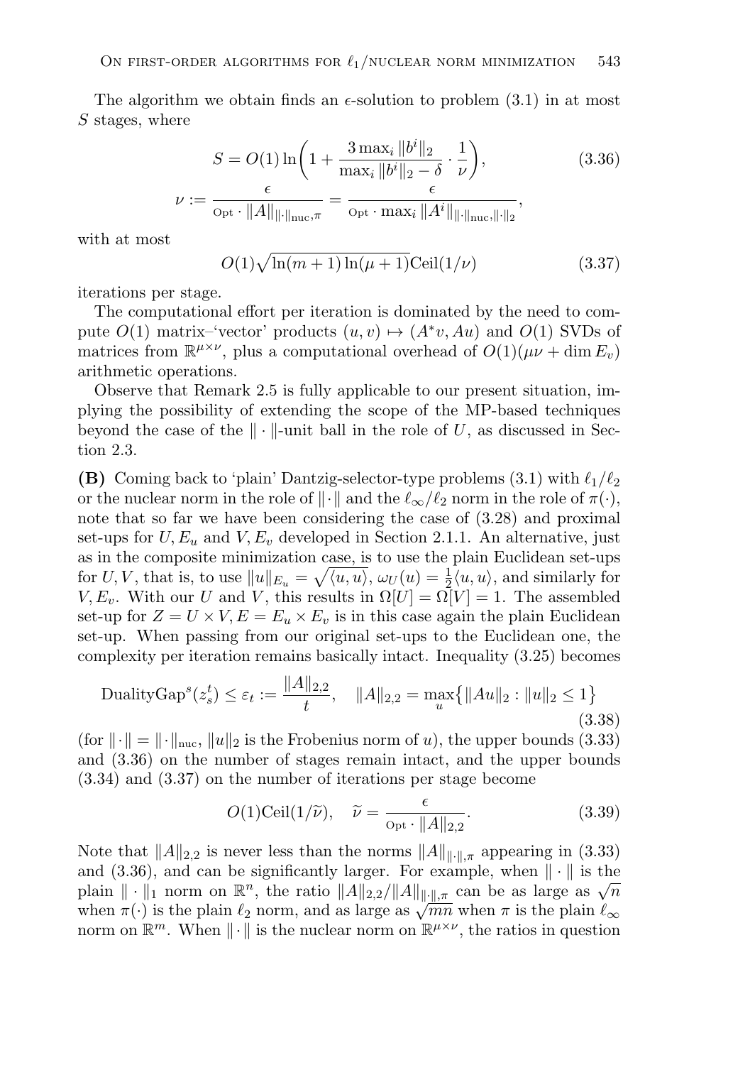The algorithm we obtain finds an $\epsilon$-solution to problem (3.1) in at most $S$ stages, where

$$S = O(1) \ln\left(1 + \frac{3 \max_i \|b^i\|_2}{\max_i \|b^i\|_2 - \delta} \cdot \frac{1}{\nu}\right), \tag{3.36}$$

$$\nu := \frac{\epsilon}{\text{Opt} \cdot \|A\|_{\|\cdot\|_{\text{nuc}},\pi}} = \frac{\epsilon}{\text{Opt} \cdot \max_i \|A^i\|_{\|\cdot\|_{\text{nuc}},\|\cdot\|_2}},$$

with at most

$$O(1)\sqrt{\ln(m+1)\ln(\mu+1)}\text{Ceil}(1/\nu) \tag{3.37}$$

iterations per stage.

The computational effort per iteration is dominated by the need to compute $O(1)$ matrix–'vector' products $(u, v) \mapsto (A^*v, Au)$ and $O(1)$ SVDs of matrices from $\mathbb{R}^{\mu\times\nu}$, plus a computational overhead of $O(1)(\mu\nu + \dim E_v)$ arithmetic operations.

Observe that Remark 2.5 is fully applicable to our present situation, implying the possibility of extending the scope of the MP-based techniques beyond the case of the $\|\cdot\|$-unit ball in the role of $U$, as discussed in Section 2.3.

**(B)** Coming back to 'plain' Dantzig-selector-type problems (3.1) with $\ell_1/\ell_2$ or the nuclear norm in the role of $\|\cdot\|$ and the $\ell_\infty/\ell_2$ norm in the role of $\pi(\cdot)$, note that so far we have been considering the case of (3.28) and proximal set-ups for $U, E_u$ and $V, E_v$ developed in Section 2.1.1. An alternative, just as in the composite minimization case, is to use the plain Euclidean set-ups for $U, V$, that is, to use $\|u\|_{E_u} = \sqrt{\langle u, u\rangle}$, $\omega_U(u) = \frac{1}{2}\langle u, u\rangle$, and similarly for $V, E_v$. With our $U$ and $V$, this results in $\Omega[U] = \Omega[V] = 1$. The assembled set-up for $Z = U \times V$, $E = E_u \times E_v$ is in this case again the plain Euclidean set-up. When passing from our original set-ups to the Euclidean one, the complexity per iteration remains basically intact. Inequality (3.25) becomes

$$\text{DualityGap}^s(z_s^t) \le \varepsilon_t := \frac{\|A\|_{2,2}}{t}, \quad \|A\|_{2,2} = \max_u\bigl\{\|Au\|_2 : \|u\|_2 \le 1\bigr\} \tag{3.38}$$

(for $\|\cdot\| = \|\cdot\|_{\text{nuc}}$, $\|u\|_2$ is the Frobenius norm of $u$), the upper bounds (3.33) and (3.36) on the number of stages remain intact, and the upper bounds (3.34) and (3.37) on the number of iterations per stage become

$$O(1)\text{Ceil}(1/\widetilde{\nu}), \quad \widetilde{\nu} = \frac{\epsilon}{\text{Opt} \cdot \|A\|_{2,2}}. \tag{3.39}$$

Note that $\|A\|_{2,2}$ is never less than the norms $\|A\|_{\|\cdot\|,\pi}$ appearing in (3.33) and (3.36), and can be significantly larger. For example, when $\|\cdot\|$ is the plain $\|\cdot\|_1$ norm on $\mathbb{R}^n$, the ratio $\|A\|_{2,2}/\|A\|_{\|\cdot\|,\pi}$ can be as large as $\sqrt{n}$ when $\pi(\cdot)$ is the plain $\ell_2$ norm, and as large as $\sqrt{mn}$ when $\pi$ is the plain $\ell_\infty$ norm on $\mathbb{R}^m$. When $\|\cdot\|$ is the nuclear norm on $\mathbb{R}^{\mu\times\nu}$, the ratios in question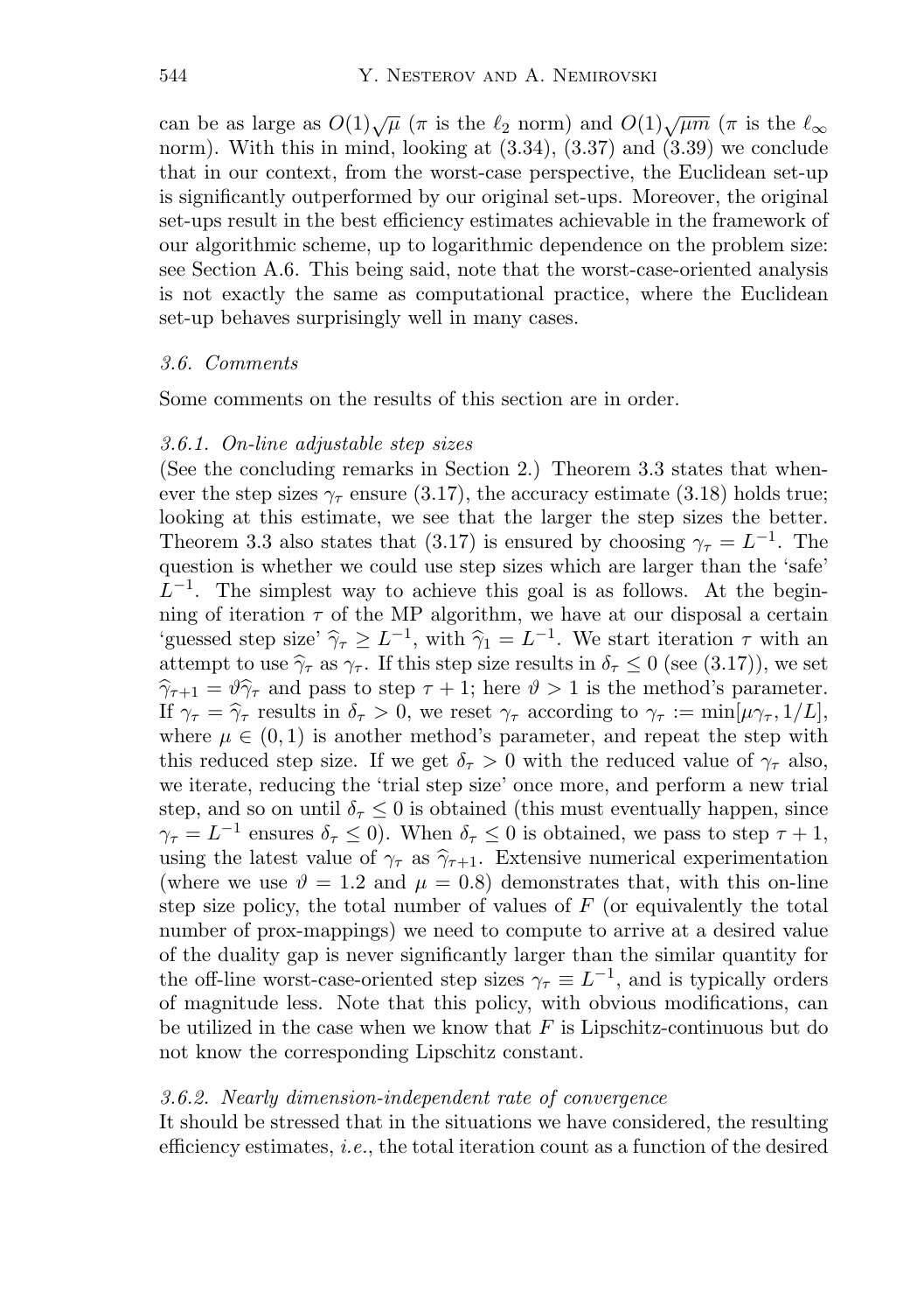can be as large as $O(1)\sqrt{\mu}$ ($\pi$ is the $\ell_2$ norm) and $O(1)\sqrt{\mu m}$ ($\pi$ is the $\ell_\infty$ norm). With this in mind, looking at (3.34), (3.37) and (3.39) we conclude that in our context, from the worst-case perspective, the Euclidean set-up is significantly outperformed by our original set-ups. Moreover, the original set-ups result in the best efficiency estimates achievable in the framework of our algorithmic scheme, up to logarithmic dependence on the problem size: see Section A.6. This being said, note that the worst-case-oriented analysis is not exactly the same as computational practice, where the Euclidean set-up behaves surprisingly well in many cases.

### *3.6. Comments*

Some comments on the results of this section are in order.

#### *3.6.1. On-line adjustable step sizes*

(See the concluding remarks in Section 2.) Theorem 3.3 states that whenever the step sizes $\gamma_\tau$ ensure (3.17), the accuracy estimate (3.18) holds true; looking at this estimate, we see that the larger the step sizes the better. Theorem 3.3 also states that (3.17) is ensured by choosing $\gamma_\tau = L^{-1}$. The question is whether we could use step sizes which are larger than the 'safe' $L^{-1}$. The simplest way to achieve this goal is as follows. At the beginning of iteration $\tau$ of the MP algorithm, we have at our disposal a certain 'guessed step size' $\widehat{\gamma}_\tau \geq L^{-1}$, with $\widehat{\gamma}_1 = L^{-1}$. We start iteration $\tau$ with an attempt to use $\widehat{\gamma}_\tau$ as $\gamma_\tau$. If this step size results in $\delta_\tau \leq 0$ (see (3.17)), we set $\widehat{\gamma}_{\tau+1} = \vartheta\widehat{\gamma}_\tau$ and pass to step $\tau+1$; here $\vartheta > 1$ is the method's parameter. If $\gamma_\tau = \widehat{\gamma}_\tau$ results in $\delta_\tau > 0$, we reset $\gamma_\tau$ according to $\gamma_\tau := \min[\mu\gamma_\tau, 1/L]$, where $\mu \in (0,1)$ is another method's parameter, and repeat the step with this reduced step size. If we get $\delta_\tau > 0$ with the reduced value of $\gamma_\tau$ also, we iterate, reducing the 'trial step size' once more, and perform a new trial step, and so on until $\delta_\tau \leq 0$ is obtained (this must eventually happen, since $\gamma_\tau = L^{-1}$ ensures $\delta_\tau \leq 0$). When $\delta_\tau \leq 0$ is obtained, we pass to step $\tau+1$, using the latest value of $\gamma_\tau$ as $\widehat{\gamma}_{\tau+1}$. Extensive numerical experimentation (where we use $\vartheta = 1.2$ and $\mu = 0.8$) demonstrates that, with this on-line step size policy, the total number of values of $F$ (or equivalently the total number of prox-mappings) we need to compute to arrive at a desired value of the duality gap is never significantly larger than the similar quantity for the off-line worst-case-oriented step sizes $\gamma_\tau \equiv L^{-1}$, and is typically orders of magnitude less. Note that this policy, with obvious modifications, can be utilized in the case when we know that $F$ is Lipschitz-continuous but do not know the corresponding Lipschitz constant.

#### *3.6.2. Nearly dimension-independent rate of convergence*

It should be stressed that in the situations we have considered, the resulting efficiency estimates, *i.e.*, the total iteration count as a function of the desired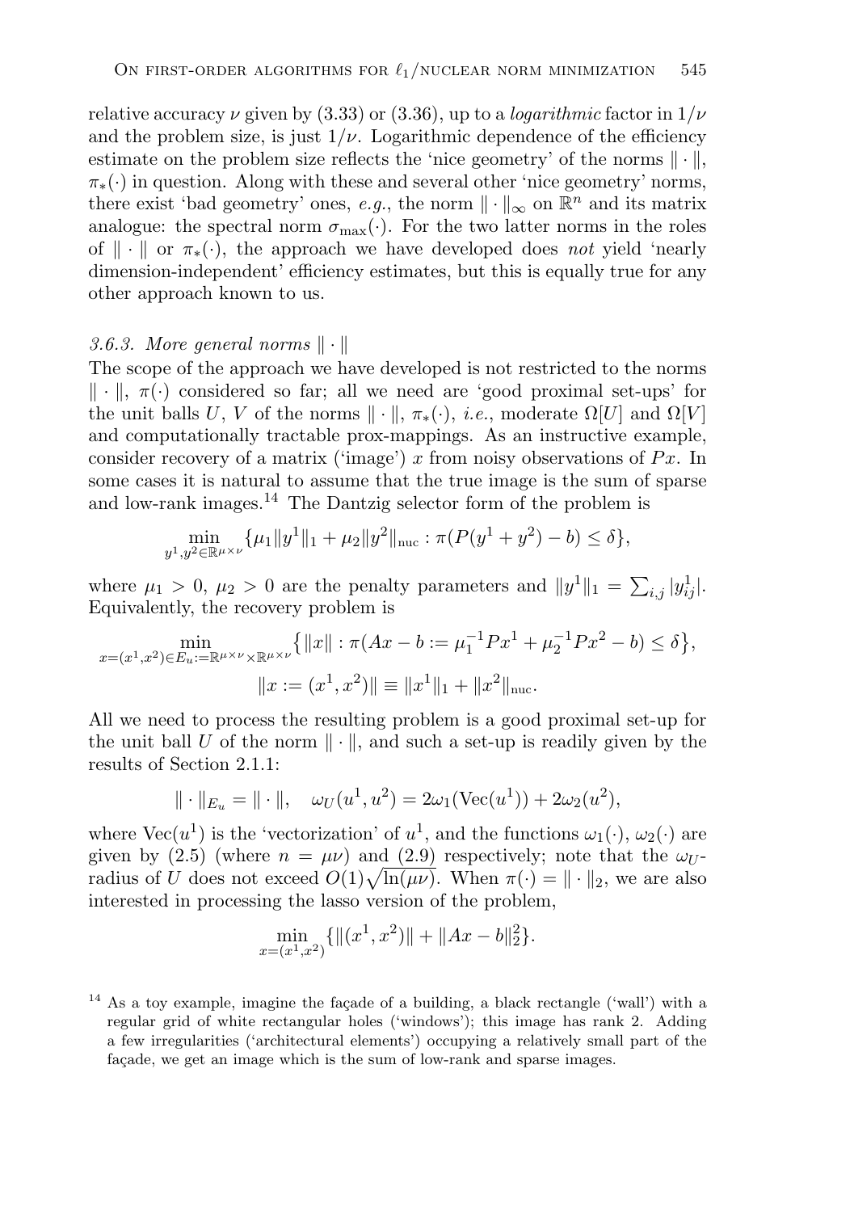relative accuracy $\nu$ given by (3.33) or (3.36), up to a *logarithmic* factor in $1/\nu$ and the problem size, is just $1/\nu$. Logarithmic dependence of the efficiency estimate on the problem size reflects the 'nice geometry' of the norms $\|\cdot\|$, $\pi_*(\cdot)$ in question. Along with these and several other 'nice geometry' norms, there exist 'bad geometry' ones, *e.g.*, the norm $\|\cdot\|_\infty$ on $\mathbb{R}^n$ and its matrix analogue: the spectral norm $\sigma_{\max}(\cdot)$. For the two latter norms in the roles of $\|\cdot\|$ or $\pi_*(\cdot)$, the approach we have developed does *not* yield 'nearly dimension-independent' efficiency estimates, but this is equally true for any other approach known to us.

### *3.6.3. More general norms* $\|\cdot\|$

The scope of the approach we have developed is not restricted to the norms $\|\cdot\|$, $\pi(\cdot)$ considered so far; all we need are 'good proximal set-ups' for the unit balls $U$, $V$ of the norms $\|\cdot\|$, $\pi_*(\cdot)$, *i.e.*, moderate $\Omega[U]$ and $\Omega[V]$ and computationally tractable prox-mappings. As an instructive example, consider recovery of a matrix ('image') $x$ from noisy observations of $Px$. In some cases it is natural to assume that the true image is the sum of sparse and low-rank images.[14] The Dantzig selector form of the problem is

$$\min_{y^1,y^2\in\mathbb{R}^{\mu\times\nu}}\{\mu_1\|y^1\|_1+\mu_2\|y^2\|_{\mathrm{nuc}}:\pi(P(y^1+y^2)-b)\le\delta\},$$

where $\mu_1>0$, $\mu_2>0$ are the penalty parameters and $\|y^1\|_1=\sum_{i,j}|y^1_{ij}|$. Equivalently, the recovery problem is

$$\min_{x=(x^1,x^2)\in E_u:=\mathbb{R}^{\mu\times\nu}\times\mathbb{R}^{\mu\times\nu}}\big\{\|x\|:\pi(Ax-b:=\mu_1^{-1}Px^1+\mu_2^{-1}Px^2-b)\le\delta\big\},$$
$$\|x:=(x^1,x^2)\|\equiv\|x^1\|_1+\|x^2\|_{\mathrm{nuc}}.$$

All we need to process the resulting problem is a good proximal set-up for the unit ball $U$ of the norm $\|\cdot\|$, and such a set-up is readily given by the results of Section 2.1.1:

$$\|\cdot\|_{E_u}=\|\cdot\|,\quad \omega_U(u^1,u^2)=2\omega_1(\mathrm{Vec}(u^1))+2\omega_2(u^2),$$

where $\mathrm{Vec}(u^1)$ is the 'vectorization' of $u^1$, and the functions $\omega_1(\cdot)$, $\omega_2(\cdot)$ are given by (2.5) (where $n=\mu\nu$) and (2.9) respectively; note that the $\omega_U$-radius of $U$ does not exceed $O(1)\sqrt{\ln(\mu\nu)}$. When $\pi(\cdot)=\|\cdot\|_2$, we are also interested in processing the lasso version of the problem,

$$\min_{x=(x^1,x^2)}\{\|(x^1,x^2)\|+\|Ax-b\|_2^2\}.$$

[14] As a toy example, imagine the façade of a building, a black rectangle ('wall') with a regular grid of white rectangular holes ('windows'); this image has rank 2. Adding a few irregularities ('architectural elements') occupying a relatively small part of the façade, we get an image which is the sum of low-rank and sparse images.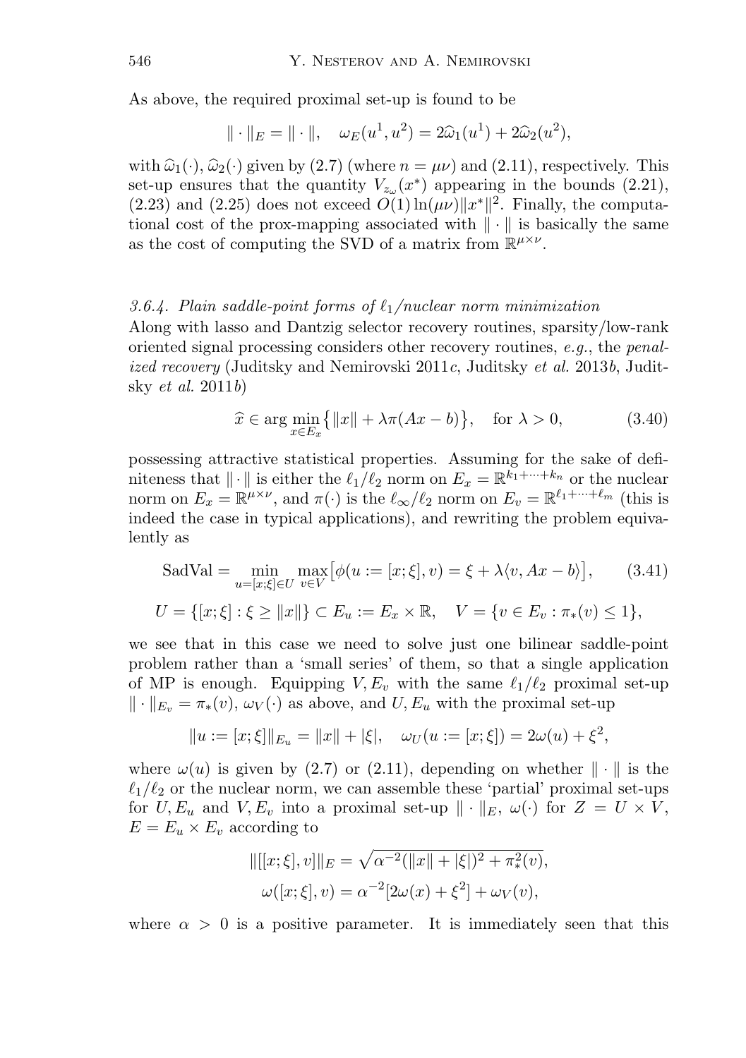As above, the required proximal set-up is found to be

$$\|\cdot\|_E = \|\cdot\|, \quad \omega_E(u^1, u^2) = 2\widehat{\omega}_1(u^1) + 2\widehat{\omega}_2(u^2),$$

with $\widehat{\omega}_1(\cdot)$, $\widehat{\omega}_2(\cdot)$ given by (2.7) (where $n = \mu\nu$) and (2.11), respectively. This set-up ensures that the quantity $V_{z_\omega}(x^*)$ appearing in the bounds (2.21), (2.23) and (2.25) does not exceed $O(1)\ln(\mu\nu)\|x^*\|^2$. Finally, the computational cost of the prox-mapping associated with $\|\cdot\|$ is basically the same as the cost of computing the SVD of a matrix from $\mathbb{R}^{\mu\times\nu}$.

#### *3.6.4. Plain saddle-point forms of $\ell_1$/nuclear norm minimization*

Along with lasso and Dantzig selector recovery routines, sparsity/low-rank oriented signal processing considers other recovery routines, *e.g.*, the *penalized recovery* (Juditsky and Nemirovski 2011*c*, Juditsky *et al.* 2013*b*, Juditsky *et al.* 2011*b*)

$$\widehat{x} \in \arg\min_{x\in E_x} \big\{\|x\| + \lambda\pi(Ax - b)\big\}, \quad \text{for } \lambda > 0, \tag{3.40}$$

possessing attractive statistical properties. Assuming for the sake of definiteness that $\|\cdot\|$ is either the $\ell_1/\ell_2$ norm on $E_x = \mathbb{R}^{k_1+\cdots+k_n}$ or the nuclear norm on $E_x = \mathbb{R}^{\mu\times\nu}$, and $\pi(\cdot)$ is the $\ell_\infty/\ell_2$ norm on $E_v = \mathbb{R}^{\ell_1+\cdots+\ell_m}$ (this is indeed the case in typical applications), and rewriting the problem equivalently as

$$\text{SadVal} = \min_{u=[x;\xi]\in U}\max_{v\in V}\big[\phi(u := [x;\xi], v) = \xi + \lambda\langle v, Ax - b\rangle\big], \tag{3.41}$$

$$U = \{[x;\xi] : \xi \geq \|x\|\} \subset E_u := E_x \times \mathbb{R}, \quad V = \{v \in E_v : \pi_*(v) \leq 1\},$$

we see that in this case we need to solve just one bilinear saddle-point problem rather than a 'small series' of them, so that a single application of MP is enough. Equipping $V, E_v$ with the same $\ell_1/\ell_2$ proximal set-up $\|\cdot\|_{E_v} = \pi_*(v)$, $\omega_V(\cdot)$ as above, and $U, E_u$ with the proximal set-up

$$\|u := [x;\xi]\|_{E_u} = \|x\| + |\xi|, \quad \omega_U(u := [x;\xi]) = 2\omega(u) + \xi^2,$$

where $\omega(u)$ is given by (2.7) or (2.11), depending on whether $\|\cdot\|$ is the $\ell_1/\ell_2$ or the nuclear norm, we can assemble these 'partial' proximal set-ups for $U, E_u$ and $V, E_v$ into a proximal set-up $\|\cdot\|_E$, $\omega(\cdot)$ for $Z = U \times V$, $E = E_u \times E_v$ according to

$$\|[[x;\xi], v]\|_E = \sqrt{\alpha^{-2}(\|x\| + |\xi|)^2 + \pi_*^2(v)},$$

$$\omega([x;\xi], v) = \alpha^{-2}[2\omega(x) + \xi^2] + \omega_V(v),$$

where $\alpha > 0$ is a positive parameter. It is immediately seen that this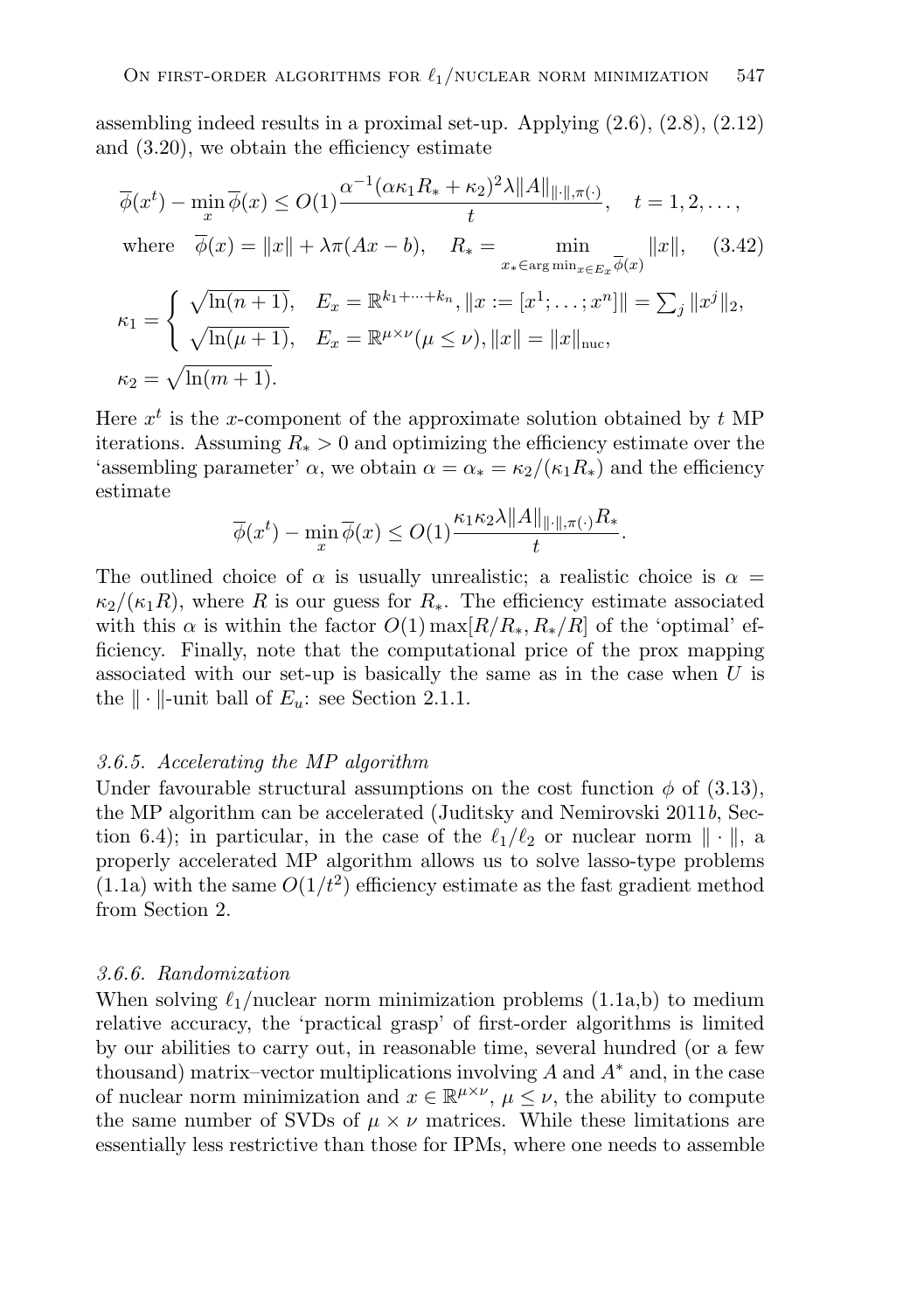assembling indeed results in a proximal set-up. Applying (2.6), (2.8), (2.12) and (3.20), we obtain the efficiency estimate

$$
\begin{aligned}
&\overline{\phi}(x^t) - \min_x \overline{\phi}(x) \le O(1)\frac{\alpha^{-1}(\alpha\kappa_1 R_* + \kappa_2)^2 \lambda \|A\|_{\|\cdot\|,\pi(\cdot)}}{t}, \quad t = 1, 2, \ldots, \\
&\text{where} \quad \overline{\phi}(x) = \|x\| + \lambda\pi(Ax - b), \quad R_* = \min_{x_* \in \arg\min_{x \in E_x} \overline{\phi}(x)} \|x\|, \qquad (3.42) \\
&\kappa_1 = \begin{cases} \sqrt{\ln(n+1)}, & E_x = \mathbb{R}^{k_1 + \cdots + k_n}, \|x := [x^1; \ldots; x^n]\| = \sum_j \|x^j\|_2, \\ \sqrt{\ln(\mu+1)}, & E_x = \mathbb{R}^{\mu \times \nu} (\mu \le \nu), \|x\| = \|x\|_{\text{nuc}}, \end{cases} \\
&\kappa_2 = \sqrt{\ln(m+1)}.
\end{aligned}
$$

Here $x^t$ is the $x$-component of the approximate solution obtained by $t$ MP iterations. Assuming $R_* > 0$ and optimizing the efficiency estimate over the 'assembling parameter' $\alpha$, we obtain $\alpha = \alpha_* = \kappa_2/(\kappa_1 R_*)$ and the efficiency estimate

$$
\overline{\phi}(x^t) - \min_x \overline{\phi}(x) \le O(1)\frac{\kappa_1 \kappa_2 \lambda \|A\|_{\|\cdot\|,\pi(\cdot)} R_*}{t}.
$$

The outlined choice of $\alpha$ is usually unrealistic; a realistic choice is $\alpha = \kappa_2/(\kappa_1 R)$, where $R$ is our guess for $R_*$. The efficiency estimate associated with this $\alpha$ is within the factor $O(1)\max[R/R_*, R_*/R]$ of the 'optimal' efficiency. Finally, note that the computational price of the prox mapping associated with our set-up is basically the same as in the case when $U$ is the $\|\cdot\|$-unit ball of $E_u$: see Section 2.1.1.

### *3.6.5. Accelerating the MP algorithm*

Under favourable structural assumptions on the cost function $\phi$ of (3.13), the MP algorithm can be accelerated (Juditsky and Nemirovski 2011*b*, Section 6.4); in particular, in the case of the $\ell_1/\ell_2$ or nuclear norm $\|\cdot\|$, a properly accelerated MP algorithm allows us to solve lasso-type problems (1.1a) with the same $O(1/t^2)$ efficiency estimate as the fast gradient method from Section 2.

### *3.6.6. Randomization*

When solving $\ell_1$/nuclear norm minimization problems (1.1a,b) to medium relative accuracy, the 'practical grasp' of first-order algorithms is limited by our abilities to carry out, in reasonable time, several hundred (or a few thousand) matrix–vector multiplications involving $A$ and $A^*$ and, in the case of nuclear norm minimization and $x \in \mathbb{R}^{\mu \times \nu}$, $\mu \le \nu$, the ability to compute the same number of SVDs of $\mu \times \nu$ matrices. While these limitations are essentially less restrictive than those for IPMs, where one needs to assemble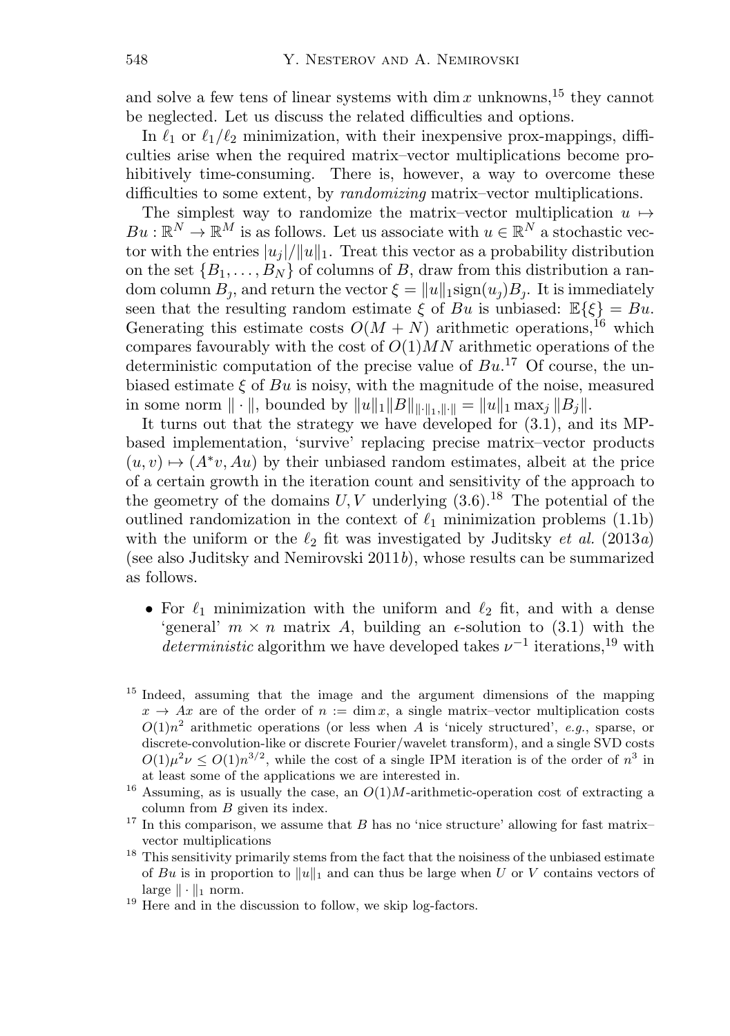and solve a few tens of linear systems with $\dim x$ unknowns,[15] they cannot be neglected. Let us discuss the related difficulties and options.

In $\ell_1$ or $\ell_1/\ell_2$ minimization, with their inexpensive prox-mappings, difficulties arise when the required matrix–vector multiplications become prohibitively time-consuming. There is, however, a way to overcome these difficulties to some extent, by *randomizing* matrix–vector multiplications.

The simplest way to randomize the matrix–vector multiplication $u \mapsto Bu : \mathbb{R}^N \to \mathbb{R}^M$ is as follows. Let us associate with $u \in \mathbb{R}^N$ a stochastic vector with the entries $|u_j|/\|u\|_1$. Treat this vector as a probability distribution on the set $\{B_1, \ldots, B_N\}$ of columns of $B$, draw from this distribution a random column $B_j$, and return the vector $\xi = \|u\|_1 \mathrm{sign}(u_j) B_j$. It is immediately seen that the resulting random estimate $\xi$ of $Bu$ is unbiased: $\mathbb{E}\{\xi\} = Bu$. Generating this estimate costs $O(M + N)$ arithmetic operations,[16] which compares favourably with the cost of $O(1)MN$ arithmetic operations of the deterministic computation of the precise value of $Bu$.[17] Of course, the unbiased estimate $\xi$ of $Bu$ is noisy, with the magnitude of the noise, measured in some norm $\|\cdot\|$, bounded by $\|u\|_1 \|B\|_{\|\cdot\|_1, \|\cdot\|} = \|u\|_1 \max_j \|B_j\|$.

It turns out that the strategy we have developed for (3.1), and its MP-based implementation, 'survive' replacing precise matrix–vector products $(u, v) \mapsto (A^* v, Au)$ by their unbiased random estimates, albeit at the price of a certain growth in the iteration count and sensitivity of the approach to the geometry of the domains $U, V$ underlying (3.6).[18] The potential of the outlined randomization in the context of $\ell_1$ minimization problems (1.1b) with the uniform or the $\ell_2$ fit was investigated by Juditsky *et al.* (2013*a*) (see also Juditsky and Nemirovski 2011*b*), whose results can be summarized as follows.

- For $\ell_1$ minimization with the uniform and $\ell_2$ fit, and with a dense 'general' $m \times n$ matrix $A$, building an $\epsilon$-solution to (3.1) with the *deterministic* algorithm we have developed takes $\nu^{-1}$ iterations,[19] with

---

[15] Indeed, assuming that the image and the argument dimensions of the mapping $x \to Ax$ are of the order of $n := \dim x$, a single matrix–vector multiplication costs $O(1)n^2$ arithmetic operations (or less when $A$ is 'nicely structured', *e.g.*, sparse, or discrete-convolution-like or discrete Fourier/wavelet transform), and a single SVD costs $O(1)\mu^2\nu \le O(1)n^{3/2}$, while the cost of a single IPM iteration is of the order of $n^3$ in at least some of the applications we are interested in.

[16] Assuming, as is usually the case, an $O(1)M$-arithmetic-operation cost of extracting a column from $B$ given its index.

[17] In this comparison, we assume that $B$ has no 'nice structure' allowing for fast matrix–vector multiplications

[18] This sensitivity primarily stems from the fact that the noisiness of the unbiased estimate of $Bu$ is in proportion to $\|u\|_1$ and can thus be large when $U$ or $V$ contains vectors of large $\|\cdot\|_1$ norm.

[19] Here and in the discussion to follow, we skip log-factors.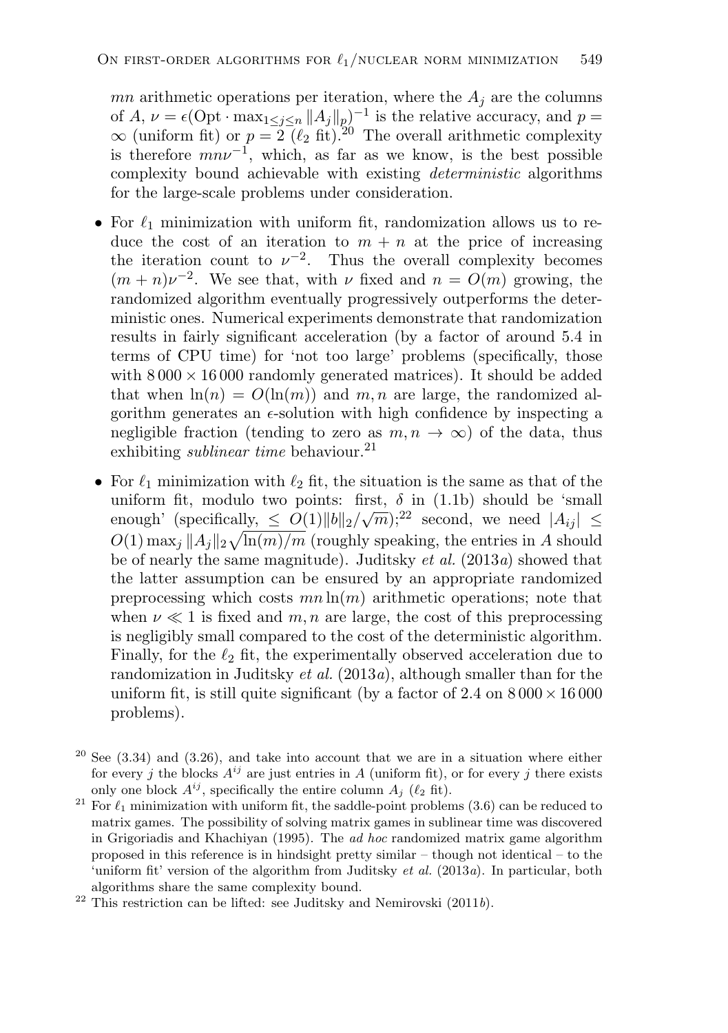$mn$ arithmetic operations per iteration, where the $A_j$ are the columns of $A$, $\nu = \epsilon(\text{Opt} \cdot \max_{1 \le j \le n} \|A_j\|_p)^{-1}$ is the relative accuracy, and $p = \infty$ (uniform fit) or $p = 2$ ($\ell_2$ fit).[20] The overall arithmetic complexity is therefore $mn\nu^{-1}$, which, as far as we know, is the best possible complexity bound achievable with existing *deterministic* algorithms for the large-scale problems under consideration.

- For $\ell_1$ minimization with uniform fit, randomization allows us to reduce the cost of an iteration to $m + n$ at the price of increasing the iteration count to $\nu^{-2}$. Thus the overall complexity becomes $(m + n)\nu^{-2}$. We see that, with $\nu$ fixed and $n = O(m)$ growing, the randomized algorithm eventually progressively outperforms the deterministic ones. Numerical experiments demonstrate that randomization results in fairly significant acceleration (by a factor of around 5.4 in terms of CPU time) for 'not too large' problems (specifically, those with $8\,000 \times 16\,000$ randomly generated matrices). It should be added that when $\ln(n) = O(\ln(m))$ and $m, n$ are large, the randomized algorithm generates an $\epsilon$-solution with high confidence by inspecting a negligible fraction (tending to zero as $m, n \to \infty$) of the data, thus exhibiting *sublinear time* behaviour.[21]
- For $\ell_1$ minimization with $\ell_2$ fit, the situation is the same as that of the uniform fit, modulo two points: first, $\delta$ in (1.1b) should be 'small enough' (specifically, $\le O(1)\|b\|_2/\sqrt{m}$);[22] second, we need $|A_{ij}| \le O(1) \max_j \|A_j\|_2 \sqrt{\ln(m)/m}$ (roughly speaking, the entries in $A$ should be of nearly the same magnitude). Juditsky *et al.* (2013*a*) showed that the latter assumption can be ensured by an appropriate randomized preprocessing which costs $mn \ln(m)$ arithmetic operations; note that when $\nu \ll 1$ is fixed and $m, n$ are large, the cost of this preprocessing is negligibly small compared to the cost of the deterministic algorithm. Finally, for the $\ell_2$ fit, the experimentally observed acceleration due to randomization in Juditsky *et al.* (2013*a*), although smaller than for the uniform fit, is still quite significant (by a factor of 2.4 on $8\,000 \times 16\,000$ problems).

[20] See (3.34) and (3.26), and take into account that we are in a situation where either for every $j$ the blocks $A^{ij}$ are just entries in $A$ (uniform fit), or for every $j$ there exists only one block $A^{ij}$, specifically the entire column $A_j$ ($\ell_2$ fit).

[21] For $\ell_1$ minimization with uniform fit, the saddle-point problems (3.6) can be reduced to matrix games. The possibility of solving matrix games in sublinear time was discovered in Grigoriadis and Khachiyan (1995). The *ad hoc* randomized matrix game algorithm proposed in this reference is in hindsight pretty similar – though not identical – to the 'uniform fit' version of the algorithm from Juditsky *et al.* (2013*a*). In particular, both algorithms share the same complexity bound.

[22] This restriction can be lifted: see Juditsky and Nemirovski (2011*b*).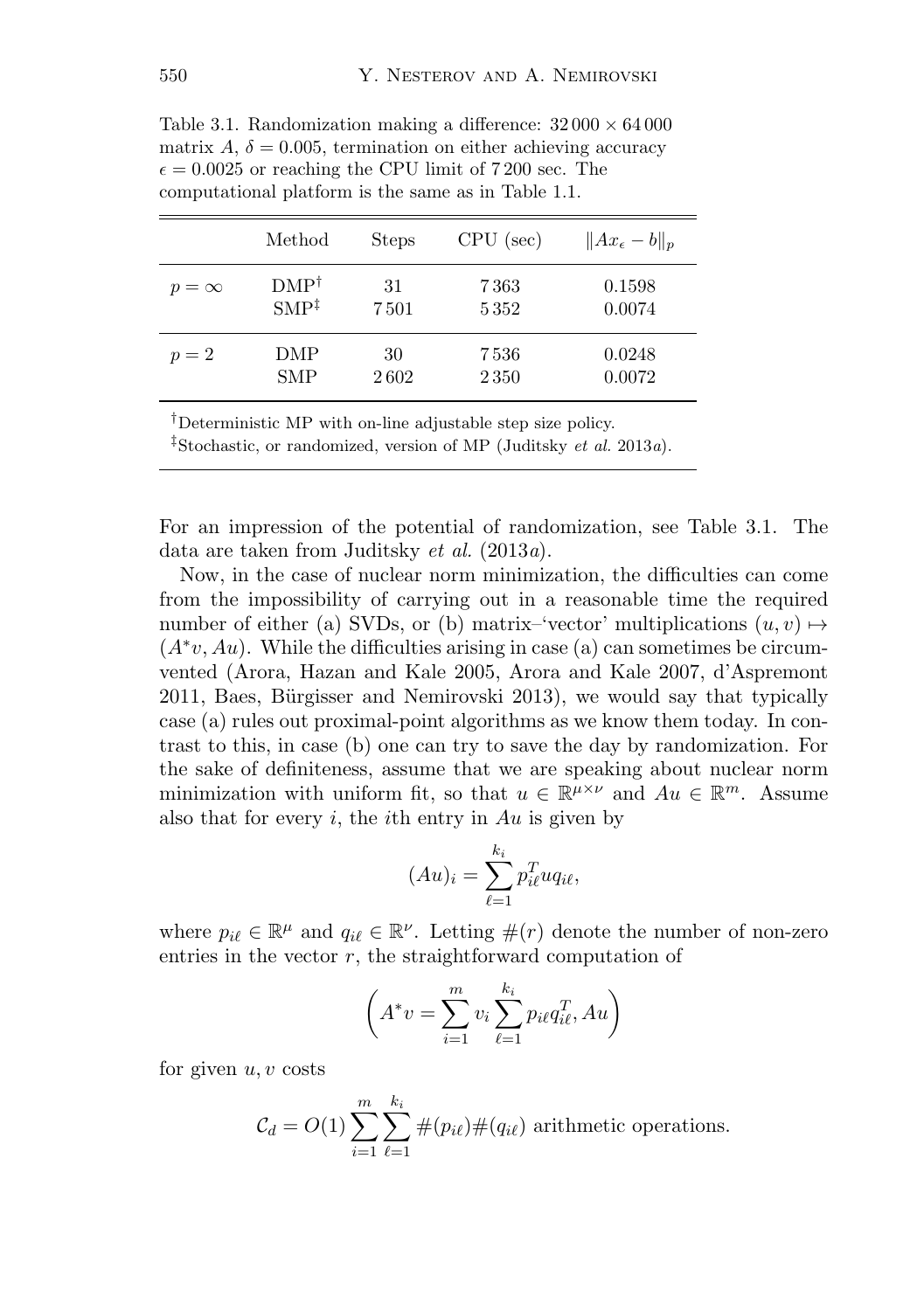Table 3.1. Randomization making a difference: $32\,000 \times 64\,000$ matrix $A$, $\delta = 0.005$, termination on either achieving accuracy $\epsilon = 0.0025$ or reaching the CPU limit of 7 200 sec. The computational platform is the same as in Table 1.1.

| | Method | Steps | CPU (sec) | $\|Ax_\epsilon - b\|_p$ |
|---|---|---|---|---|
| $p = \infty$ | DMP[†] | 31 | 7 363 | 0.1598 |
| | SMP[‡] | 7 501 | 5 352 | 0.0074 |
| $p = 2$ | DMP | 30 | 7 536 | 0.0248 |
| | SMP | 2 602 | 2 350 | 0.0072 |

[†]Deterministic MP with on-line adjustable step size policy.
[‡]Stochastic, or randomized, version of MP (Juditsky *et al.* 2013*a*).

For an impression of the potential of randomization, see Table 3.1. The data are taken from Juditsky *et al.* (2013*a*).

Now, in the case of nuclear norm minimization, the difficulties can come from the impossibility of carrying out in a reasonable time the required number of either (a) SVDs, or (b) matrix–'vector' multiplications $(u, v) \mapsto (A^*v, Au)$. While the difficulties arising in case (a) can sometimes be circumvented (Arora, Hazan and Kale 2005, Arora and Kale 2007, d'Aspremont 2011, Baes, Bürgisser and Nemirovski 2013), we would say that typically case (a) rules out proximal-point algorithms as we know them today. In contrast to this, in case (b) one can try to save the day by randomization. For the sake of definiteness, assume that we are speaking about nuclear norm minimization with uniform fit, so that $u \in \mathbb{R}^{\mu \times \nu}$ and $Au \in \mathbb{R}^m$. Assume also that for every $i$, the $i$th entry in $Au$ is given by

$$(Au)_i = \sum_{\ell=1}^{k_i} p_{i\ell}^T u q_{i\ell},$$

where $p_{i\ell} \in \mathbb{R}^\mu$ and $q_{i\ell} \in \mathbb{R}^\nu$. Letting $\#(r)$ denote the number of non-zero entries in the vector $r$, the straightforward computation of

$$\left( A^* v = \sum_{i=1}^m v_i \sum_{\ell=1}^{k_i} p_{i\ell} q_{i\ell}^T, Au \right)$$

for given $u, v$ costs

$$\mathcal{C}_d = O(1) \sum_{i=1}^m \sum_{\ell=1}^{k_i} \#(p_{i\ell}) \#(q_{i\ell}) \text{ arithmetic operations.}$$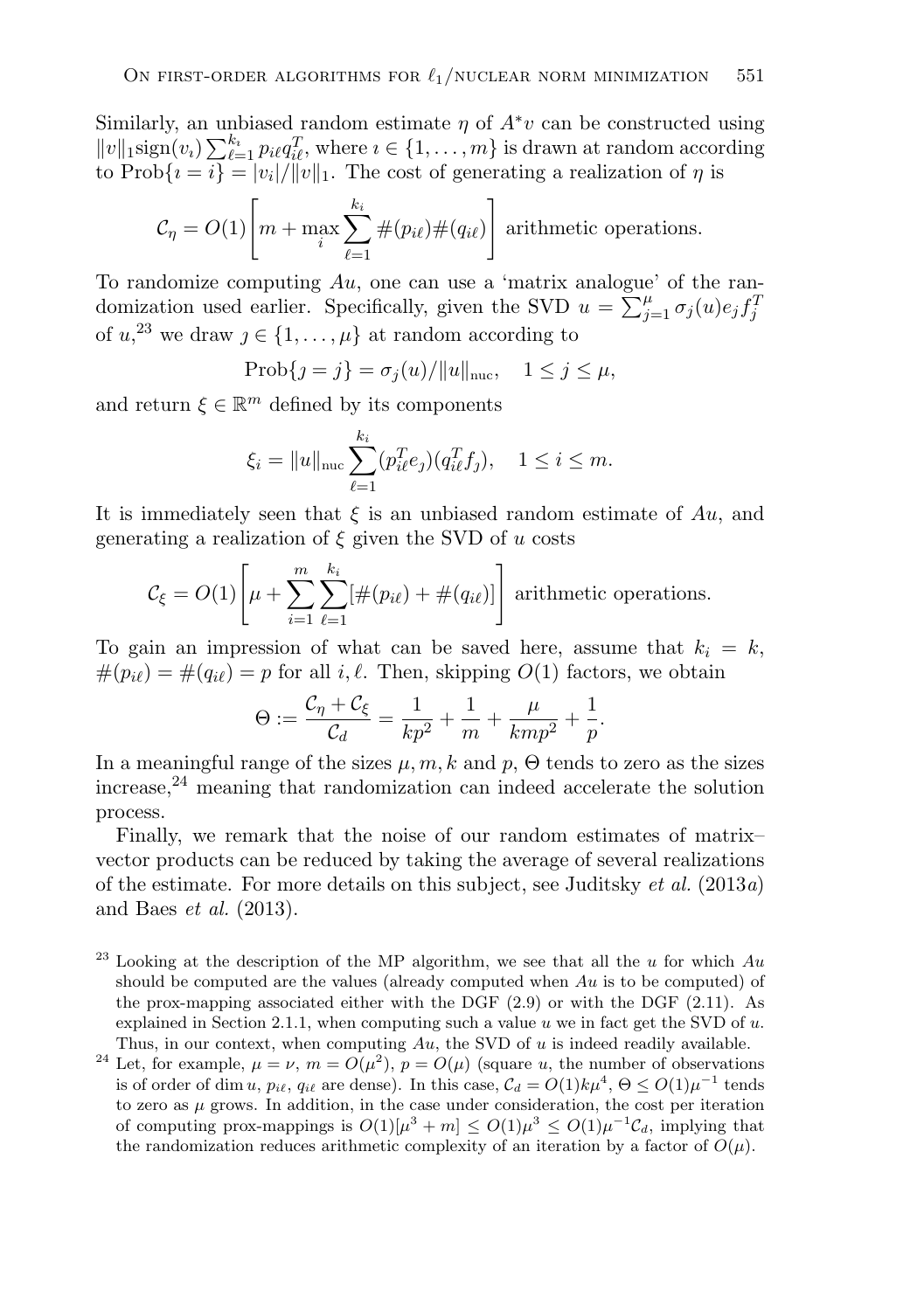Similarly, an unbiased random estimate $\eta$ of $A^*v$ can be constructed using $\|v\|_1 \mathrm{sign}(v_\imath) \sum_{\ell=1}^{k_\imath} p_{\imath\ell} q_{\imath\ell}^T$, where $\imath \in \{1, \ldots, m\}$ is drawn at random according to $\mathrm{Prob}\{\imath = i\} = |v_i|/\|v\|_1$. The cost of generating a realization of $\eta$ is

$$\mathcal{C}_\eta = O(1)\left[m + \max_i \sum_{\ell=1}^{k_i} \#(p_{i\ell})\#(q_{i\ell})\right] \text{ arithmetic operations.}$$

To randomize computing $Au$, one can use a 'matrix analogue' of the randomization used earlier. Specifically, given the SVD $u = \sum_{j=1}^{\mu} \sigma_j(u) e_j f_j^T$ of $u$,[23] we draw $\jmath \in \{1, \ldots, \mu\}$ at random according to

$$\mathrm{Prob}\{\jmath = j\} = \sigma_j(u)/\|u\|_{\mathrm{nuc}}, \quad 1 \le j \le \mu,$$

and return $\xi \in \mathbb{R}^m$ defined by its components

$$\xi_i = \|u\|_{\mathrm{nuc}} \sum_{\ell=1}^{k_i} (p_{i\ell}^T e_\jmath)(q_{i\ell}^T f_\jmath), \quad 1 \le i \le m.$$

It is immediately seen that $\xi$ is an unbiased random estimate of $Au$, and generating a realization of $\xi$ given the SVD of $u$ costs

$$\mathcal{C}_\xi = O(1)\left[\mu + \sum_{i=1}^{m} \sum_{\ell=1}^{k_i} [\#(p_{i\ell}) + \#(q_{i\ell})]\right] \text{ arithmetic operations.}$$

To gain an impression of what can be saved here, assume that $k_i = k$, $\#(p_{i\ell}) = \#(q_{i\ell}) = p$ for all $i, \ell$. Then, skipping $O(1)$ factors, we obtain

$$\Theta := \frac{\mathcal{C}_\eta + \mathcal{C}_\xi}{\mathcal{C}_d} = \frac{1}{kp^2} + \frac{1}{m} + \frac{\mu}{kmp^2} + \frac{1}{p}.$$

In a meaningful range of the sizes $\mu, m, k$ and $p$, $\Theta$ tends to zero as the sizes increase,[24] meaning that randomization can indeed accelerate the solution process.

Finally, we remark that the noise of our random estimates of matrix–vector products can be reduced by taking the average of several realizations of the estimate. For more details on this subject, see Juditsky *et al.* (2013*a*) and Baes *et al.* (2013).

[23] Looking at the description of the MP algorithm, we see that all the $u$ for which $Au$ should be computed are the values (already computed when $Au$ is to be computed) of the prox-mapping associated either with the DGF (2.9) or with the DGF (2.11). As explained in Section 2.1.1, when computing such a value $u$ we in fact get the SVD of $u$. Thus, in our context, when computing $Au$, the SVD of $u$ is indeed readily available.

[24] Let, for example, $\mu = \nu$, $m = O(\mu^2)$, $p = O(\mu)$ (square $u$, the number of observations is of order of $\dim u$, $p_{i\ell}$, $q_{i\ell}$ are dense). In this case, $\mathcal{C}_d = O(1)k\mu^4$, $\Theta \le O(1)\mu^{-1}$ tends to zero as $\mu$ grows. In addition, in the case under consideration, the cost per iteration of computing prox-mappings is $O(1)[\mu^3 + m] \le O(1)\mu^3 \le O(1)\mu^{-1}\mathcal{C}_d$, implying that the randomization reduces arithmetic complexity of an iteration by a factor of $O(\mu)$.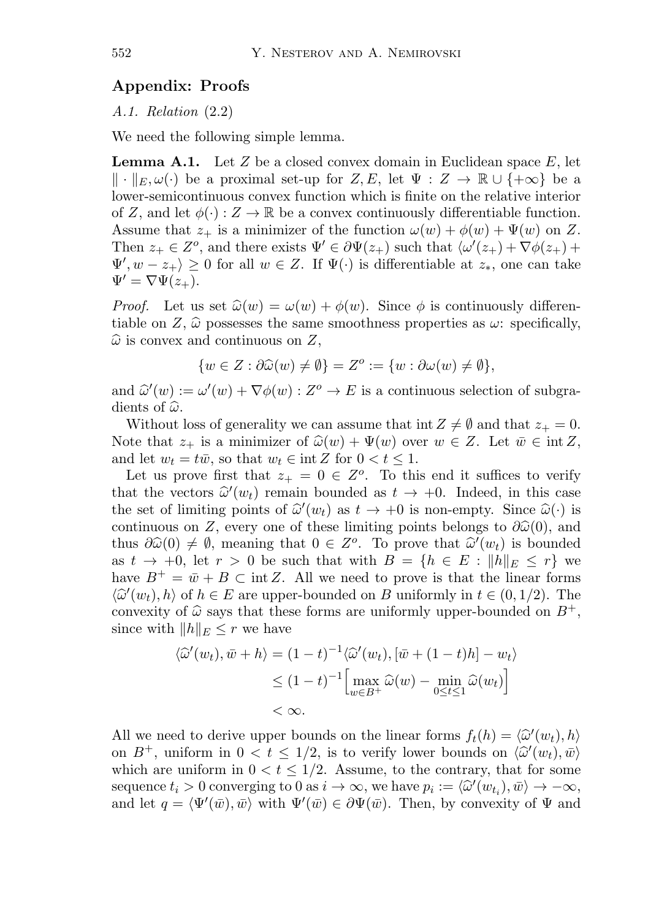## Appendix: Proofs

*A.1. Relation* (2.2)

We need the following simple lemma.

**Lemma A.1.** Let $Z$ be a closed convex domain in Euclidean space $E$, let $\|\cdot\|_E, \omega(\cdot)$ be a proximal set-up for $Z, E$, let $\Psi : Z \to \mathbb{R} \cup \{+\infty\}$ be a lower-semicontinuous convex function which is finite on the relative interior of $Z$, and let $\phi(\cdot) : Z \to \mathbb{R}$ be a convex continuously differentiable function. Assume that $z_+$ is a minimizer of the function $\omega(w) + \phi(w) + \Psi(w)$ on $Z$. Then $z_+ \in Z^o$, and there exists $\Psi' \in \partial\Psi(z_+)$ such that $\langle \omega'(z_+) + \nabla\phi(z_+) + \Psi', w - z_+\rangle \geq 0$ for all $w \in Z$. If $\Psi(\cdot)$ is differentiable at $z_*$, one can take $\Psi' = \nabla\Psi(z_+)$.

*Proof.* Let us set $\widehat{\omega}(w) = \omega(w) + \phi(w)$. Since $\phi$ is continuously differentiable on $Z$, $\widehat{\omega}$ possesses the same smoothness properties as $\omega$: specifically, $\widehat{\omega}$ is convex and continuous on $Z$,

$$\{w \in Z : \partial\widehat{\omega}(w) \neq \emptyset\} = Z^o := \{w : \partial\omega(w) \neq \emptyset\},$$

and $\widehat{\omega}'(w) := \omega'(w) + \nabla\phi(w) : Z^o \to E$ is a continuous selection of subgradients of $\widehat{\omega}$.

Without loss of generality we can assume that $\operatorname{int} Z \neq \emptyset$ and that $z_+ = 0$. Note that $z_+$ is a minimizer of $\widehat{\omega}(w) + \Psi(w)$ over $w \in Z$. Let $\bar{w} \in \operatorname{int} Z$, and let $w_t = t\bar{w}$, so that $w_t \in \operatorname{int} Z$ for $0 < t \leq 1$.

Let us prove first that $z_+ = 0 \in Z^o$. To this end it suffices to verify that the vectors $\widehat{\omega}'(w_t)$ remain bounded as $t \to +0$. Indeed, in this case the set of limiting points of $\widehat{\omega}'(w_t)$ as $t \to +0$ is non-empty. Since $\widehat{\omega}(\cdot)$ is continuous on $Z$, every one of these limiting points belongs to $\partial\widehat{\omega}(0)$, and thus $\partial\widehat{\omega}(0) \neq \emptyset$, meaning that $0 \in Z^o$. To prove that $\widehat{\omega}'(w_t)$ is bounded as $t \to +0$, let $r > 0$ be such that with $B = \{h \in E : \|h\|_E \leq r\}$ we have $B^+ = \bar{w} + B \subset \operatorname{int} Z$. All we need to prove is that the linear forms $\langle \widehat{\omega}'(w_t), h\rangle$ of $h \in E$ are upper-bounded on $B$ uniformly in $t \in (0, 1/2)$. The convexity of $\widehat{\omega}$ says that these forms are uniformly upper-bounded on $B^+$, since with $\|h\|_E \leq r$ we have

$$\begin{aligned}
\langle \widehat{\omega}'(w_t), \bar{w} + h\rangle &= (1-t)^{-1}\langle \widehat{\omega}'(w_t), [\bar{w} + (1-t)h] - w_t\rangle \\
&\leq (1-t)^{-1}\Big[\max_{w \in B^+} \widehat{\omega}(w) - \min_{0 \leq t \leq 1} \widehat{\omega}(w_t)\Big] \\
&< \infty.
\end{aligned}$$

All we need to derive upper bounds on the linear forms $f_t(h) = \langle \widehat{\omega}'(w_t), h\rangle$ on $B^+$, uniform in $0 < t \leq 1/2$, is to verify lower bounds on $\langle \widehat{\omega}'(w_t), \bar{w}\rangle$ which are uniform in $0 < t \leq 1/2$. Assume, to the contrary, that for some sequence $t_i > 0$ converging to 0 as $i \to \infty$, we have $p_i := \langle \widehat{\omega}'(w_{t_i}), \bar{w}\rangle \to -\infty$, and let $q = \langle \Psi'(\bar{w}), \bar{w}\rangle$ with $\Psi'(\bar{w}) \in \partial\Psi(\bar{w})$. Then, by convexity of $\Psi$ and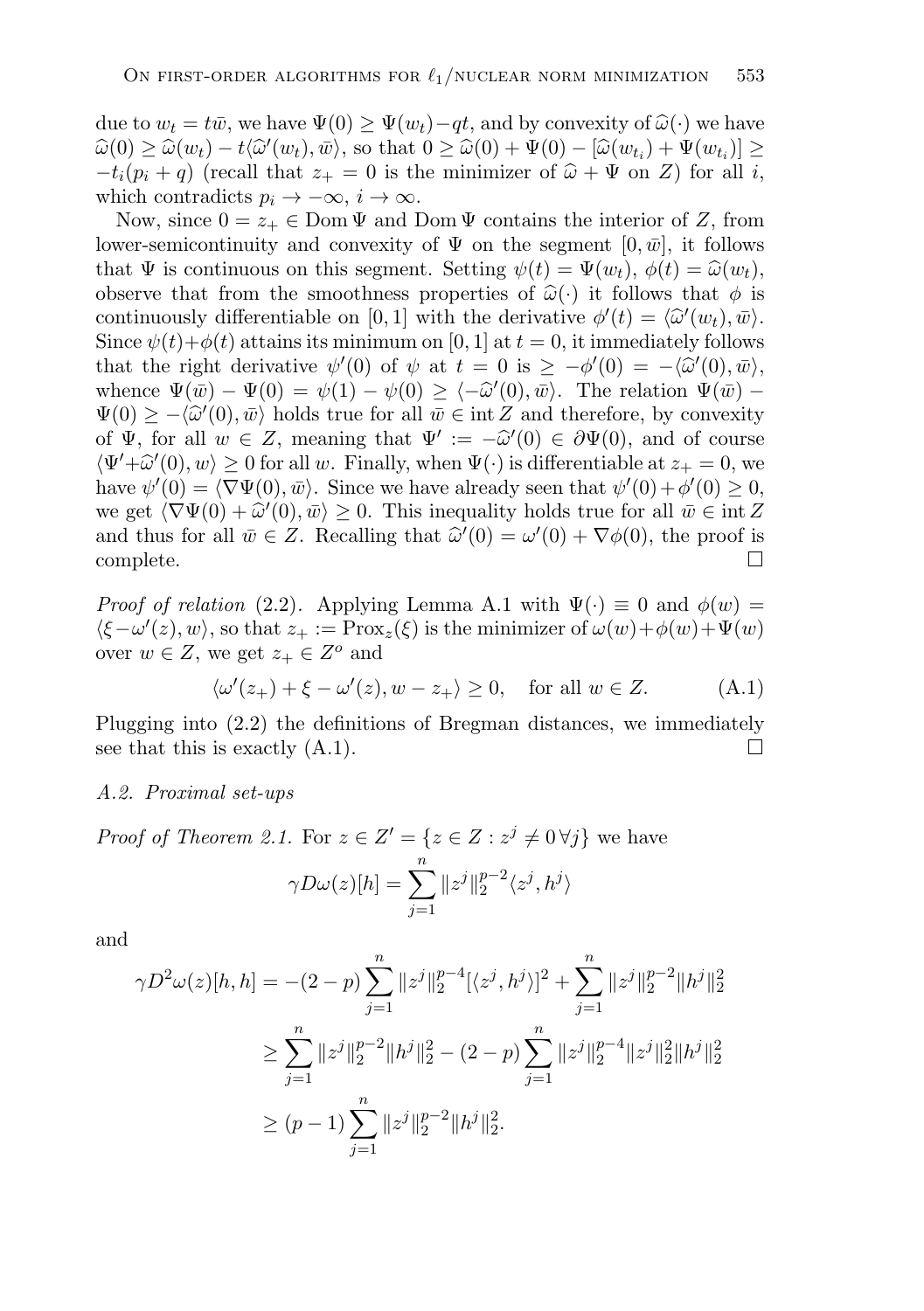due to $w_t = t\bar{w}$, we have $\Psi(0) \geq \Psi(w_t) - qt$, and by convexity of $\widehat{\omega}(\cdot)$ we have $\widehat{\omega}(0) \geq \widehat{\omega}(w_t) - t\langle \widehat{\omega}'(w_t), \bar{w}\rangle$, so that $0 \geq \widehat{\omega}(0) + \Psi(0) - [\widehat{\omega}(w_{t_i}) + \Psi(w_{t_i})] \geq -t_i(p_i + q)$ (recall that $z_+ = 0$ is the minimizer of $\widehat{\omega} + \Psi$ on $Z$) for all $i$, which contradicts $p_i \to -\infty$, $i \to \infty$.

Now, since $0 = z_+ \in \operatorname{Dom}\Psi$ and $\operatorname{Dom}\Psi$ contains the interior of $Z$, from lower-semicontinuity and convexity of $\Psi$ on the segment $[0, \bar{w}]$, it follows that $\Psi$ is continuous on this segment. Setting $\psi(t) = \Psi(w_t)$, $\phi(t) = \widehat{\omega}(w_t)$, observe that from the smoothness properties of $\widehat{\omega}(\cdot)$ it follows that $\phi$ is continuously differentiable on $[0,1]$ with the derivative $\phi'(t) = \langle \widehat{\omega}'(w_t), \bar{w}\rangle$. Since $\psi(t)+\phi(t)$ attains its minimum on $[0,1]$ at $t = 0$, it immediately follows that the right derivative $\psi'(0)$ of $\psi$ at $t = 0$ is $\geq -\phi'(0) = -\langle \widehat{\omega}'(0), \bar{w}\rangle$, whence $\Psi(\bar{w}) - \Psi(0) = \psi(1) - \psi(0) \geq \langle -\widehat{\omega}'(0), \bar{w}\rangle$. The relation $\Psi(\bar{w}) - \Psi(0) \geq -\langle \widehat{\omega}'(0), \bar{w}\rangle$ holds true for all $\bar{w} \in \operatorname{int} Z$ and therefore, by convexity of $\Psi$, for all $w \in Z$, meaning that $\Psi' := -\widehat{\omega}'(0) \in \partial\Psi(0)$, and of course $\langle \Psi' + \widehat{\omega}'(0), w\rangle \geq 0$ for all $w$. Finally, when $\Psi(\cdot)$ is differentiable at $z_+ = 0$, we have $\psi'(0) = \langle \nabla\Psi(0), \bar{w}\rangle$. Since we have already seen that $\psi'(0) + \phi'(0) \geq 0$, we get $\langle \nabla\Psi(0) + \widehat{\omega}'(0), \bar{w}\rangle \geq 0$. This inequality holds true for all $\bar{w} \in \operatorname{int} Z$ and thus for all $\bar{w} \in Z$. Recalling that $\widehat{\omega}'(0) = \omega'(0) + \nabla\phi(0)$, the proof is complete. $\square$

*Proof of relation* (2.2). Applying Lemma A.1 with $\Psi(\cdot) \equiv 0$ and $\phi(w) = \langle \xi - \omega'(z), w\rangle$, so that $z_+ := \operatorname{Prox}_z(\xi)$ is the minimizer of $\omega(w) + \phi(w) + \Psi(w)$ over $w \in Z$, we get $z_+ \in Z^o$ and

$$\langle \omega'(z_+) + \xi - \omega'(z), w - z_+\rangle \geq 0, \quad \text{for all } w \in Z. \tag{A.1}$$

Plugging into (2.2) the definitions of Bregman distances, we immediately see that this is exactly (A.1). $\square$

*A.2. Proximal set-ups*

*Proof of Theorem 2.1.* For $z \in Z' = \{z \in Z : z^j \neq 0\, \forall j\}$ we have

$$\gamma D\omega(z)[h] = \sum_{j=1}^{n} \|z^j\|_2^{p-2}\langle z^j, h^j\rangle$$

and

$$\begin{aligned}
\gamma D^2\omega(z)[h,h] &= -(2-p)\sum_{j=1}^{n} \|z^j\|_2^{p-4}[\langle z^j, h^j\rangle]^2 + \sum_{j=1}^{n} \|z^j\|_2^{p-2}\|h^j\|_2^2 \\
&\geq \sum_{j=1}^{n} \|z^j\|_2^{p-2}\|h^j\|_2^2 - (2-p)\sum_{j=1}^{n} \|z^j\|_2^{p-4}\|z^j\|_2^2\|h^j\|_2^2 \\
&\geq (p-1)\sum_{j=1}^{n} \|z^j\|_2^{p-2}\|h^j\|_2^2.
\end{aligned}$$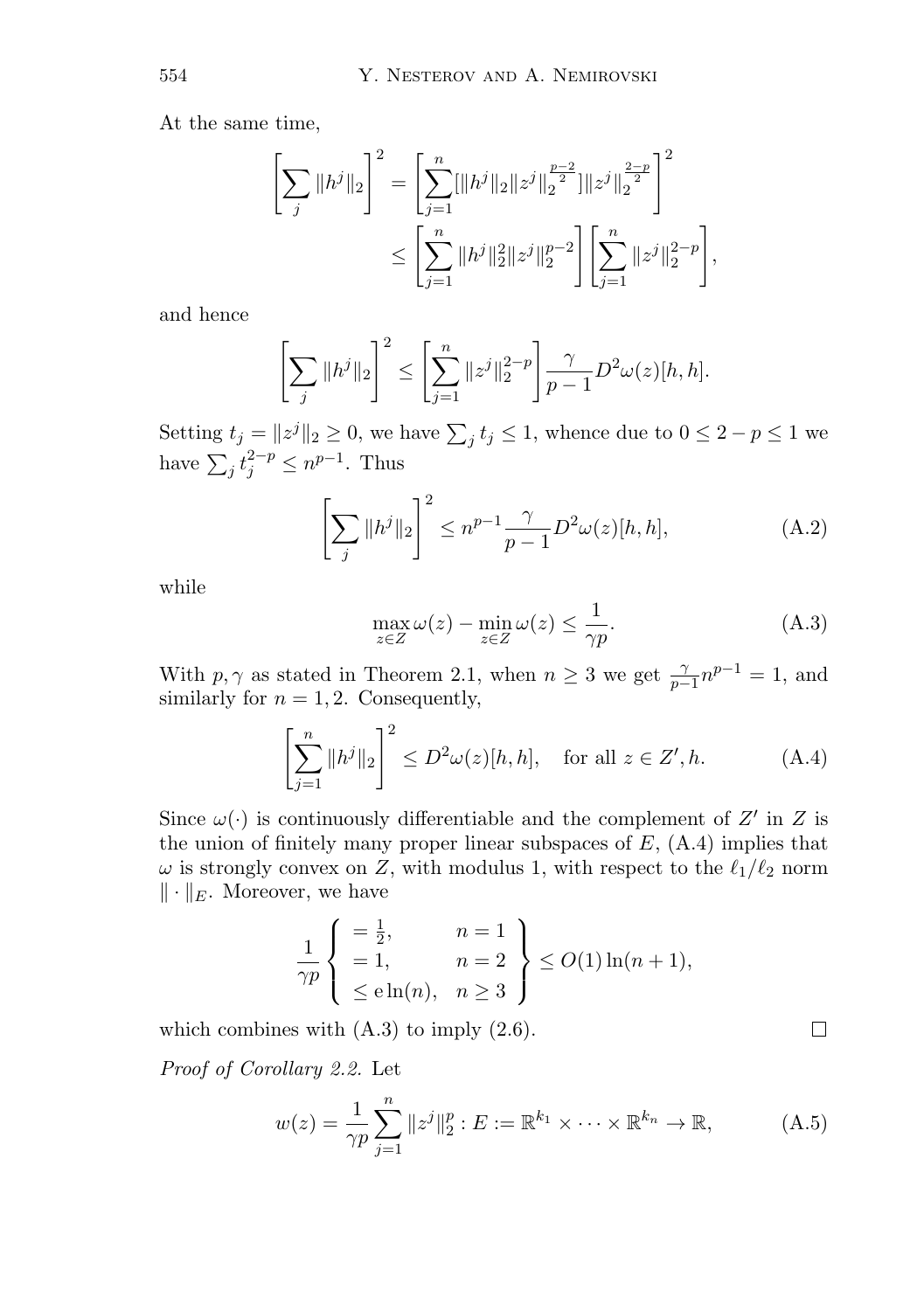At the same time,

$$\left[\sum_j \|h^j\|_2\right]^2 = \left[\sum_{j=1}^n [\|h^j\|_2 \|z^j\|_2^{\frac{p-2}{2}}] \|z^j\|_2^{\frac{2-p}{2}}\right]^2 \le \left[\sum_{j=1}^n \|h^j\|_2^2 \|z^j\|_2^{p-2}\right]\left[\sum_{j=1}^n \|z^j\|_2^{2-p}\right],$$

and hence

$$\left[\sum_j \|h^j\|_2\right]^2 \le \left[\sum_{j=1}^n \|z^j\|_2^{2-p}\right] \frac{\gamma}{p-1} D^2\omega(z)[h,h].$$

Setting $t_j = \|z^j\|_2 \ge 0$, we have $\sum_j t_j \le 1$, whence due to $0 \le 2-p \le 1$ we have $\sum_j t_j^{2-p} \le n^{p-1}$. Thus

$$\left[\sum_j \|h^j\|_2\right]^2 \le n^{p-1} \frac{\gamma}{p-1} D^2\omega(z)[h,h], \tag{A.2}$$

while

$$\max_{z\in Z} \omega(z) - \min_{z \in Z} \omega(z) \le \frac{1}{\gamma p}. \tag{A.3}$$

With $p, \gamma$ as stated in Theorem 2.1, when $n \ge 3$ we get $\frac{\gamma}{p-1} n^{p-1} = 1$, and similarly for $n = 1, 2$. Consequently,

$$\left[\sum_{j=1}^n \|h^j\|_2\right]^2 \le D^2\omega(z)[h,h], \quad \text{for all } z \in Z', h. \tag{A.4}$$

Since $\omega(\cdot)$ is continuously differentiable and the complement of $Z'$ in $Z$ is the union of finitely many proper linear subspaces of $E$, (A.4) implies that $\omega$ is strongly convex on $Z$, with modulus 1, with respect to the $\ell_1/\ell_2$ norm $\|\cdot\|_E$. Moreover, we have

$$\frac{1}{\gamma p}\left\{\begin{array}{ll} = \frac{1}{2}, & n = 1 \\ = 1, & n = 2 \\ \le \mathrm{e}\ln(n), & n \ge 3 \end{array}\right\} \le O(1)\ln(n+1),$$

which combines with (A.3) to imply (2.6). □

*Proof of Corollary 2.2.* Let

$$w(z) = \frac{1}{\gamma p}\sum_{j=1}^n \|z^j\|_2^p : E := \mathbb{R}^{k_1} \times \cdots \times \mathbb{R}^{k_n} \to \mathbb{R}, \tag{A.5}$$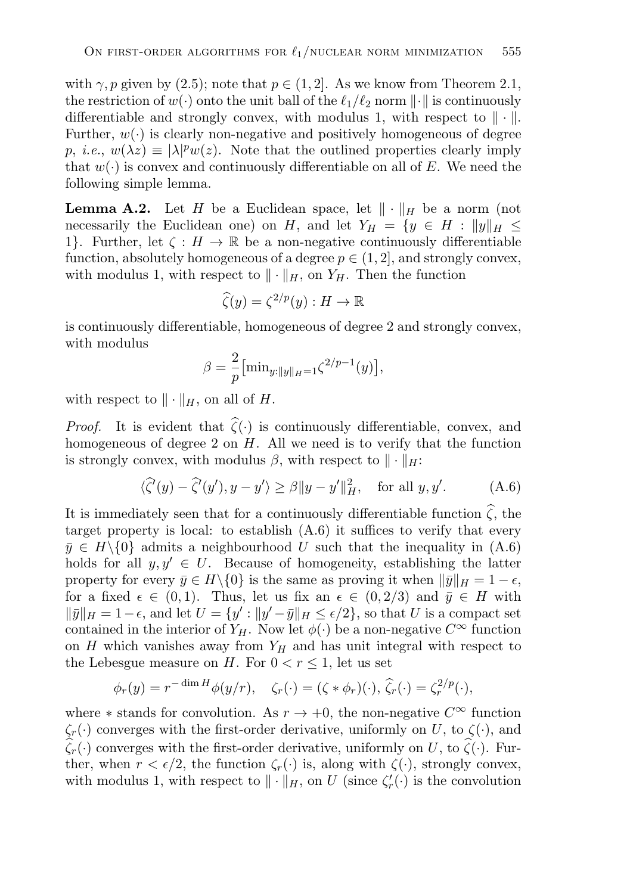with $\gamma, p$ given by (2.5); note that $p \in (1, 2]$. As we know from Theorem 2.1, the restriction of $w(\cdot)$ onto the unit ball of the $\ell_1/\ell_2$ norm $\|\cdot\|$ is continuously differentiable and strongly convex, with modulus 1, with respect to $\|\cdot\|$. Further, $w(\cdot)$ is clearly non-negative and positively homogeneous of degree $p$, *i.e.*, $w(\lambda z) \equiv |\lambda|^p w(z)$. Note that the outlined properties clearly imply that $w(\cdot)$ is convex and continuously differentiable on all of $E$. We need the following simple lemma.

**Lemma A.2.** Let $H$ be a Euclidean space, let $\|\cdot\|_H$ be a norm (not necessarily the Euclidean one) on $H$, and let $Y_H = \{y \in H : \|y\|_H \leq 1\}$. Further, let $\zeta : H \to \mathbb{R}$ be a non-negative continuously differentiable function, absolutely homogeneous of a degree $p \in (1, 2]$, and strongly convex, with modulus 1, with respect to $\|\cdot\|_H$, on $Y_H$. Then the function

$$\widehat{\zeta}(y) = \zeta^{2/p}(y) : H \to \mathbb{R}$$

is continuously differentiable, homogeneous of degree 2 and strongly convex, with modulus

$$\beta = \frac{2}{p}\big[\min_{y:\|y\|_H=1}\zeta^{2/p-1}(y)\big],$$

with respect to $\|\cdot\|_H$, on all of $H$.

*Proof.* It is evident that $\widehat{\zeta}(\cdot)$ is continuously differentiable, convex, and homogeneous of degree 2 on $H$. All we need is to verify that the function is strongly convex, with modulus $\beta$, with respect to $\|\cdot\|_H$:

$$\langle \widehat{\zeta}'(y) - \widehat{\zeta}'(y'), y - y'\rangle \geq \beta\|y - y'\|_H^2, \quad \text{for all } y, y'. \tag{A.6}$$

It is immediately seen that for a continuously differentiable function $\widehat{\zeta}$, the target property is local: to establish (A.6) it suffices to verify that every $\bar{y} \in H\backslash\{0\}$ admits a neighbourhood $U$ such that the inequality in (A.6) holds for all $y, y' \in U$. Because of homogeneity, establishing the latter property for every $\bar{y} \in H\backslash\{0\}$ is the same as proving it when $\|\bar{y}\|_H = 1 - \epsilon$, for a fixed $\epsilon \in (0, 1)$. Thus, let us fix an $\epsilon \in (0, 2/3)$ and $\bar{y} \in H$ with $\|\bar{y}\|_H = 1 - \epsilon$, and let $U = \{y' : \|y' - \bar{y}\|_H \leq \epsilon/2\}$, so that $U$ is a compact set contained in the interior of $Y_H$. Now let $\phi(\cdot)$ be a non-negative $C^\infty$ function on $H$ which vanishes away from $Y_H$ and has unit integral with respect to the Lebesgue measure on $H$. For $0 < r \leq 1$, let us set

$$\phi_r(y) = r^{-\dim H}\phi(y/r), \quad \zeta_r(\cdot) = (\zeta * \phi_r)(\cdot), \; \widehat{\zeta}_r(\cdot) = \zeta_r^{2/p}(\cdot),$$

where $*$ stands for convolution. As $r \to +0$, the non-negative $C^\infty$ function $\zeta_r(\cdot)$ converges with the first-order derivative, uniformly on $U$, to $\zeta(\cdot)$, and $\widehat{\zeta}_r(\cdot)$ converges with the first-order derivative, uniformly on $U$, to $\widehat{\zeta}(\cdot)$. Further, when $r < \epsilon/2$, the function $\zeta_r(\cdot)$ is, along with $\zeta(\cdot)$, strongly convex, with modulus 1, with respect to $\|\cdot\|_H$, on $U$ (since $\zeta_r'(\cdot)$ is the convolution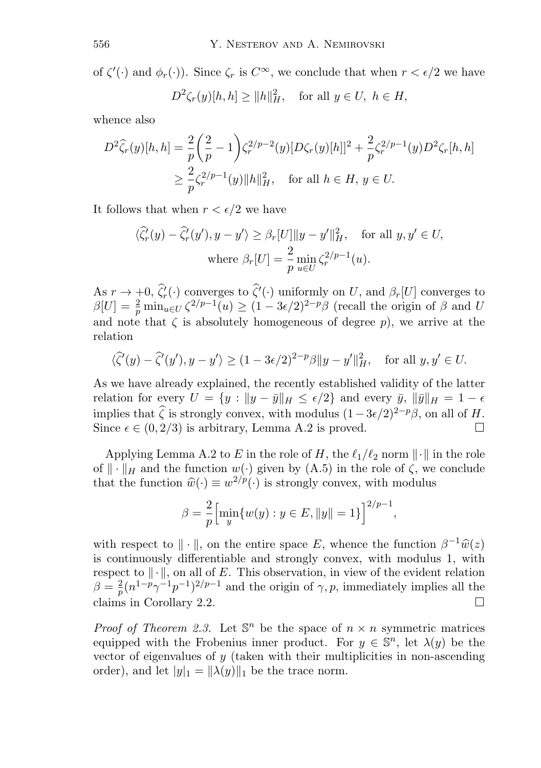of $\zeta'(\cdot)$ and $\phi_r(\cdot)$). Since $\zeta_r$ is $C^\infty$, we conclude that when $r < \epsilon/2$ we have

$$D^2\zeta_r(y)[h,h] \geq \|h\|_H^2, \quad \text{for all } y \in U,\ h \in H,$$

whence also

$$\begin{aligned} D^2\widehat{\zeta}_r(y)[h,h] &= \frac{2}{p}\left(\frac{2}{p}-1\right)\zeta_r^{2/p-2}(y)[D\zeta_r(y)[h]]^2 + \frac{2}{p}\zeta_r^{2/p-1}(y)D^2\zeta_r[h,h] \\ &\geq \frac{2}{p}\zeta_r^{2/p-1}(y)\|h\|_H^2, \quad \text{for all } h \in H,\ y \in U. \end{aligned}$$

It follows that when $r < \epsilon/2$ we have

$$\langle \widehat{\zeta}_r'(y) - \widehat{\zeta}_r'(y'), y - y' \rangle \geq \beta_r[U]\|y - y'\|_H^2, \quad \text{for all } y, y' \in U,$$
$$\text{where } \beta_r[U] = \frac{2}{p}\min_{u \in U} \zeta_r^{2/p-1}(u).$$

As $r \to +0$, $\widehat{\zeta}_r'(\cdot)$ converges to $\widehat{\zeta}'(\cdot)$ uniformly on $U$, and $\beta_r[U]$ converges to $\beta[U] = \frac{2}{p}\min_{u\in U} \zeta^{2/p-1}(u) \geq (1 - 3\epsilon/2)^{2-p}\beta$ (recall the origin of $\beta$ and $U$ and note that $\zeta$ is absolutely homogeneous of degree $p$), we arrive at the relation

$$\langle \widehat{\zeta}'(y) - \widehat{\zeta}'(y'), y - y' \rangle \geq (1 - 3\epsilon/2)^{2-p}\beta\|y - y'\|_H^2, \quad \text{for all } y, y' \in U.$$

As we have already explained, the recently established validity of the latter relation for every $U = \{y : \|y - \bar{y}\|_H \leq \epsilon/2\}$ and every $\bar{y}$, $\|\bar{y}\|_H = 1 - \epsilon$ implies that $\widehat{\zeta}$ is strongly convex, with modulus $(1 - 3\epsilon/2)^{2-p}\beta$, on all of $H$. Since $\epsilon \in (0, 2/3)$ is arbitrary, Lemma A.2 is proved. $\square$

Applying Lemma A.2 to $E$ in the role of $H$, the $\ell_1/\ell_2$ norm $\|\cdot\|$ in the role of $\|\cdot\|_H$ and the function $w(\cdot)$ given by (A.5) in the role of $\zeta$, we conclude that the function $\widehat{w}(\cdot) \equiv w^{2/p}(\cdot)$ is strongly convex, with modulus

$$\beta = \frac{2}{p}\Big[\min_y\{w(y) : y \in E, \|y\| = 1\}\Big]^{2/p-1},$$

with respect to $\|\cdot\|$, on the entire space $E$, whence the function $\beta^{-1}\widehat{w}(z)$ is continuously differentiable and strongly convex, with modulus 1, with respect to $\|\cdot\|$, on all of $E$. This observation, in view of the evident relation $\beta = \frac{2}{p}(n^{1-p}\gamma^{-1}p^{-1})^{2/p-1}$ and the origin of $\gamma, p$, immediately implies all the claims in Corollary 2.2. $\square$

*Proof of Theorem 2.3.* Let $\mathbb{S}^n$ be the space of $n \times n$ symmetric matrices equipped with the Frobenius inner product. For $y \in \mathbb{S}^n$, let $\lambda(y)$ be the vector of eigenvalues of $y$ (taken with their multiplicities in non-ascending order), and let $|y|_1 = \|\lambda(y)\|_1$ be the trace norm.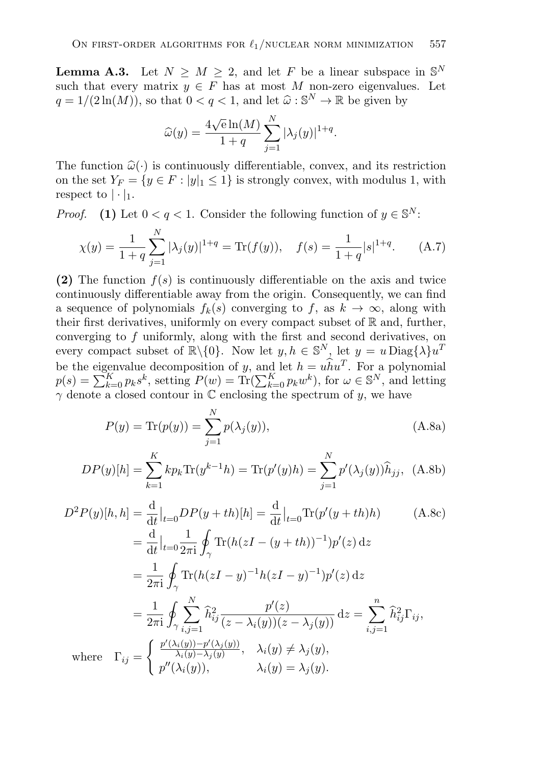**Lemma A.3.** Let $N \geq M \geq 2$, and let $F$ be a linear subspace in $\mathbb{S}^N$ such that every matrix $y \in F$ has at most $M$ non-zero eigenvalues. Let $q = 1/(2\ln(M))$, so that $0 < q < 1$, and let $\widehat{\omega} : \mathbb{S}^N \to \mathbb{R}$ be given by

$$\widehat{\omega}(y) = \frac{4\sqrt{\mathrm{e}}\ln(M)}{1+q} \sum_{j=1}^{N} |\lambda_j(y)|^{1+q}.$$

The function $\widehat{\omega}(\cdot)$ is continuously differentiable, convex, and its restriction on the set $Y_F = \{y \in F : |y|_1 \leq 1\}$ is strongly convex, with modulus 1, with respect to $|\cdot|_1$.

*Proof.* **(1)** Let $0 < q < 1$. Consider the following function of $y \in \mathbb{S}^N$:

$$\chi(y) = \frac{1}{1+q} \sum_{j=1}^{N} |\lambda_j(y)|^{1+q} = \mathrm{Tr}(f(y)), \quad f(s) = \frac{1}{1+q}|s|^{1+q}. \tag{A.7}$$

**(2)** The function $f(s)$ is continuously differentiable on the axis and twice continuously differentiable away from the origin. Consequently, we can find a sequence of polynomials $f_k(s)$ converging to $f$, as $k \to \infty$, along with their first derivatives, uniformly on every compact subset of $\mathbb{R}$ and, further, converging to $f$ uniformly, along with the first and second derivatives, on every compact subset of $\mathbb{R}\backslash\{0\}$. Now let $y, h \in \mathbb{S}^N$, let $y = u\,\mathrm{Diag}\{\lambda\}u^T$ be the eigenvalue decomposition of $y$, and let $h = u\widehat{h}u^T$. For a polynomial $p(s) = \sum_{k=0}^{K} p_k s^k$, setting $P(w) = \mathrm{Tr}(\sum_{k=0}^{K} p_k w^k)$, for $\omega \in \mathbb{S}^N$, and letting $\gamma$ denote a closed contour in $\mathbb{C}$ enclosing the spectrum of $y$, we have

$$P(y) = \mathrm{Tr}(p(y)) = \sum_{j=1}^{N} p(\lambda_j(y)), \tag{A.8a}$$

$$DP(y)[h] = \sum_{k=1}^{K} kp_k \mathrm{Tr}(y^{k-1}h) = \mathrm{Tr}(p'(y)h) = \sum_{j=1}^{N} p'(\lambda_j(y))\widehat{h}_{jj}, \tag{A.8b}$$

$$\begin{aligned}
D^2P(y)[h,h] &= \frac{\mathrm{d}}{\mathrm{d}t}\Big|_{t=0} DP(y+th)[h] = \frac{\mathrm{d}}{\mathrm{d}t}\Big|_{t=0} \mathrm{Tr}(p'(y+th)h) \\
&= \frac{\mathrm{d}}{\mathrm{d}t}\Big|_{t=0} \frac{1}{2\pi \mathrm{i}} \oint_\gamma \mathrm{Tr}(h(zI-(y+th))^{-1})p'(z)\,\mathrm{d}z \\
&= \frac{1}{2\pi \mathrm{i}} \oint_\gamma \mathrm{Tr}(h(zI-y)^{-1}h(zI-y)^{-1})p'(z)\,\mathrm{d}z \\
&= \frac{1}{2\pi \mathrm{i}} \oint_\gamma \sum_{i,j=1}^{N} \widehat{h}_{ij}^2 \frac{p'(z)}{(z-\lambda_i(y))(z-\lambda_j(y))}\,\mathrm{d}z = \sum_{i,j=1}^{n} \widehat{h}_{ij}^2 \Gamma_{ij},
\end{aligned} \tag{A.8c}$$

$$\text{where} \quad \Gamma_{ij} = \begin{cases} \frac{p'(\lambda_i(y)) - p'(\lambda_j(y))}{\lambda_i(y) - \lambda_j(y)}, & \lambda_i(y) \neq \lambda_j(y), \\ p''(\lambda_i(y)), & \lambda_i(y) = \lambda_j(y). \end{cases}$$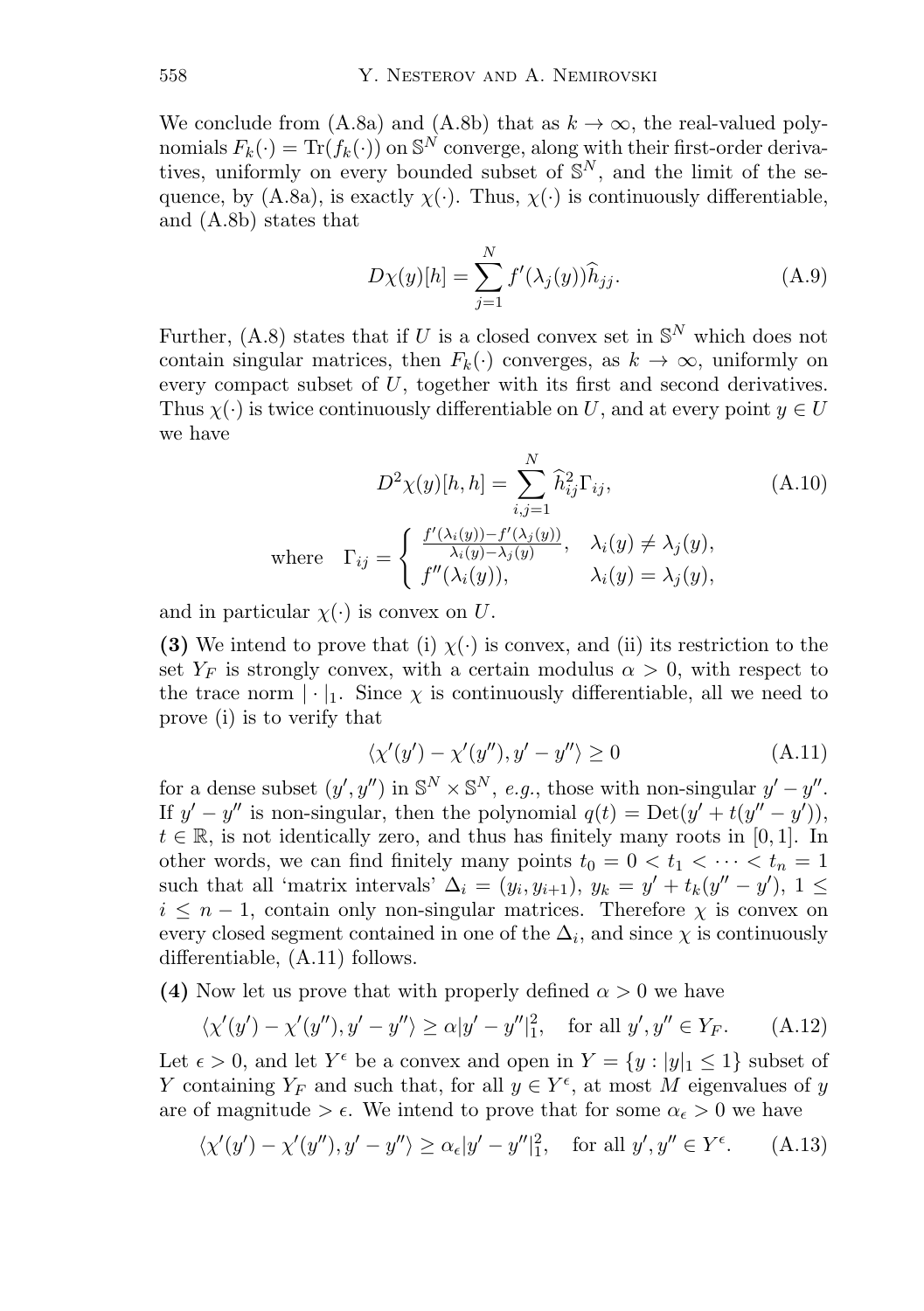We conclude from (A.8a) and (A.8b) that as $k \to \infty$, the real-valued polynomials $F_k(\cdot) = \mathrm{Tr}(f_k(\cdot))$ on $\mathbb{S}^N$ converge, along with their first-order derivatives, uniformly on every bounded subset of $\mathbb{S}^N$, and the limit of the sequence, by (A.8a), is exactly $\chi(\cdot)$. Thus, $\chi(\cdot)$ is continuously differentiable, and (A.8b) states that

$$D\chi(y)[h] = \sum_{j=1}^{N} f'(\lambda_j(y))\widehat{h}_{jj}. \tag{A.9}$$

Further, (A.8) states that if $U$ is a closed convex set in $\mathbb{S}^N$ which does not contain singular matrices, then $F_k(\cdot)$ converges, as $k \to \infty$, uniformly on every compact subset of $U$, together with its first and second derivatives. Thus $\chi(\cdot)$ is twice continuously differentiable on $U$, and at every point $y \in U$ we have

$$D^2\chi(y)[h,h] = \sum_{i,j=1}^{N} \widehat{h}_{ij}^2 \Gamma_{ij}, \tag{A.10}$$

$$\text{where} \quad \Gamma_{ij} = \begin{cases} \frac{f'(\lambda_i(y)) - f'(\lambda_j(y))}{\lambda_i(y) - \lambda_j(y)}, & \lambda_i(y) \neq \lambda_j(y), \\ f''(\lambda_i(y)), & \lambda_i(y) = \lambda_j(y), \end{cases}$$

and in particular $\chi(\cdot)$ is convex on $U$.

**(3)** We intend to prove that (i) $\chi(\cdot)$ is convex, and (ii) its restriction to the set $Y_F$ is strongly convex, with a certain modulus $\alpha > 0$, with respect to the trace norm $|\cdot|_1$. Since $\chi$ is continuously differentiable, all we need to prove (i) is to verify that

$$\langle \chi'(y') - \chi'(y''), y' - y'' \rangle \geq 0 \tag{A.11}$$

for a dense subset $(y', y'')$ in $\mathbb{S}^N \times \mathbb{S}^N$, *e.g.*, those with non-singular $y' - y''$. If $y' - y''$ is non-singular, then the polynomial $q(t) = \mathrm{Det}(y' + t(y'' - y'))$, $t \in \mathbb{R}$, is not identically zero, and thus has finitely many roots in $[0,1]$. In other words, we can find finitely many points $t_0 = 0 < t_1 < \cdots < t_n = 1$ such that all 'matrix intervals' $\Delta_i = (y_i, y_{i+1})$, $y_k = y' + t_k(y'' - y')$, $1 \leq i \leq n-1$, contain only non-singular matrices. Therefore $\chi$ is convex on every closed segment contained in one of the $\Delta_i$, and since $\chi$ is continuously differentiable, (A.11) follows.

**(4)** Now let us prove that with properly defined $\alpha > 0$ we have

$$\langle \chi'(y') - \chi'(y''), y' - y'' \rangle \geq \alpha |y' - y''|_1^2, \quad \text{for all } y', y'' \in Y_F. \tag{A.12}$$

Let $\epsilon > 0$, and let $Y^\epsilon$ be a convex and open in $Y = \{y : |y|_1 \leq 1\}$ subset of $Y$ containing $Y_F$ and such that, for all $y \in Y^\epsilon$, at most $M$ eigenvalues of $y$ are of magnitude $> \epsilon$. We intend to prove that for some $\alpha_\epsilon > 0$ we have

$$\langle \chi'(y') - \chi'(y''), y' - y'' \rangle \geq \alpha_\epsilon |y' - y''|_1^2, \quad \text{for all } y', y'' \in Y^\epsilon. \tag{A.13}$$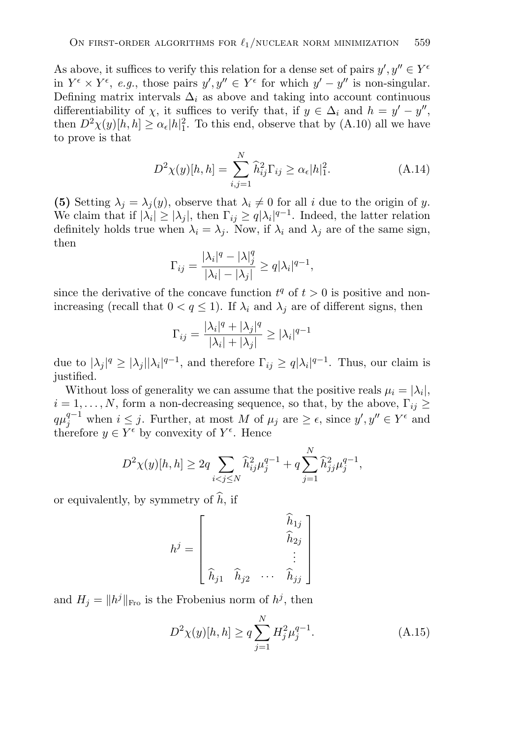As above, it suffices to verify this relation for a dense set of pairs $y', y'' \in Y^\epsilon$ in $Y^\epsilon \times Y^\epsilon$, *e.g.*, those pairs $y', y'' \in Y^\epsilon$ for which $y' - y''$ is non-singular. Defining matrix intervals $\Delta_i$ as above and taking into account continuous differentiability of $\chi$, it suffices to verify that, if $y \in \Delta_i$ and $h = y' - y''$, then $D^2\chi(y)[h,h] \geq \alpha_\epsilon |h|_1^2$. To this end, observe that by (A.10) all we have to prove is that

$$D^2\chi(y)[h,h] = \sum_{i,j=1}^{N} \widehat{h}_{ij}^2 \Gamma_{ij} \geq \alpha_\epsilon |h|_1^2. \tag{A.14}$$

**(5)** Setting $\lambda_j = \lambda_j(y)$, observe that $\lambda_i \neq 0$ for all $i$ due to the origin of $y$. We claim that if $|\lambda_i| \geq |\lambda_j|$, then $\Gamma_{ij} \geq q|\lambda_i|^{q-1}$. Indeed, the latter relation definitely holds true when $\lambda_i = \lambda_j$. Now, if $\lambda_i$ and $\lambda_j$ are of the same sign, then

$$\Gamma_{ij} = \frac{|\lambda_i|^q - |\lambda|_j^q}{|\lambda_i| - |\lambda_j|} \geq q|\lambda_i|^{q-1},$$

since the derivative of the concave function $t^q$ of $t > 0$ is positive and non-increasing (recall that $0 < q \leq 1$). If $\lambda_i$ and $\lambda_j$ are of different signs, then

$$\Gamma_{ij} = \frac{|\lambda_i|^q + |\lambda_j|^q}{|\lambda_i| + |\lambda_j|} \geq |\lambda_i|^{q-1}$$

due to $|\lambda_j|^q \geq |\lambda_j||\lambda_i|^{q-1}$, and therefore $\Gamma_{ij} \geq q|\lambda_i|^{q-1}$. Thus, our claim is justified.

Without loss of generality we can assume that the positive reals $\mu_i = |\lambda_i|$, $i = 1, \ldots, N$, form a non-decreasing sequence, so that, by the above, $\Gamma_{ij} \geq q\mu_j^{q-1}$ when $i \leq j$. Further, at most $M$ of $\mu_j$ are $\geq \epsilon$, since $y', y'' \in Y^\epsilon$ and therefore $y \in Y^\epsilon$ by convexity of $Y^\epsilon$. Hence

$$D^2\chi(y)[h,h] \geq 2q \sum_{i<j\leq N} \widehat{h}_{ij}^2 \mu_j^{q-1} + q\sum_{j=1}^{N} \widehat{h}_{jj}^2 \mu_j^{q-1},$$

or equivalently, by symmetry of $\widehat{h}$, if

$$h^j = \begin{bmatrix} & & & \widehat{h}_{1j} \\ & & & \widehat{h}_{2j} \\ & & & \vdots \\ \widehat{h}_{j1} & \widehat{h}_{j2} & \cdots & \widehat{h}_{jj} \end{bmatrix}$$

and $H_j = \|h^j\|_{\text{Fro}}$ is the Frobenius norm of $h^j$, then

$$D^2\chi(y)[h,h] \geq q \sum_{j=1}^{N} H_j^2 \mu_j^{q-1}. \tag{A.15}$$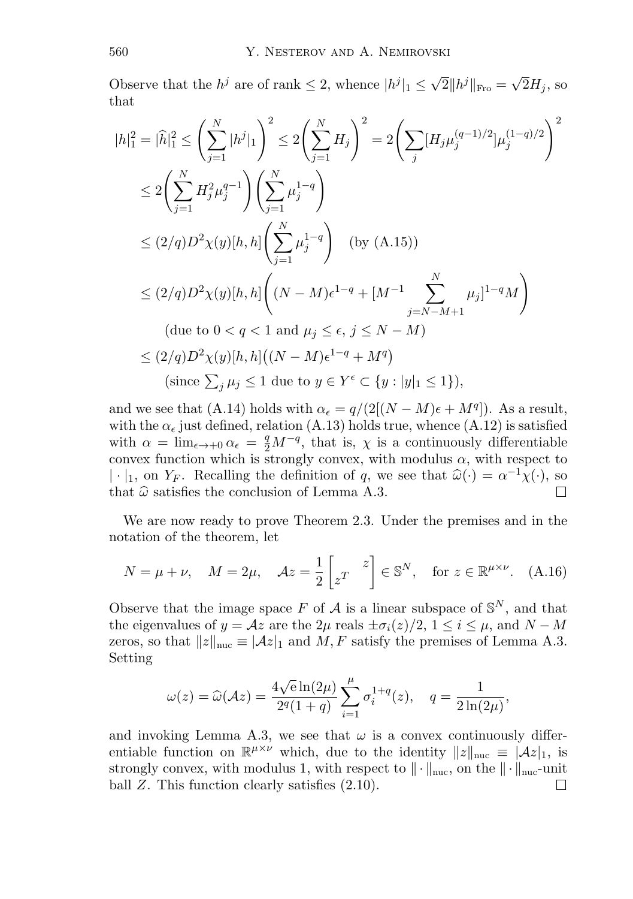Observe that the $h^j$ are of rank $\leq 2$, whence $|h^j|_1 \leq \sqrt{2}\|h^j\|_{\rm Fro} = \sqrt{2}H_j$, so that

$$
\begin{aligned}
|h|_1^2 = |\widehat{h}|_1^2 &\leq \left(\sum_{j=1}^N |h^j|_1\right)^2 \leq 2\left(\sum_{j=1}^N H_j\right)^2 = 2\left(\sum_j [H_j \mu_j^{(q-1)/2}]\mu_j^{(1-q)/2}\right)^2 \\
&\leq 2\left(\sum_{j=1}^N H_j^2 \mu_j^{q-1}\right)\left(\sum_{j=1}^N \mu_j^{1-q}\right) \\
&\leq (2/q) D^2\chi(y)[h,h]\left(\sum_{j=1}^N \mu_j^{1-q}\right) \quad \text{(by (A.15))} \\
&\leq (2/q) D^2\chi(y)[h,h]\left((N-M)\epsilon^{1-q} + [M^{-1}\sum_{j=N-M+1}^N \mu_j]^{1-q} M\right) \\
&\qquad \text{(due to } 0 < q < 1 \text{ and } \mu_j \leq \epsilon,\ j \leq N-M) \\
&\leq (2/q) D^2\chi(y)[h,h]\big((N-M)\epsilon^{1-q} + M^q\big) \\
&\qquad \text{(since } \textstyle\sum_j \mu_j \leq 1 \text{ due to } y \in Y^\epsilon \subset \{y : |y|_1 \leq 1\}),
\end{aligned}
$$

and we see that (A.14) holds with $\alpha_\epsilon = q/(2[(N-M)\epsilon + M^q])$. As a result, with the $\alpha_\epsilon$ just defined, relation (A.13) holds true, whence (A.12) is satisfied with $\alpha = \lim_{\epsilon \to +0} \alpha_\epsilon = \frac{q}{2}M^{-q}$, that is, $\chi$ is a continuously differentiable convex function which is strongly convex, with modulus $\alpha$, with respect to $|\cdot|_1$, on $Y_F$. Recalling the definition of $q$, we see that $\widehat{\omega}(\cdot) = \alpha^{-1}\chi(\cdot)$, so that $\widehat{\omega}$ satisfies the conclusion of Lemma A.3. $\square$

We are now ready to prove Theorem 2.3. Under the premises and in the notation of the theorem, let

$$
N = \mu + \nu, \quad M = 2\mu, \quad \mathcal{A}z = \frac{1}{2}\begin{bmatrix} & z \\ z^T & \end{bmatrix} \in \mathbb{S}^N, \quad \text{for } z \in \mathbb{R}^{\mu\times\nu}. \quad \text{(A.16)}
$$

Observe that the image space $F$ of $\mathcal{A}$ is a linear subspace of $\mathbb{S}^N$, and that the eigenvalues of $y = \mathcal{A}z$ are the $2\mu$ reals $\pm\sigma_i(z)/2$, $1 \leq i \leq \mu$, and $N - M$ zeros, so that $\|z\|_{\rm nuc} \equiv |\mathcal{A}z|_1$ and $M, F$ satisfy the premises of Lemma A.3. Setting

$$
\omega(z) = \widehat{\omega}(\mathcal{A}z) = \frac{4\sqrt{\mathrm{e}}\ln(2\mu)}{2^q(1+q)}\sum_{i=1}^\mu \sigma_i^{1+q}(z), \quad q = \frac{1}{2\ln(2\mu)},
$$

and invoking Lemma A.3, we see that $\omega$ is a convex continuously differentiable function on $\mathbb{R}^{\mu\times\nu}$ which, due to the identity $\|z\|_{\rm nuc} \equiv |\mathcal{A}z|_1$, is strongly convex, with modulus 1, with respect to $\|\cdot\|_{\rm nuc}$, on the $\|\cdot\|_{\rm nuc}$-unit ball $Z$. This function clearly satisfies (2.10). $\square$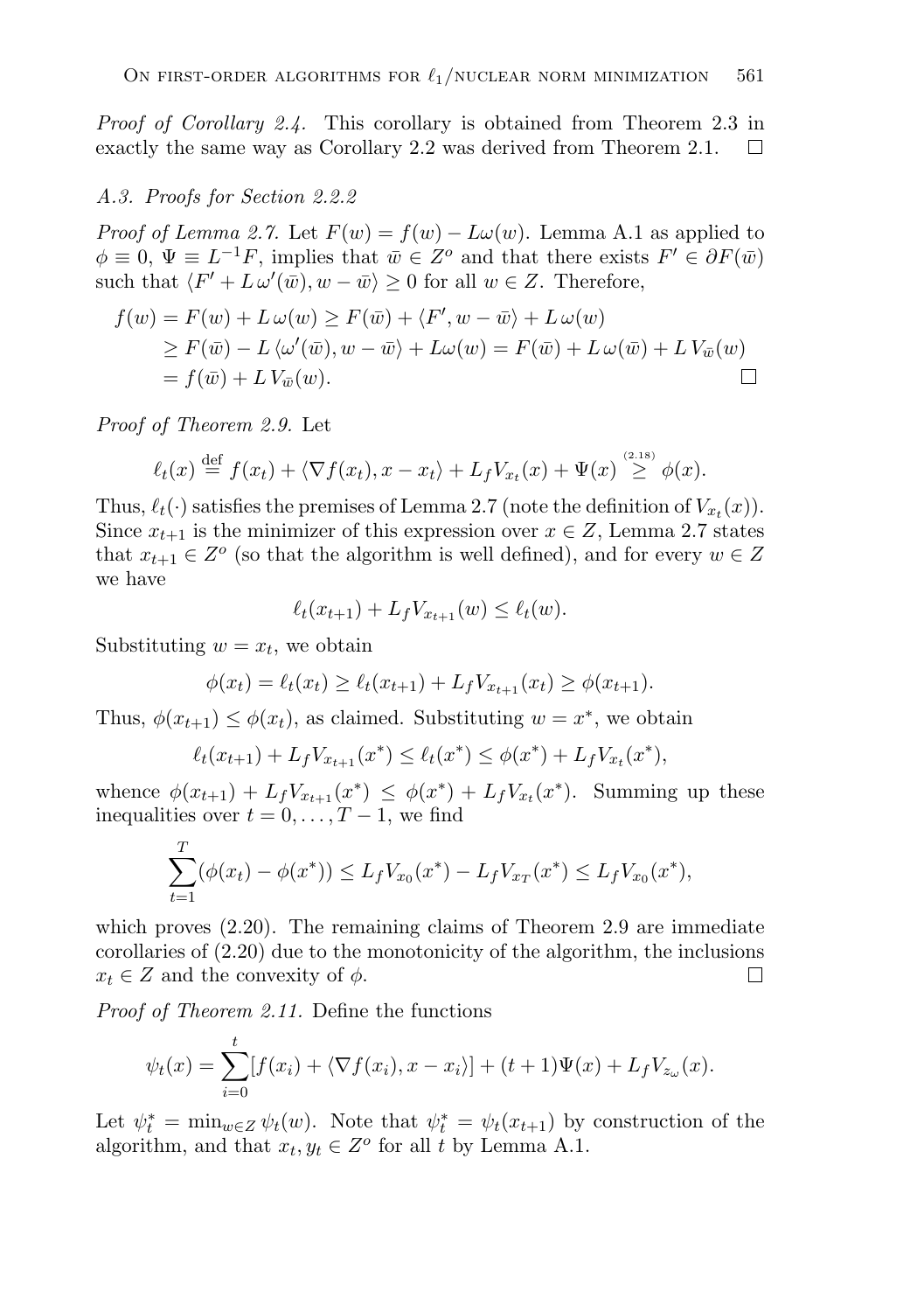*Proof of Corollary 2.4.* This corollary is obtained from Theorem 2.3 in exactly the same way as Corollary 2.2 was derived from Theorem 2.1. $\square$

### A.3. Proofs for Section 2.2.2

*Proof of Lemma 2.7.* Let $F(w) = f(w) - L\omega(w)$. Lemma A.1 as applied to $\phi \equiv 0$, $\Psi \equiv L^{-1}F$, implies that $\bar{w} \in Z^o$ and that there exists $F' \in \partial F(\bar{w})$ such that $\langle F' + L\,\omega'(\bar{w}), w - \bar{w}\rangle \geq 0$ for all $w \in Z$. Therefore,

$$
\begin{aligned}
f(w) &= F(w) + L\,\omega(w) \geq F(\bar{w}) + \langle F', w - \bar{w}\rangle + L\,\omega(w) \\
&\geq F(\bar{w}) - L\,\langle \omega'(\bar{w}), w - \bar{w}\rangle + L\omega(w) = F(\bar{w}) + L\,\omega(\bar{w}) + L\,V_{\bar{w}}(w) \\
&= f(\bar{w}) + L\,V_{\bar{w}}(w).
\end{aligned}
$$

$\square$

*Proof of Theorem 2.9.* Let

$$
\ell_t(x) \stackrel{\text{def}}{=} f(x_t) + \langle \nabla f(x_t), x - x_t\rangle + L_f V_{x_t}(x) + \Psi(x) \stackrel{(2.18)}{\geq} \phi(x).
$$

Thus, $\ell_t(\cdot)$ satisfies the premises of Lemma 2.7 (note the definition of $V_{x_t}(x)$). Since $x_{t+1}$ is the minimizer of this expression over $x \in Z$, Lemma 2.7 states that $x_{t+1} \in Z^o$ (so that the algorithm is well defined), and for every $w \in Z$ we have

$$
\ell_t(x_{t+1}) + L_f V_{x_{t+1}}(w) \leq \ell_t(w).
$$

Substituting $w = x_t$, we obtain

$$
\phi(x_t) = \ell_t(x_t) \geq \ell_t(x_{t+1}) + L_f V_{x_{t+1}}(x_t) \geq \phi(x_{t+1}).
$$

Thus, $\phi(x_{t+1}) \leq \phi(x_t)$, as claimed. Substituting $w = x^*$, we obtain

$$
\ell_t(x_{t+1}) + L_f V_{x_{t+1}}(x^*) \leq \ell_t(x^*) \leq \phi(x^*) + L_f V_{x_t}(x^*),
$$

whence $\phi(x_{t+1}) + L_f V_{x_{t+1}}(x^*) \leq \phi(x^*) + L_f V_{x_t}(x^*)$. Summing up these inequalities over $t = 0, \ldots, T-1$, we find

$$
\sum_{t=1}^{T} (\phi(x_t) - \phi(x^*)) \leq L_f V_{x_0}(x^*) - L_f V_{x_T}(x^*) \leq L_f V_{x_0}(x^*),
$$

which proves (2.20). The remaining claims of Theorem 2.9 are immediate corollaries of (2.20) due to the monotonicity of the algorithm, the inclusions $x_t \in Z$ and the convexity of $\phi$. $\square$

*Proof of Theorem 2.11.* Define the functions

$$
\psi_t(x) = \sum_{i=0}^{t} [f(x_i) + \langle \nabla f(x_i), x - x_i\rangle] + (t+1)\Psi(x) + L_f V_{z_\omega}(x).
$$

Let $\psi_t^* = \min_{w \in Z} \psi_t(w)$. Note that $\psi_t^* = \psi_t(x_{t+1})$ by construction of the algorithm, and that $x_t, y_t \in Z^o$ for all $t$ by Lemma A.1.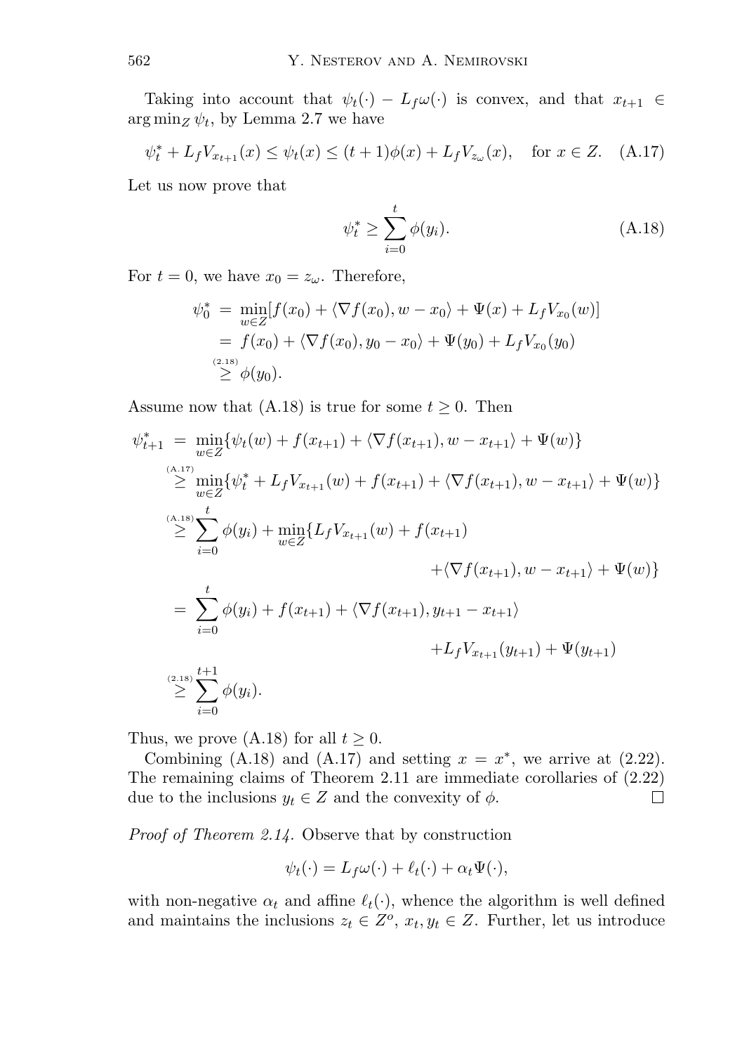Taking into account that $\psi_t(\cdot) - L_f\omega(\cdot)$ is convex, and that $x_{t+1} \in \arg\min_Z \psi_t$, by Lemma 2.7 we have

$$\psi_t^* + L_f V_{x_{t+1}}(x) \le \psi_t(x) \le (t+1)\phi(x) + L_f V_{z_\omega}(x), \quad \text{for } x \in Z. \tag{A.17}$$

Let us now prove that

$$\psi_t^* \ge \sum_{i=0}^{t} \phi(y_i). \tag{A.18}$$

For $t = 0$, we have $x_0 = z_\omega$. Therefore,

$$\begin{aligned}
\psi_0^* &= \min_{w\in Z}[f(x_0) + \langle \nabla f(x_0), w - x_0\rangle + \Psi(x) + L_f V_{x_0}(w)] \\
&= f(x_0) + \langle \nabla f(x_0), y_0 - x_0\rangle + \Psi(y_0) + L_f V_{x_0}(y_0) \\
&\overset{(2.18)}{\ge} \phi(y_0).
\end{aligned}$$

Assume now that (A.18) is true for some $t \ge 0$. Then

$$\begin{aligned}
\psi_{t+1}^* &= \min_{w\in Z}\{\psi_t(w) + f(x_{t+1}) + \langle \nabla f(x_{t+1}), w - x_{t+1}\rangle + \Psi(w)\} \\
&\overset{(A.17)}{\ge} \min_{w\in Z}\{\psi_t^* + L_f V_{x_{t+1}}(w) + f(x_{t+1}) + \langle \nabla f(x_{t+1}), w - x_{t+1}\rangle + \Psi(w)\} \\
&\overset{(A.18)}{\ge} \sum_{i=0}^{t}\phi(y_i) + \min_{w\in Z}\{L_f V_{x_{t+1}}(w) + f(x_{t+1}) \\
&\qquad\qquad + \langle \nabla f(x_{t+1}), w - x_{t+1}\rangle + \Psi(w)\} \\
&= \sum_{i=0}^{t}\phi(y_i) + f(x_{t+1}) + \langle \nabla f(x_{t+1}), y_{t+1} - x_{t+1}\rangle \\
&\qquad\qquad + L_f V_{x_{t+1}}(y_{t+1}) + \Psi(y_{t+1}) \\
&\overset{(2.18)}{\ge} \sum_{i=0}^{t+1}\phi(y_i).
\end{aligned}$$

Thus, we prove (A.18) for all $t \ge 0$.

Combining (A.18) and (A.17) and setting $x = x^*$, we arrive at (2.22). The remaining claims of Theorem 2.11 are immediate corollaries of (2.22) due to the inclusions $y_t \in Z$ and the convexity of $\phi$. □

*Proof of Theorem 2.14.* Observe that by construction

$$\psi_t(\cdot) = L_f\omega(\cdot) + \ell_t(\cdot) + \alpha_t\Psi(\cdot),$$

with non-negative $\alpha_t$ and affine $\ell_t(\cdot)$, whence the algorithm is well defined and maintains the inclusions $z_t \in Z^o$, $x_t, y_t \in Z$. Further, let us introduce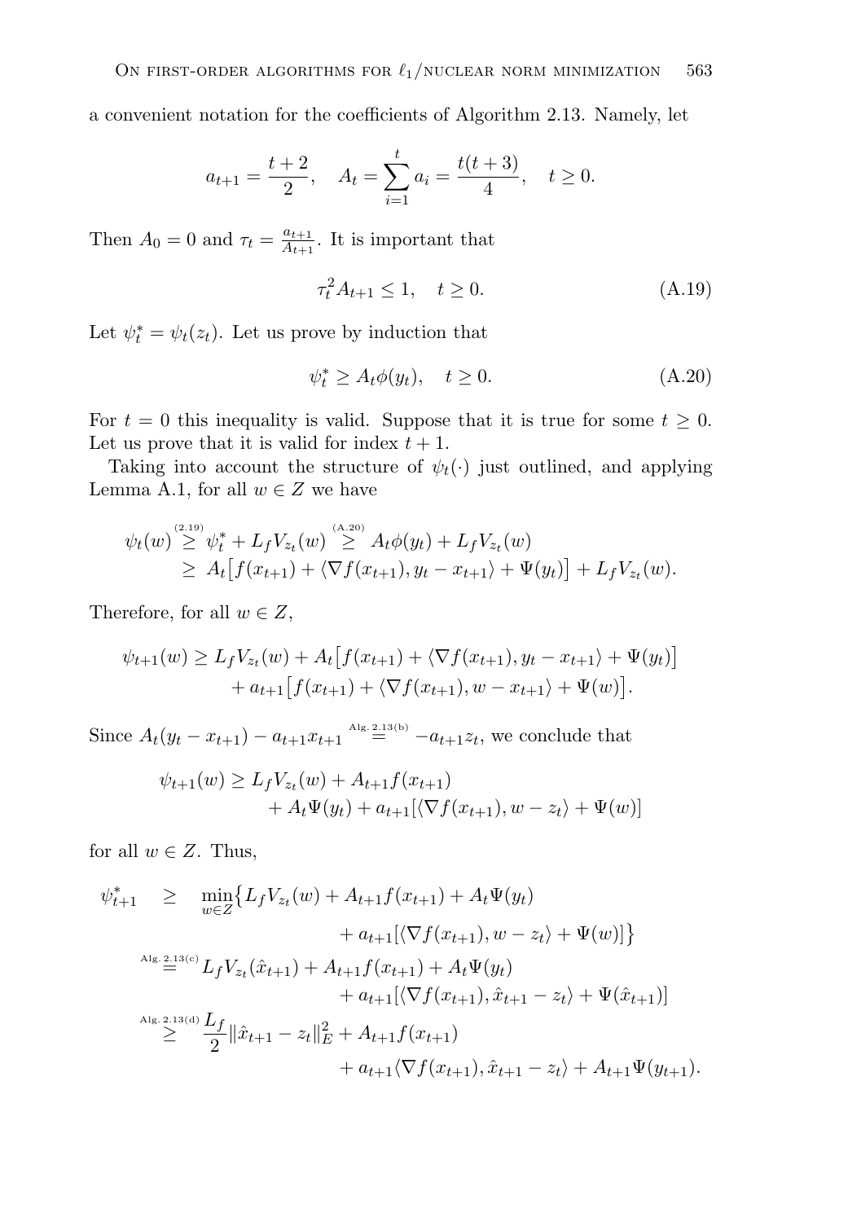a convenient notation for the coefficients of Algorithm 2.13. Namely, let

$$a_{t+1} = \frac{t+2}{2}, \quad A_t = \sum_{i=1}^{t} a_i = \frac{t(t+3)}{4}, \quad t \geq 0.$$

Then $A_0 = 0$ and $\tau_t = \frac{a_{t+1}}{A_{t+1}}$. It is important that

$$\tau_t^2 A_{t+1} \leq 1, \quad t \geq 0. \tag{A.19}$$

Let $\psi_t^* = \psi_t(z_t)$. Let us prove by induction that

$$\psi_t^* \geq A_t \phi(y_t), \quad t \geq 0. \tag{A.20}$$

For $t = 0$ this inequality is valid. Suppose that it is true for some $t \geq 0$. Let us prove that it is valid for index $t+1$.

Taking into account the structure of $\psi_t(\cdot)$ just outlined, and applying Lemma A.1, for all $w \in Z$ we have

$$\begin{aligned}
\psi_t(w) &\overset{(2.19)}{\geq} \psi_t^* + L_f V_{z_t}(w) \overset{(\mathrm{A.20})}{\geq} A_t \phi(y_t) + L_f V_{z_t}(w) \\
&\geq A_t\big[f(x_{t+1}) + \langle \nabla f(x_{t+1}), y_t - x_{t+1}\rangle + \Psi(y_t)\big] + L_f V_{z_t}(w).
\end{aligned}$$

Therefore, for all $w \in Z$,

$$\begin{aligned}
\psi_{t+1}(w) \geq L_f V_{z_t}(w) &+ A_t\big[f(x_{t+1}) + \langle \nabla f(x_{t+1}), y_t - x_{t+1}\rangle + \Psi(y_t)\big] \\
&+ a_{t+1}\big[f(x_{t+1}) + \langle \nabla f(x_{t+1}), w - x_{t+1}\rangle + \Psi(w)\big].
\end{aligned}$$

Since $A_t(y_t - x_{t+1}) - a_{t+1}x_{t+1} \overset{\text{Alg. 2.13(b)}}{=} -a_{t+1}z_t$, we conclude that

$$\begin{aligned}
\psi_{t+1}(w) \geq L_f V_{z_t}(w) &+ A_{t+1} f(x_{t+1}) \\
&+ A_t \Psi(y_t) + a_{t+1}[\langle \nabla f(x_{t+1}), w - z_t\rangle + \Psi(w)]
\end{aligned}$$

for all $w \in Z$. Thus,

$$\begin{aligned}
\psi_{t+1}^* \quad &\geq \quad \min_{w\in Z}\big\{L_f V_{z_t}(w) + A_{t+1} f(x_{t+1}) + A_t \Psi(y_t) \\
&\qquad\qquad + a_{t+1}[\langle \nabla f(x_{t+1}), w - z_t\rangle + \Psi(w)]\big\} \\
&\overset{\text{Alg. 2.13(c)}}{=} L_f V_{z_t}(\hat{x}_{t+1}) + A_{t+1} f(x_{t+1}) + A_t \Psi(y_t) \\
&\qquad\qquad + a_{t+1}[\langle \nabla f(x_{t+1}), \hat{x}_{t+1} - z_t\rangle + \Psi(\hat{x}_{t+1})] \\
&\overset{\text{Alg. 2.13(d)}}{\geq} \frac{L_f}{2}\|\hat{x}_{t+1} - z_t\|_E^2 + A_{t+1} f(x_{t+1}) \\
&\qquad\qquad + a_{t+1}\langle \nabla f(x_{t+1}), \hat{x}_{t+1} - z_t\rangle + A_{t+1}\Psi(y_{t+1}).
\end{aligned}$$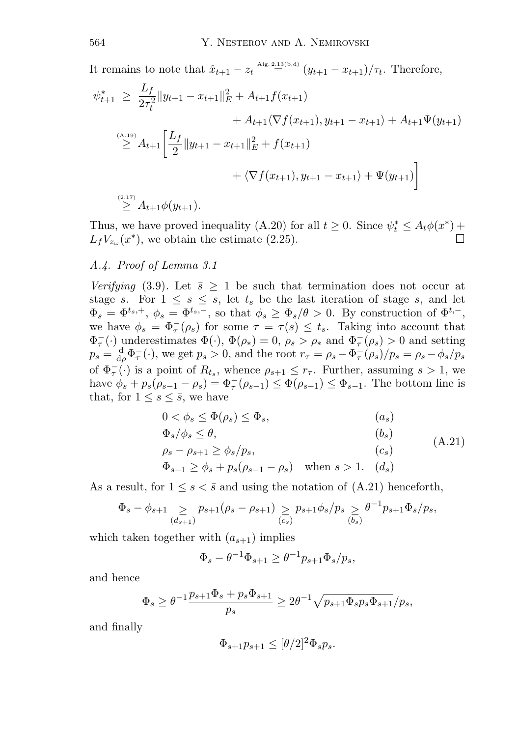It remains to note that $\hat{x}_{t+1} - z_t \overset{\text{Alg. 2.13(b,d)}}{=} (y_{t+1} - x_{t+1})/\tau_t$. Therefore,

$$
\begin{aligned}
\psi^*_{t+1} \;&\geq\; \frac{L_f}{2\tau_t^2}\|y_{t+1} - x_{t+1}\|_E^2 + A_{t+1} f(x_{t+1}) \\
&\qquad\qquad + A_{t+1}\langle \nabla f(x_{t+1}), y_{t+1} - x_{t+1}\rangle + A_{t+1}\Psi(y_{t+1}) \\
&\overset{\text{(A.19)}}{\geq} A_{t+1}\bigg[\frac{L_f}{2}\|y_{t+1} - x_{t+1}\|_E^2 + f(x_{t+1}) \\
&\qquad\qquad + \langle \nabla f(x_{t+1}), y_{t+1} - x_{t+1}\rangle + \Psi(y_{t+1})\bigg] \\
&\overset{(2.17)}{\geq} A_{t+1}\phi(y_{t+1}).
\end{aligned}
$$

Thus, we have proved inequality (A.20) for all $t \geq 0$. Since $\psi^*_t \leq A_t\phi(x^*) + L_f V_{z_\omega}(x^*)$, we obtain the estimate (2.25). $\square$

### A.4. Proof of Lemma 3.1

*Verifying* (3.9). Let $\bar{s} \geq 1$ be such that termination does not occur at stage $\bar{s}$. For $1 \leq s \leq \bar{s}$, let $t_s$ be the last iteration of stage $s$, and let $\Phi_s = \Phi^{t_s,+}$, $\phi_s = \Phi^{t_s,-}$, so that $\phi_s \geq \Phi_s/\theta > 0$. By construction of $\Phi^{t,-}$, we have $\phi_s = \Phi^-_\tau(\rho_s)$ for some $\tau = \tau(s) \leq t_s$. Taking into account that $\Phi^-_\tau(\cdot)$ underestimates $\Phi(\cdot)$, $\Phi(\rho_*) = 0$, $\rho_s > \rho_*$ and $\Phi^-_\tau(\rho_s) > 0$ and setting $p_s = \frac{\mathrm{d}}{\mathrm{d}\rho}\Phi^-_\tau(\cdot)$, we get $p_s > 0$, and the root $r_\tau = \rho_s - \Phi^-_\tau(\rho_s)/p_s = \rho_s - \phi_s/p_s$ of $\Phi^-_\tau(\cdot)$ is a point of $R_{t_s}$, whence $\rho_{s+1} \leq r_\tau$. Further, assuming $s > 1$, we have $\phi_s + p_s(\rho_{s-1} - \rho_s) = \Phi^-_\tau(\rho_{s-1}) \leq \Phi(\rho_{s-1}) \leq \Phi_{s-1}$. The bottom line is that, for $1 \leq s \leq \bar{s}$, we have

$$
\begin{array}{lll}
0 < \phi_s \leq \Phi(\rho_s) \leq \Phi_s, & (a_s) & \\
\Phi_s/\phi_s \leq \theta, & (b_s) & \\
\rho_s - \rho_{s+1} \geq \phi_s/p_s, & (c_s) & \\
\Phi_{s-1} \geq \phi_s + p_s(\rho_{s-1} - \rho_s) \quad \text{when } s > 1. & (d_s) &
\end{array}
\tag{A.21}
$$

As a result, for $1 \leq s < \bar{s}$ and using the notation of (A.21) henceforth,

$$
\Phi_s - \phi_{s+1} \underset{(d_{s+1})}{\geq} p_{s+1}(\rho_s - \rho_{s+1}) \underset{(c_s)}{\geq} p_{s+1}\phi_s/p_s \underset{(b_s)}{\geq} \theta^{-1} p_{s+1}\Phi_s/p_s,
$$

which taken together with $(a_{s+1})$ implies

$$
\Phi_s - \theta^{-1}\Phi_{s+1} \geq \theta^{-1} p_{s+1}\Phi_s/p_s,
$$

and hence

$$
\Phi_s \geq \theta^{-1}\frac{p_{s+1}\Phi_s + p_s\Phi_{s+1}}{p_s} \geq 2\theta^{-1}\sqrt{p_{s+1}\Phi_s p_s \Phi_{s+1}}/p_s,
$$

and finally

$$
\Phi_{s+1}p_{s+1} \leq [\theta/2]^2 \Phi_s p_s.
$$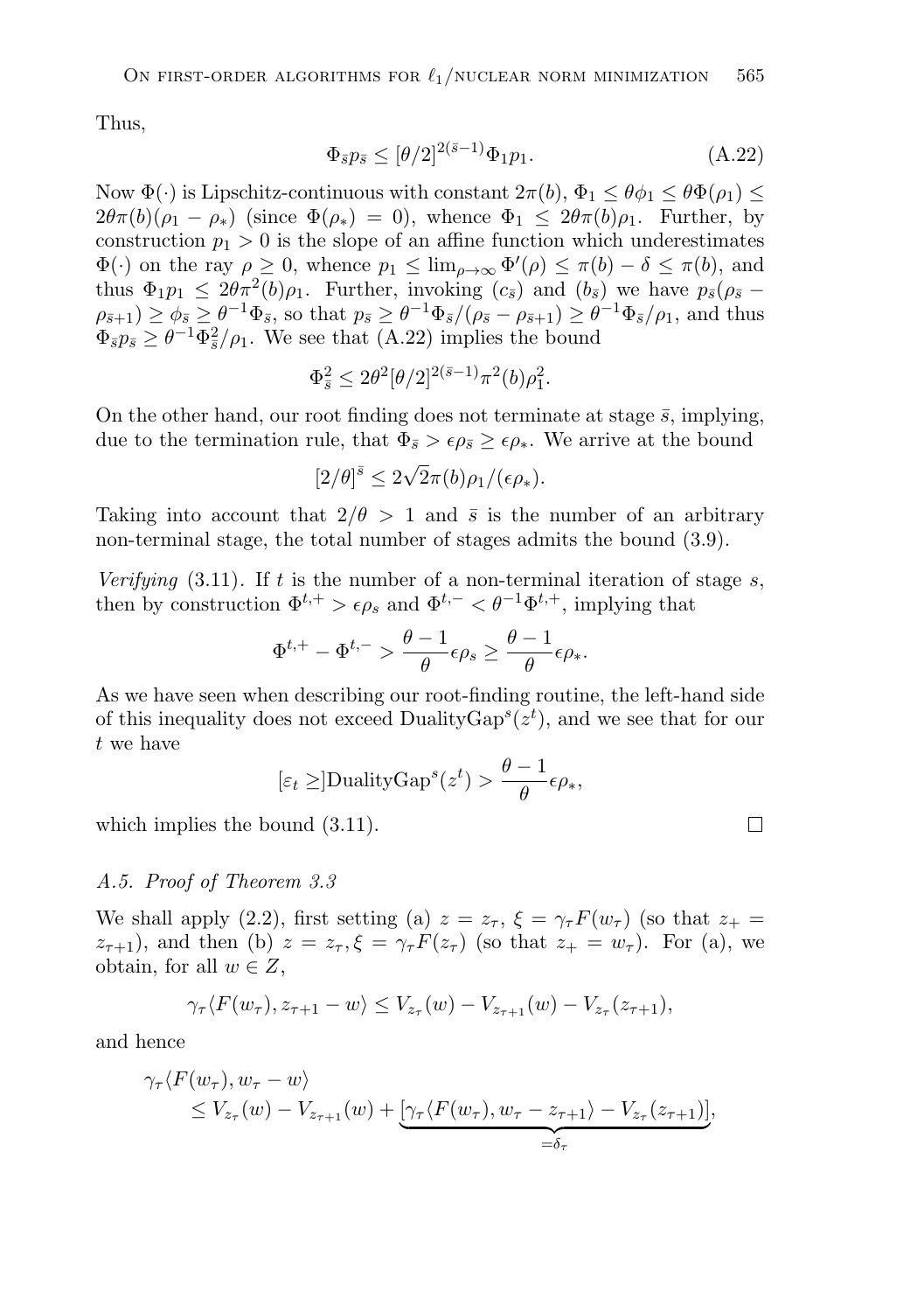Thus,

$$\Phi_{\bar{s}} p_{\bar{s}} \le [\theta/2]^{2(\bar{s}-1)} \Phi_1 p_1. \tag{A.22}$$

Now $\Phi(\cdot)$ is Lipschitz-continuous with constant $2\pi(b)$, $\Phi_1 \le \theta\phi_1 \le \theta\Phi(\rho_1) \le 2\theta\pi(b)(\rho_1 - \rho_*)$ (since $\Phi(\rho_*) = 0$), whence $\Phi_1 \le 2\theta\pi(b)\rho_1$. Further, by construction $p_1 > 0$ is the slope of an affine function which underestimates $\Phi(\cdot)$ on the ray $\rho \ge 0$, whence $p_1 \le \lim_{\rho\to\infty} \Phi'(\rho) \le \pi(b) - \delta \le \pi(b)$, and thus $\Phi_1 p_1 \le 2\theta\pi^2(b)\rho_1$. Further, invoking $(c_{\bar{s}})$ and $(b_{\bar{s}})$ we have $p_{\bar{s}}(\rho_{\bar{s}} - \rho_{\bar{s}+1}) \ge \phi_{\bar{s}} \ge \theta^{-1}\Phi_{\bar{s}}$, so that $p_{\bar{s}} \ge \theta^{-1}\Phi_{\bar{s}}/(\rho_{\bar{s}} - \rho_{\bar{s}+1}) \ge \theta^{-1}\Phi_{\bar{s}}/\rho_1$, and thus $\Phi_{\bar{s}} p_{\bar{s}} \ge \theta^{-1}\Phi_{\bar{s}}^2/\rho_1$. We see that (A.22) implies the bound

$$\Phi_{\bar{s}}^2 \le 2\theta^2[\theta/2]^{2(\bar{s}-1)}\pi^2(b)\rho_1^2.$$

On the other hand, our root finding does not terminate at stage $\bar{s}$, implying, due to the termination rule, that $\Phi_{\bar{s}} > \epsilon\rho_{\bar{s}} \ge \epsilon\rho_*$. We arrive at the bound

$$[2/\theta]^{\bar{s}} \le 2\sqrt{2}\pi(b)\rho_1/(\epsilon\rho_*).$$

Taking into account that $2/\theta > 1$ and $\bar{s}$ is the number of an arbitrary non-terminal stage, the total number of stages admits the bound (3.9).

*Verifying* (3.11). If $t$ is the number of a non-terminal iteration of stage $s$, then by construction $\Phi^{t,+} > \epsilon\rho_s$ and $\Phi^{t,-} < \theta^{-1}\Phi^{t,+}$, implying that

$$\Phi^{t,+} - \Phi^{t,-} > \frac{\theta - 1}{\theta}\epsilon\rho_s \ge \frac{\theta - 1}{\theta}\epsilon\rho_*.$$

As we have seen when describing our root-finding routine, the left-hand side of this inequality does not exceed $\text{DualityGap}^s(z^t)$, and we see that for our $t$ we have

$$[\varepsilon_t \ge]\text{DualityGap}^s(z^t) > \frac{\theta - 1}{\theta}\epsilon\rho_*,$$

which implies the bound (3.11). □

### A.5. Proof of Theorem 3.3

We shall apply (2.2), first setting (a) $z = z_\tau$, $\xi = \gamma_\tau F(w_\tau)$ (so that $z_+ = z_{\tau+1}$), and then (b) $z = z_\tau, \xi = \gamma_\tau F(z_\tau)$ (so that $z_+ = w_\tau$). For (a), we obtain, for all $w \in Z$,

$$\gamma_\tau\langle F(w_\tau), z_{\tau+1} - w\rangle \le V_{z_\tau}(w) - V_{z_{\tau+1}}(w) - V_{z_\tau}(z_{\tau+1}),$$

and hence

$$\begin{aligned}
&\gamma_\tau\langle F(w_\tau), w_\tau - w\rangle \\
&\quad \le V_{z_\tau}(w) - V_{z_{\tau+1}}(w) + \underbrace{[\gamma_\tau\langle F(w_\tau), w_\tau - z_{\tau+1}\rangle - V_{z_\tau}(z_{\tau+1})]}_{=\delta_\tau},
\end{aligned}$$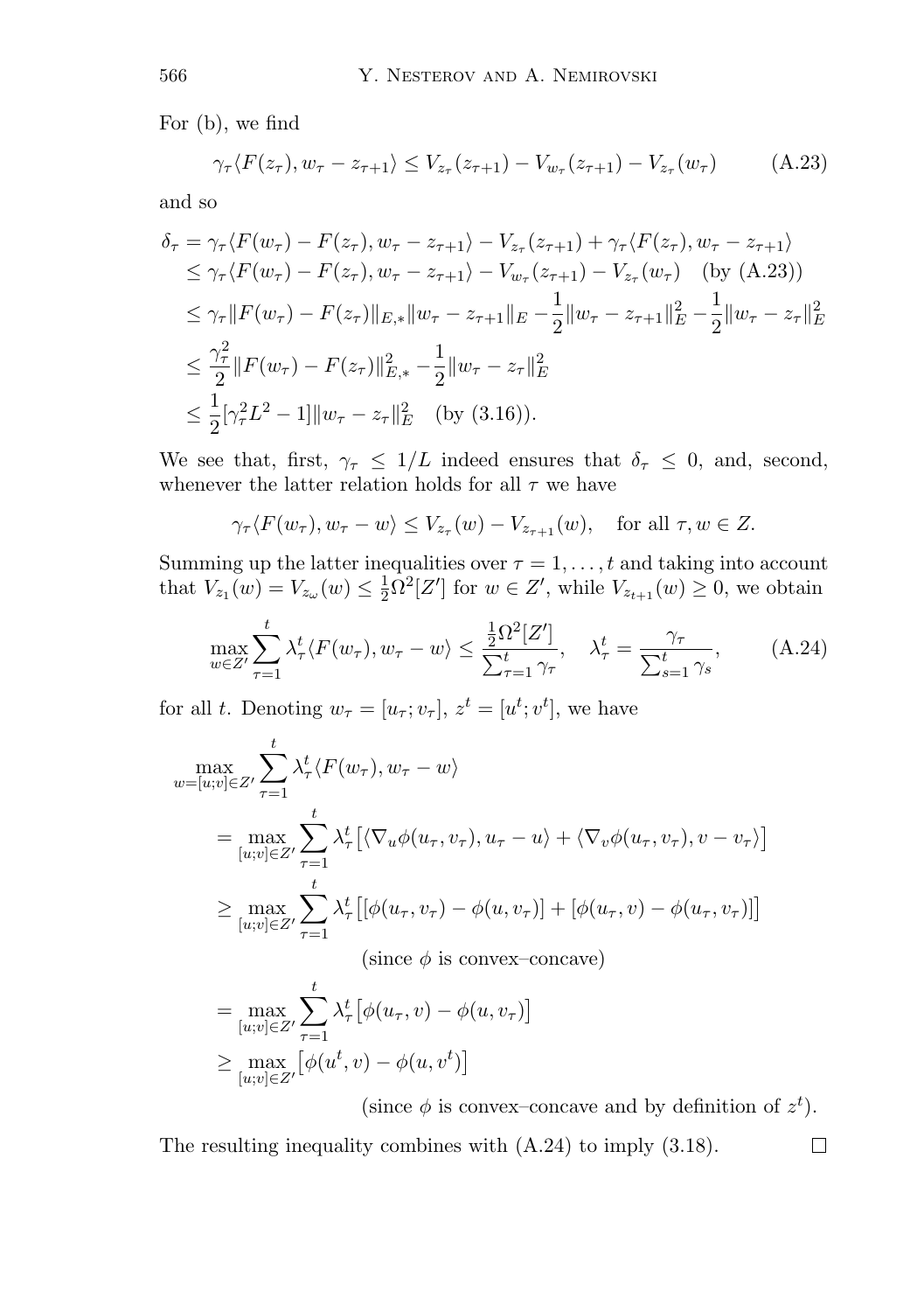For (b), we find

$$\gamma_\tau\langle F(z_\tau), w_\tau - z_{\tau+1}\rangle \le V_{z_\tau}(z_{\tau+1}) - V_{w_\tau}(z_{\tau+1}) - V_{z_\tau}(w_\tau) \tag{A.23}$$

and so

$$\begin{aligned}
\delta_\tau &= \gamma_\tau\langle F(w_\tau) - F(z_\tau), w_\tau - z_{\tau+1}\rangle - V_{z_\tau}(z_{\tau+1}) + \gamma_\tau\langle F(z_\tau), w_\tau - z_{\tau+1}\rangle \\
&\le \gamma_\tau\langle F(w_\tau) - F(z_\tau), w_\tau - z_{\tau+1}\rangle - V_{w_\tau}(z_{\tau+1}) - V_{z_\tau}(w_\tau) \quad \text{(by (A.23))} \\
&\le \gamma_\tau\|F(w_\tau) - F(z_\tau)\|_{E,*}\|w_\tau - z_{\tau+1}\|_E - \frac{1}{2}\|w_\tau - z_{\tau+1}\|_E^2 - \frac{1}{2}\|w_\tau - z_\tau\|_E^2 \\
&\le \frac{\gamma_\tau^2}{2}\|F(w_\tau) - F(z_\tau)\|_{E,*}^2 - \frac{1}{2}\|w_\tau - z_\tau\|_E^2 \\
&\le \frac{1}{2}[\gamma_\tau^2 L^2 - 1]\|w_\tau - z_\tau\|_E^2 \quad \text{(by (3.16))}.
\end{aligned}$$

We see that, first, $\gamma_\tau \le 1/L$ indeed ensures that $\delta_\tau \le 0$, and, second, whenever the latter relation holds for all $\tau$ we have

$$\gamma_\tau\langle F(w_\tau), w_\tau - w\rangle \le V_{z_\tau}(w) - V_{z_{\tau+1}}(w), \quad \text{for all } \tau, w \in Z.$$

Summing up the latter inequalities over $\tau = 1, \ldots, t$ and taking into account that $V_{z_1}(w) = V_{z_\omega}(w) \le \frac{1}{2}\Omega^2[Z']$ for $w \in Z'$, while $V_{z_{t+1}}(w) \ge 0$, we obtain

$$\max_{w\in Z'}\sum_{\tau=1}^t \lambda_\tau^t\langle F(w_\tau), w_\tau - w\rangle \le \frac{\frac{1}{2}\Omega^2[Z']}{\sum_{\tau=1}^t \gamma_\tau}, \quad \lambda_\tau^t = \frac{\gamma_\tau}{\sum_{s=1}^t \gamma_s}, \tag{A.24}$$

for all $t$. Denoting $w_\tau = [u_\tau; v_\tau]$, $z^t = [u^t; v^t]$, we have

$$\begin{aligned}
&\max_{w=[u;v]\in Z'}\sum_{\tau=1}^t \lambda_\tau^t\langle F(w_\tau), w_\tau - w\rangle \\
&\quad= \max_{[u;v]\in Z'}\sum_{\tau=1}^t \lambda_\tau^t\big[\langle \nabla_u\phi(u_\tau, v_\tau), u_\tau - u\rangle + \langle \nabla_v\phi(u_\tau, v_\tau), v - v_\tau\rangle\big] \\
&\quad\ge \max_{[u;v]\in Z'}\sum_{\tau=1}^t \lambda_\tau^t\big[[\phi(u_\tau, v_\tau) - \phi(u, v_\tau)] + [\phi(u_\tau, v) - \phi(u_\tau, v_\tau)]\big] \\
&\qquad\qquad \text{(since } \phi \text{ is convex–concave)} \\
&\quad= \max_{[u;v]\in Z'}\sum_{\tau=1}^t \lambda_\tau^t\big[\phi(u_\tau, v) - \phi(u, v_\tau)\big] \\
&\quad\ge \max_{[u;v]\in Z'}\big[\phi(u^t, v) - \phi(u, v^t)\big] \\
&\qquad\qquad \text{(since } \phi \text{ is convex–concave and by definition of } z^t).
\end{aligned}$$

The resulting inequality combines with (A.24) to imply (3.18). □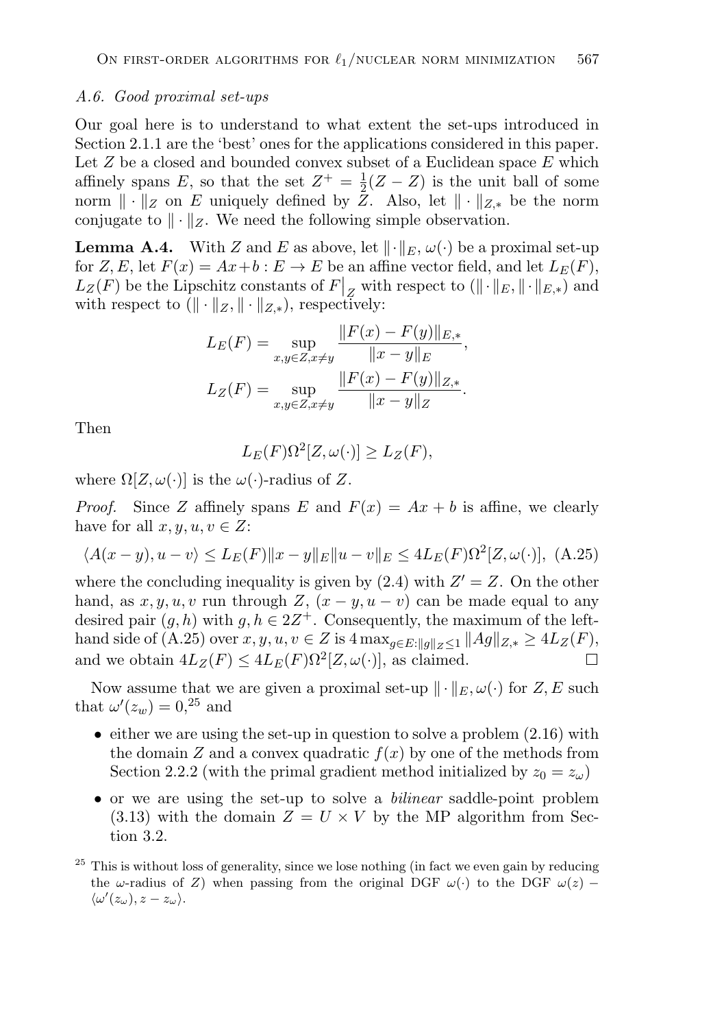### A.6. Good proximal set-ups

Our goal here is to understand to what extent the set-ups introduced in Section 2.1.1 are the 'best' ones for the applications considered in this paper. Let $Z$ be a closed and bounded convex subset of a Euclidean space $E$ which affinely spans $E$, so that the set $Z^+ = \frac{1}{2}(Z - Z)$ is the unit ball of some norm $\|\cdot\|_Z$ on $E$ uniquely defined by $Z$. Also, let $\|\cdot\|_{Z,*}$ be the norm conjugate to $\|\cdot\|_Z$. We need the following simple observation.

**Lemma A.4.** With $Z$ and $E$ as above, let $\|\cdot\|_E$, $\omega(\cdot)$ be a proximal set-up for $Z, E$, let $F(x) = Ax + b : E \to E$ be an affine vector field, and let $L_E(F)$, $L_Z(F)$ be the Lipschitz constants of $F\big|_Z$ with respect to $(\|\cdot\|_E, \|\cdot\|_{E,*})$ and with respect to $(\|\cdot\|_Z, \|\cdot\|_{Z,*})$, respectively:

$$
L_E(F) = \sup_{x,y \in Z, x \neq y} \frac{\|F(x) - F(y)\|_{E,*}}{\|x - y\|_E},
$$

$$
L_Z(F) = \sup_{x,y \in Z, x \neq y} \frac{\|F(x) - F(y)\|_{Z,*}}{\|x - y\|_Z}.
$$

Then

$$
L_E(F)\Omega^2[Z, \omega(\cdot)] \geq L_Z(F),
$$

where $\Omega[Z, \omega(\cdot)]$ is the $\omega(\cdot)$-radius of $Z$.

*Proof.* Since $Z$ affinely spans $E$ and $F(x) = Ax + b$ is affine, we clearly have for all $x, y, u, v \in Z$:

$$
\langle A(x - y), u - v\rangle \leq L_E(F)\|x - y\|_E\|u - v\|_E \leq 4L_E(F)\Omega^2[Z, \omega(\cdot)], \quad \text{(A.25)}
$$

where the concluding inequality is given by (2.4) with $Z' = Z$. On the other hand, as $x, y, u, v$ run through $Z$, $(x - y, u - v)$ can be made equal to any desired pair $(g, h)$ with $g, h \in 2Z^+$. Consequently, the maximum of the left-hand side of (A.25) over $x, y, u, v \in Z$ is $4\max_{g \in E: \|g\|_Z \leq 1} \|Ag\|_{Z,*} \geq 4L_Z(F)$, and we obtain $4L_Z(F) \leq 4L_E(F)\Omega^2[Z, \omega(\cdot)]$, as claimed. $\square$

Now assume that we are given a proximal set-up $\|\cdot\|_E, \omega(\cdot)$ for $Z, E$ such that $\omega'(z_w) = 0$,[25] and

- either we are using the set-up in question to solve a problem (2.16) with the domain $Z$ and a convex quadratic $f(x)$ by one of the methods from Section 2.2.2 (with the primal gradient method initialized by $z_0 = z_\omega$)
- or we are using the set-up to solve a *bilinear* saddle-point problem (3.13) with the domain $Z = U \times V$ by the MP algorithm from Section 3.2.

[25] This is without loss of generality, since we lose nothing (in fact we even gain by reducing the $\omega$-radius of $Z$) when passing from the original DGF $\omega(\cdot)$ to the DGF $\omega(z) - \langle\omega'(z_\omega), z - z_\omega\rangle$.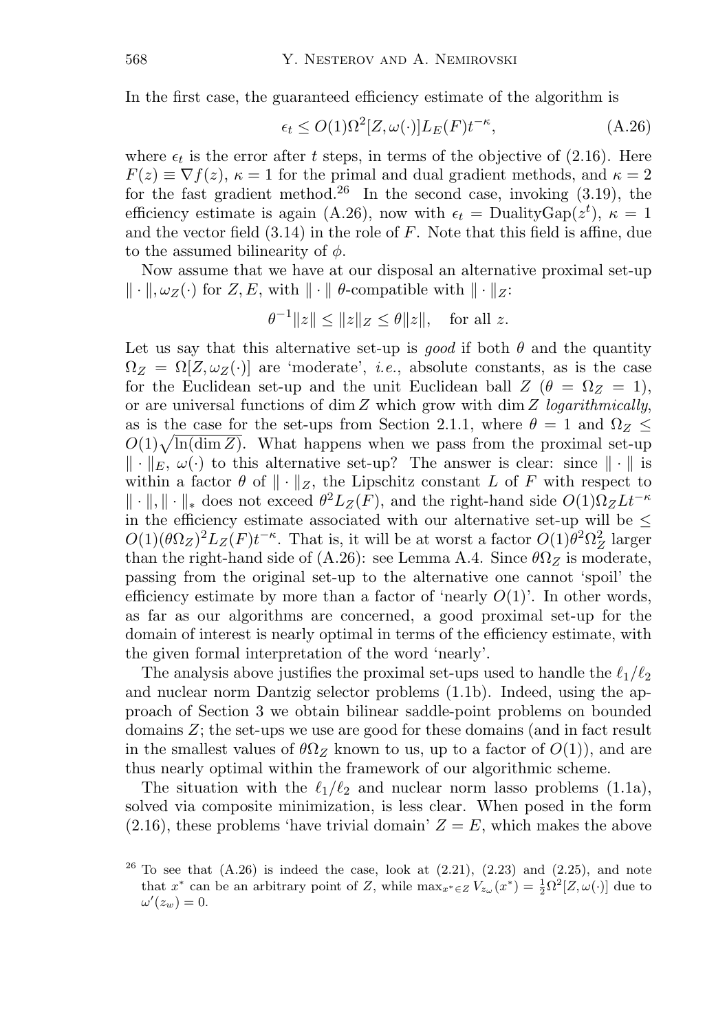In the first case, the guaranteed efficiency estimate of the algorithm is

$$\epsilon_t \leq O(1)\Omega^2[Z, \omega(\cdot)]L_E(F)t^{-\kappa}, \tag{A.26}$$

where $\epsilon_t$ is the error after $t$ steps, in terms of the objective of (2.16). Here $F(z) \equiv \nabla f(z)$, $\kappa = 1$ for the primal and dual gradient methods, and $\kappa = 2$ for the fast gradient method.[26] In the second case, invoking (3.19), the efficiency estimate is again (A.26), now with $\epsilon_t = \text{DualityGap}(z^t)$, $\kappa = 1$ and the vector field (3.14) in the role of $F$. Note that this field is affine, due to the assumed bilinearity of $\phi$.

Now assume that we have at our disposal an alternative proximal set-up $\|\cdot\|, \omega_Z(\cdot)$ for $Z, E$, with $\|\cdot\|$ $\theta$-compatible with $\|\cdot\|_Z$:

$$\theta^{-1}\|z\| \leq \|z\|_Z \leq \theta\|z\|, \quad \text{for all } z.$$

Let us say that this alternative set-up is *good* if both $\theta$ and the quantity $\Omega_Z = \Omega[Z, \omega_Z(\cdot)]$ are 'moderate', *i.e.*, absolute constants, as is the case for the Euclidean set-up and the unit Euclidean ball $Z$ ($\theta = \Omega_Z = 1$), or are universal functions of $\dim Z$ which grow with $\dim Z$ *logarithmically*, as is the case for the set-ups from Section 2.1.1, where $\theta = 1$ and $\Omega_Z \leq O(1)\sqrt{\ln(\dim Z)}$. What happens when we pass from the proximal set-up $\|\cdot\|_E$, $\omega(\cdot)$ to this alternative set-up? The answer is clear: since $\|\cdot\|$ is within a factor $\theta$ of $\|\cdot\|_Z$, the Lipschitz constant $L$ of $F$ with respect to $\|\cdot\|, \|\cdot\|_*$ does not exceed $\theta^2 L_Z(F)$, and the right-hand side $O(1)\Omega_Z L t^{-\kappa}$ in the efficiency estimate associated with our alternative set-up will be $\leq O(1)(\theta\Omega_Z)^2 L_Z(F)t^{-\kappa}$. That is, it will be at worst a factor $O(1)\theta^2\Omega_Z^2$ larger than the right-hand side of (A.26): see Lemma A.4. Since $\theta\Omega_Z$ is moderate, passing from the original set-up to the alternative one cannot 'spoil' the efficiency estimate by more than a factor of 'nearly $O(1)$'. In other words, as far as our algorithms are concerned, a good proximal set-up for the domain of interest is nearly optimal in terms of the efficiency estimate, with the given formal interpretation of the word 'nearly'.

The analysis above justifies the proximal set-ups used to handle the $\ell_1/\ell_2$ and nuclear norm Dantzig selector problems (1.1b). Indeed, using the approach of Section 3 we obtain bilinear saddle-point problems on bounded domains $Z$; the set-ups we use are good for these domains (and in fact result in the smallest values of $\theta\Omega_Z$ known to us, up to a factor of $O(1)$), and are thus nearly optimal within the framework of our algorithmic scheme.

The situation with the $\ell_1/\ell_2$ and nuclear norm lasso problems (1.1a), solved via composite minimization, is less clear. When posed in the form (2.16), these problems 'have trivial domain' $Z = E$, which makes the above

[26] To see that (A.26) is indeed the case, look at (2.21), (2.23) and (2.25), and note that $x^*$ can be an arbitrary point of $Z$, while $\max_{x^* \in Z} V_{z_\omega}(x^*) = \frac{1}{2}\Omega^2[Z, \omega(\cdot)]$ due to $\omega'(z_w) = 0$.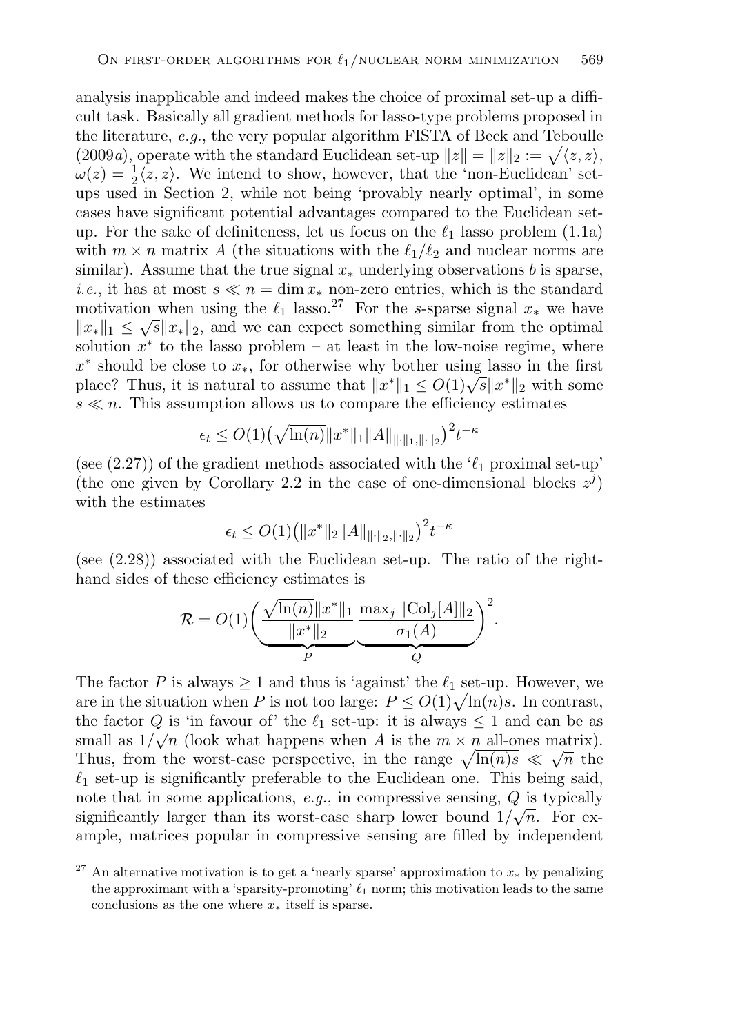analysis inapplicable and indeed makes the choice of proximal set-up a difficult task. Basically all gradient methods for lasso-type problems proposed in the literature, *e.g.*, the very popular algorithm FISTA of Beck and Teboulle (2009*a*), operate with the standard Euclidean set-up $\|z\| = \|z\|_2 := \sqrt{\langle z, z\rangle}$, $\omega(z) = \frac{1}{2}\langle z, z\rangle$. We intend to show, however, that the 'non-Euclidean' set-ups used in Section 2, while not being 'provably nearly optimal', in some cases have significant potential advantages compared to the Euclidean set-up. For the sake of definiteness, let us focus on the $\ell_1$ lasso problem (1.1a) with $m \times n$ matrix $A$ (the situations with the $\ell_1/\ell_2$ and nuclear norms are similar). Assume that the true signal $x_*$ underlying observations $b$ is sparse, *i.e.*, it has at most $s \ll n = \dim x_*$ non-zero entries, which is the standard motivation when using the $\ell_1$ lasso.[27] For the $s$-sparse signal $x_*$ we have $\|x_*\|_1 \leq \sqrt{s}\|x_*\|_2$, and we can expect something similar from the optimal solution $x^*$ to the lasso problem – at least in the low-noise regime, where $x^*$ should be close to $x_*$, for otherwise why bother using lasso in the first place? Thus, it is natural to assume that $\|x^*\|_1 \leq O(1)\sqrt{s}\|x^*\|_2$ with some $s \ll n$. This assumption allows us to compare the efficiency estimates

$$\epsilon_t \leq O(1)\big(\sqrt{\ln(n)}\|x^*\|_1\|A\|_{\|\cdot\|_1,\|\cdot\|_2}\big)^2 t^{-\kappa}$$

(see (2.27)) of the gradient methods associated with the '$\ell_1$ proximal set-up' (the one given by Corollary 2.2 in the case of one-dimensional blocks $z^j$) with the estimates

$$\epsilon_t \leq O(1)\big(\|x^*\|_2\|A\|_{\|\cdot\|_2,\|\cdot\|_2}\big)^2 t^{-\kappa}$$

(see (2.28)) associated with the Euclidean set-up. The ratio of the right-hand sides of these efficiency estimates is

$$\mathcal{R} = O(1)\bigg(\underbrace{\frac{\sqrt{\ln(n)}\|x^*\|_1}{\|x^*\|_2}}_{P}\underbrace{\frac{\max_j\|\mathrm{Col}_j[A]\|_2}{\sigma_1(A)}}_{Q}\bigg)^2.$$

The factor $P$ is always $\geq 1$ and thus is 'against' the $\ell_1$ set-up. However, we are in the situation when $P$ is not too large: $P \leq O(1)\sqrt{\ln(n)s}$. In contrast, the factor $Q$ is 'in favour of' the $\ell_1$ set-up: it is always $\leq 1$ and can be as small as $1/\sqrt{n}$ (look what happens when $A$ is the $m \times n$ all-ones matrix). Thus, from the worst-case perspective, in the range $\sqrt{\ln(n)s} \ll \sqrt{n}$ the $\ell_1$ set-up is significantly preferable to the Euclidean one. This being said, note that in some applications, *e.g.*, in compressive sensing, $Q$ is typically significantly larger than its worst-case sharp lower bound $1/\sqrt{n}$. For example, matrices popular in compressive sensing are filled by independent

[27] An alternative motivation is to get a 'nearly sparse' approximation to $x_*$ by penalizing the approximant with a 'sparsity-promoting' $\ell_1$ norm; this motivation leads to the same conclusions as the one where $x_*$ itself is sparse.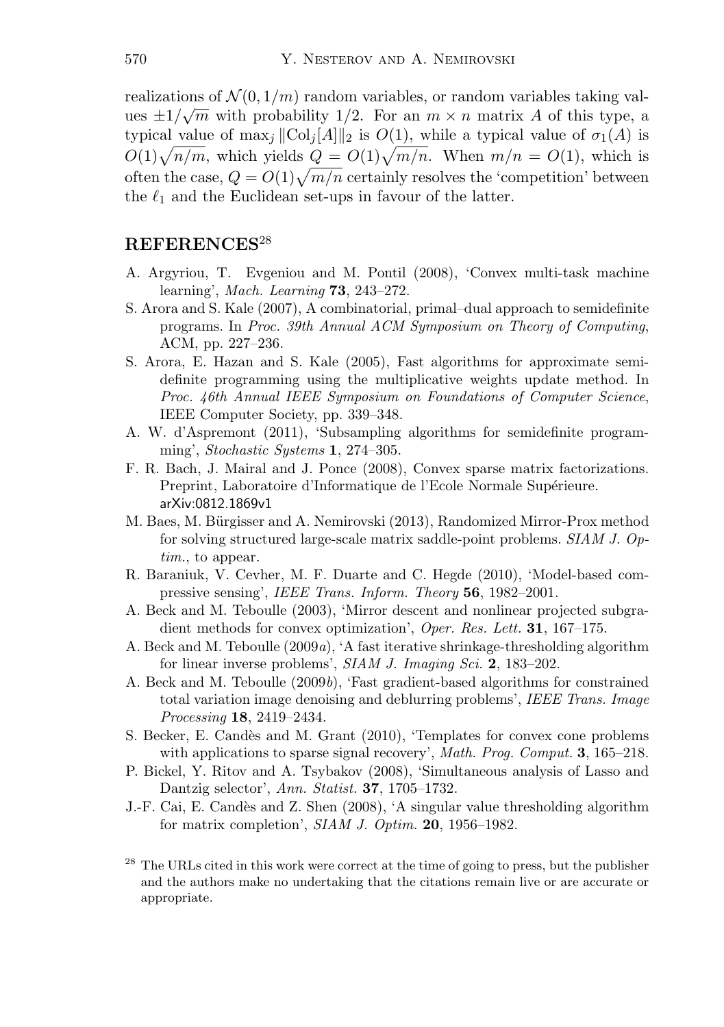realizations of $\mathcal{N}(0, 1/m)$ random variables, or random variables taking values $\pm 1/\sqrt{m}$ with probability 1/2. For an $m \times n$ matrix $A$ of this type, a typical value of $\max_j \|\mathrm{Col}_j[A]\|_2$ is $O(1)$, while a typical value of $\sigma_1(A)$ is $O(1)\sqrt{n/m}$, which yields $Q = O(1)\sqrt{m/n}$. When $m/n = O(1)$, which is often the case, $Q = O(1)\sqrt{m/n}$ certainly resolves the 'competition' between the $\ell_1$ and the Euclidean set-ups in favour of the latter.

## REFERENCES[28]

- A. Argyriou, T. Evgeniou and M. Pontil (2008), 'Convex multi-task machine learning', *Mach. Learning* **73**, 243–272.
- S. Arora and S. Kale (2007), A combinatorial, primal–dual approach to semidefinite programs. In *Proc. 39th Annual ACM Symposium on Theory of Computing*, ACM, pp. 227–236.
- S. Arora, E. Hazan and S. Kale (2005), Fast algorithms for approximate semidefinite programming using the multiplicative weights update method. In *Proc. 46th Annual IEEE Symposium on Foundations of Computer Science*, IEEE Computer Society, pp. 339–348.
- A. W. d'Aspremont (2011), 'Subsampling algorithms for semidefinite programming', *Stochastic Systems* **1**, 274–305.
- F. R. Bach, J. Mairal and J. Ponce (2008), Convex sparse matrix factorizations. Preprint, Laboratoire d'Informatique de l'Ecole Normale Supérieure. arXiv:0812.1869v1
- M. Baes, M. Bürgisser and A. Nemirovski (2013), Randomized Mirror-Prox method for solving structured large-scale matrix saddle-point problems. *SIAM J. Optim.*, to appear.
- R. Baraniuk, V. Cevher, M. F. Duarte and C. Hegde (2010), 'Model-based compressive sensing', *IEEE Trans. Inform. Theory* **56**, 1982–2001.
- A. Beck and M. Teboulle (2003), 'Mirror descent and nonlinear projected subgradient methods for convex optimization', *Oper. Res. Lett.* **31**, 167–175.
- A. Beck and M. Teboulle (2009*a*), 'A fast iterative shrinkage-thresholding algorithm for linear inverse problems', *SIAM J. Imaging Sci.* **2**, 183–202.
- A. Beck and M. Teboulle (2009*b*), 'Fast gradient-based algorithms for constrained total variation image denoising and deblurring problems', *IEEE Trans. Image Processing* **18**, 2419–2434.
- S. Becker, E. Candès and M. Grant (2010), 'Templates for convex cone problems with applications to sparse signal recovery', *Math. Prog. Comput.* **3**, 165–218.
- P. Bickel, Y. Ritov and A. Tsybakov (2008), 'Simultaneous analysis of Lasso and Dantzig selector', *Ann. Statist.* **37**, 1705–1732.
- J.-F. Cai, E. Candès and Z. Shen (2008), 'A singular value thresholding algorithm for matrix completion', *SIAM J. Optim.* **20**, 1956–1982.

[28] The URLs cited in this work were correct at the time of going to press, but the publisher and the authors make no undertaking that the citations remain live or are accurate or appropriate.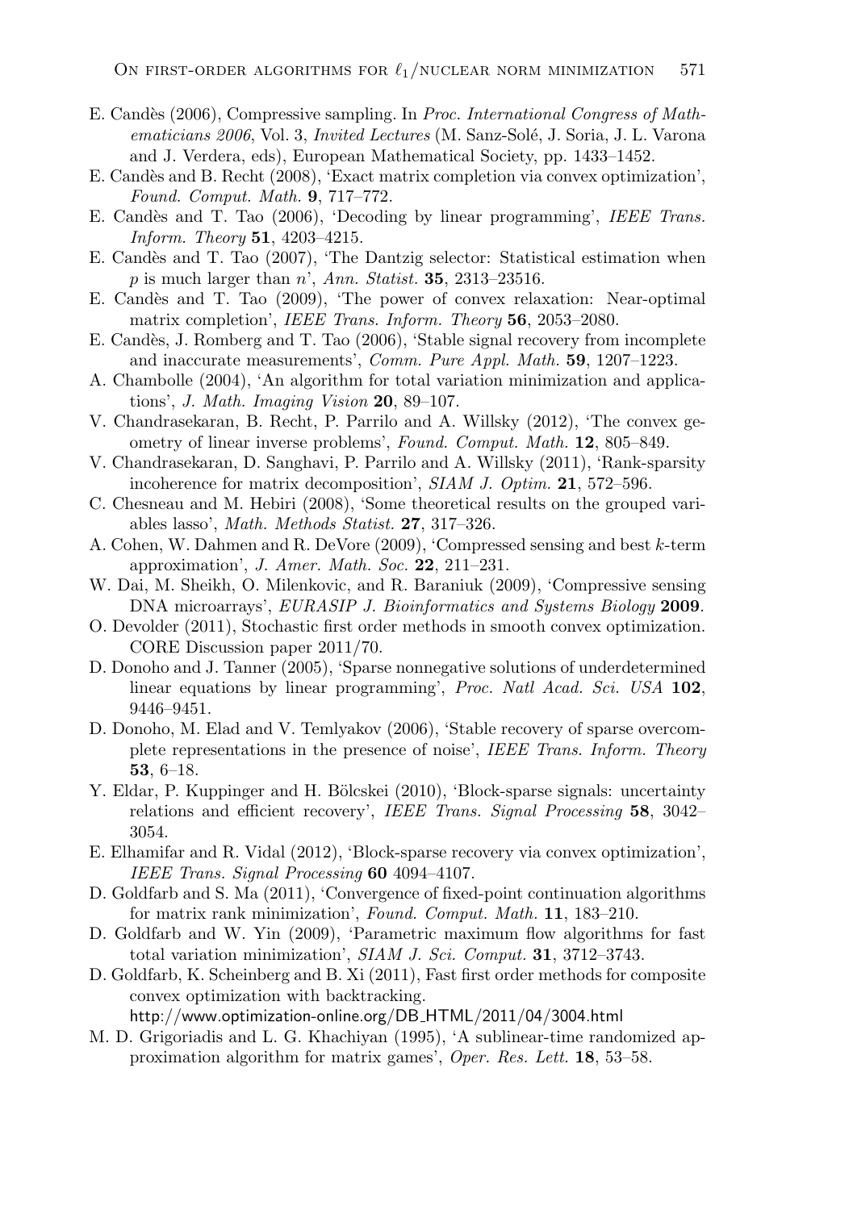E. Candès (2006), Compressive sampling. In *Proc. International Congress of Mathematicians 2006*, Vol. 3, *Invited Lectures* (M. Sanz-Solé, J. Soria, J. L. Varona and J. Verdera, eds), European Mathematical Society, pp. 1433–1452.

E. Candès and B. Recht (2008), 'Exact matrix completion via convex optimization', *Found. Comput. Math.* **9**, 717–772.

E. Candès and T. Tao (2006), 'Decoding by linear programming', *IEEE Trans. Inform. Theory* **51**, 4203–4215.

E. Candès and T. Tao (2007), 'The Dantzig selector: Statistical estimation when $p$ is much larger than $n$', *Ann. Statist.* **35**, 2313–23516.

E. Candès and T. Tao (2009), 'The power of convex relaxation: Near-optimal matrix completion', *IEEE Trans. Inform. Theory* **56**, 2053–2080.

E. Candès, J. Romberg and T. Tao (2006), 'Stable signal recovery from incomplete and inaccurate measurements', *Comm. Pure Appl. Math.* **59**, 1207–1223.

A. Chambolle (2004), 'An algorithm for total variation minimization and applications', *J. Math. Imaging Vision* **20**, 89–107.

V. Chandrasekaran, B. Recht, P. Parrilo and A. Willsky (2012), 'The convex geometry of linear inverse problems', *Found. Comput. Math.* **12**, 805–849.

V. Chandrasekaran, D. Sanghavi, P. Parrilo and A. Willsky (2011), 'Rank-sparsity incoherence for matrix decomposition', *SIAM J. Optim.* **21**, 572–596.

C. Chesneau and M. Hebiri (2008), 'Some theoretical results on the grouped variables lasso', *Math. Methods Statist.* **27**, 317–326.

A. Cohen, W. Dahmen and R. DeVore (2009), 'Compressed sensing and best $k$-term approximation', *J. Amer. Math. Soc.* **22**, 211–231.

W. Dai, M. Sheikh, O. Milenkovic, and R. Baraniuk (2009), 'Compressive sensing DNA microarrays', *EURASIP J. Bioinformatics and Systems Biology* **2009**.

O. Devolder (2011), Stochastic first order methods in smooth convex optimization. CORE Discussion paper 2011/70.

D. Donoho and J. Tanner (2005), 'Sparse nonnegative solutions of underdetermined linear equations by linear programming', *Proc. Natl Acad. Sci. USA* **102**, 9446–9451.

D. Donoho, M. Elad and V. Temlyakov (2006), 'Stable recovery of sparse overcomplete representations in the presence of noise', *IEEE Trans. Inform. Theory* **53**, 6–18.

Y. Eldar, P. Kuppinger and H. Bölcskei (2010), 'Block-sparse signals: uncertainty relations and efficient recovery', *IEEE Trans. Signal Processing* **58**, 3042–3054.

E. Elhamifar and R. Vidal (2012), 'Block-sparse recovery via convex optimization', *IEEE Trans. Signal Processing* **60** 4094–4107.

D. Goldfarb and S. Ma (2011), 'Convergence of fixed-point continuation algorithms for matrix rank minimization', *Found. Comput. Math.* **11**, 183–210.

D. Goldfarb and W. Yin (2009), 'Parametric maximum flow algorithms for fast total variation minimization', *SIAM J. Sci. Comput.* **31**, 3712–3743.

D. Goldfarb, K. Scheinberg and B. Xi (2011), Fast first order methods for composite convex optimization with backtracking.
http://www.optimization-online.org/DB_HTML/2011/04/3004.html

M. D. Grigoriadis and L. G. Khachiyan (1995), 'A sublinear-time randomized approximation algorithm for matrix games', *Oper. Res. Lett.* **18**, 53–58.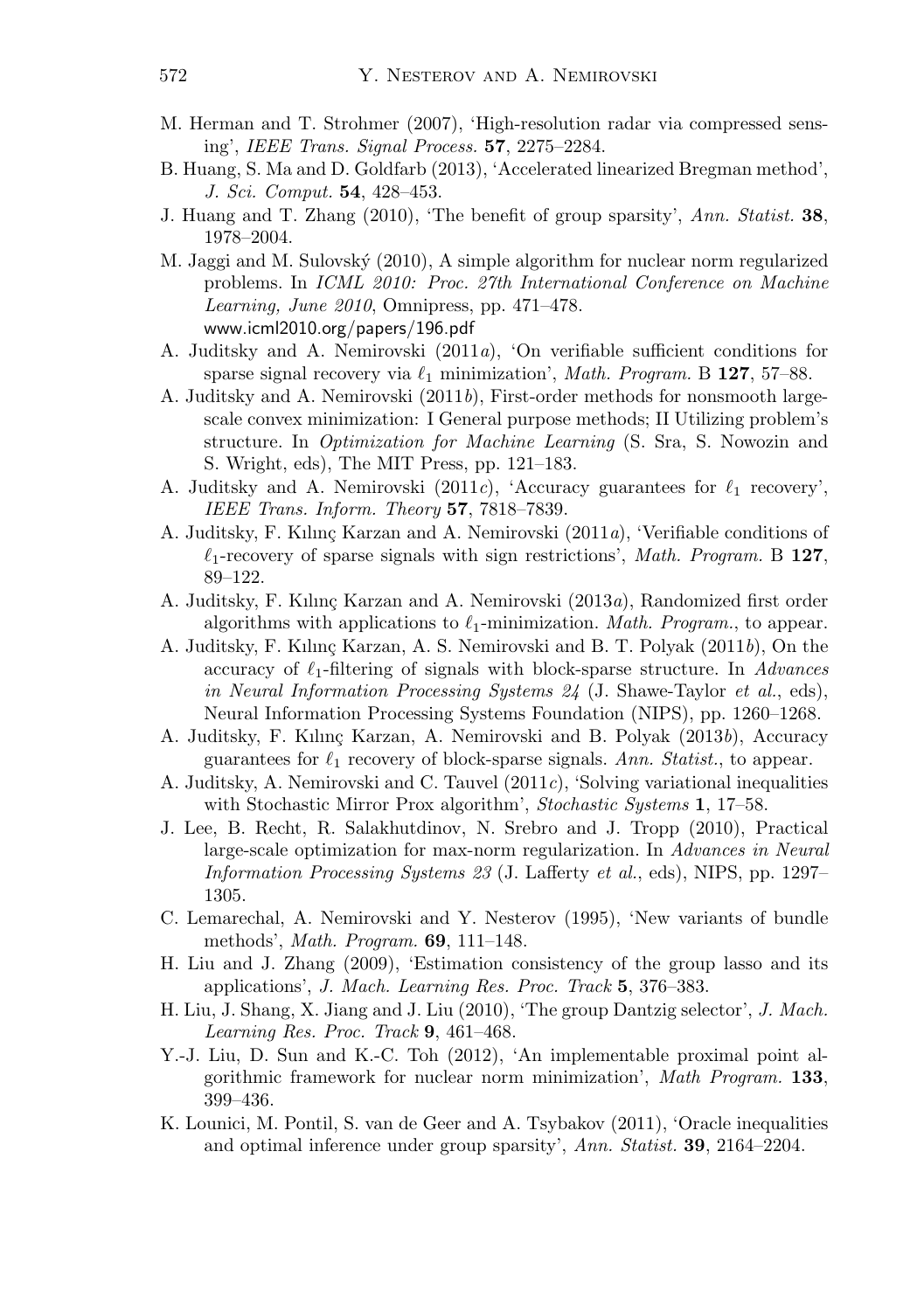M. Herman and T. Strohmer (2007), 'High-resolution radar via compressed sensing', *IEEE Trans. Signal Process.* **57**, 2275–2284.

B. Huang, S. Ma and D. Goldfarb (2013), 'Accelerated linearized Bregman method', *J. Sci. Comput.* **54**, 428–453.

J. Huang and T. Zhang (2010), 'The benefit of group sparsity', *Ann. Statist.* **38**, 1978–2004.

M. Jaggi and M. Sulovský (2010), A simple algorithm for nuclear norm regularized problems. In *ICML 2010: Proc. 27th International Conference on Machine Learning, June 2010*, Omnipress, pp. 471–478. www.icml2010.org/papers/196.pdf

A. Juditsky and A. Nemirovski (2011*a*), 'On verifiable sufficient conditions for sparse signal recovery via $\ell_1$ minimization', *Math. Program.* B **127**, 57–88.

A. Juditsky and A. Nemirovski (2011*b*), First-order methods for nonsmooth large-scale convex minimization: I General purpose methods; II Utilizing problem's structure. In *Optimization for Machine Learning* (S. Sra, S. Nowozin and S. Wright, eds), The MIT Press, pp. 121–183.

A. Juditsky and A. Nemirovski (2011*c*), 'Accuracy guarantees for $\ell_1$ recovery', *IEEE Trans. Inform. Theory* **57**, 7818–7839.

A. Juditsky, F. Kılınç Karzan and A. Nemirovski (2011*a*), 'Verifiable conditions of $\ell_1$-recovery of sparse signals with sign restrictions', *Math. Program.* B **127**, 89–122.

A. Juditsky, F. Kılınç Karzan and A. Nemirovski (2013*a*), Randomized first order algorithms with applications to $\ell_1$-minimization. *Math. Program.*, to appear.

A. Juditsky, F. Kılınç Karzan, A. S. Nemirovski and B. T. Polyak (2011*b*), On the accuracy of $\ell_1$-filtering of signals with block-sparse structure. In *Advances in Neural Information Processing Systems 24* (J. Shawe-Taylor *et al.*, eds), Neural Information Processing Systems Foundation (NIPS), pp. 1260–1268.

A. Juditsky, F. Kılınç Karzan, A. Nemirovski and B. Polyak (2013*b*), Accuracy guarantees for $\ell_1$ recovery of block-sparse signals. *Ann. Statist.*, to appear.

A. Juditsky, A. Nemirovski and C. Tauvel (2011*c*), 'Solving variational inequalities with Stochastic Mirror Prox algorithm', *Stochastic Systems* **1**, 17–58.

J. Lee, B. Recht, R. Salakhutdinov, N. Srebro and J. Tropp (2010), Practical large-scale optimization for max-norm regularization. In *Advances in Neural Information Processing Systems 23* (J. Lafferty *et al.*, eds), NIPS, pp. 1297–1305.

C. Lemarechal, A. Nemirovski and Y. Nesterov (1995), 'New variants of bundle methods', *Math. Program.* **69**, 111–148.

H. Liu and J. Zhang (2009), 'Estimation consistency of the group lasso and its applications', *J. Mach. Learning Res. Proc. Track* **5**, 376–383.

H. Liu, J. Shang, X. Jiang and J. Liu (2010), 'The group Dantzig selector', *J. Mach. Learning Res. Proc. Track* **9**, 461–468.

Y.-J. Liu, D. Sun and K.-C. Toh (2012), 'An implementable proximal point algorithmic framework for nuclear norm minimization', *Math Program.* **133**, 399–436.

K. Lounici, M. Pontil, S. van de Geer and A. Tsybakov (2011), 'Oracle inequalities and optimal inference under group sparsity', *Ann. Statist.* **39**, 2164–2204.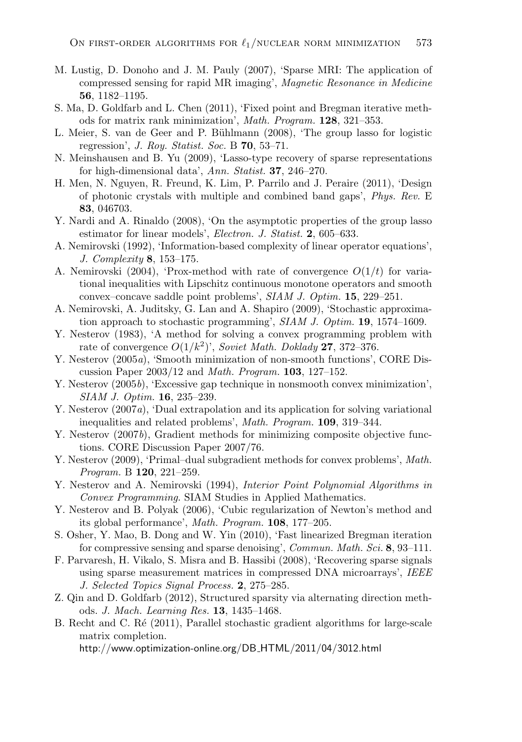M. Lustig, D. Donoho and J. M. Pauly (2007), 'Sparse MRI: The application of compressed sensing for rapid MR imaging', *Magnetic Resonance in Medicine* **56**, 1182–1195.

S. Ma, D. Goldfarb and L. Chen (2011), 'Fixed point and Bregman iterative methods for matrix rank minimization', *Math. Program.* **128**, 321–353.

L. Meier, S. van de Geer and P. Bühlmann (2008), 'The group lasso for logistic regression', *J. Roy. Statist. Soc.* B **70**, 53–71.

N. Meinshausen and B. Yu (2009), 'Lasso-type recovery of sparse representations for high-dimensional data', *Ann. Statist.* **37**, 246–270.

H. Men, N. Nguyen, R. Freund, K. Lim, P. Parrilo and J. Peraire (2011), 'Design of photonic crystals with multiple and combined band gaps', *Phys. Rev.* E **83**, 046703.

Y. Nardi and A. Rinaldo (2008), 'On the asymptotic properties of the group lasso estimator for linear models', *Electron. J. Statist.* **2**, 605–633.

A. Nemirovski (1992), 'Information-based complexity of linear operator equations', *J. Complexity* **8**, 153–175.

A. Nemirovski (2004), 'Prox-method with rate of convergence $O(1/t)$ for variational inequalities with Lipschitz continuous monotone operators and smooth convex–concave saddle point problems', *SIAM J. Optim.* **15**, 229–251.

A. Nemirovski, A. Juditsky, G. Lan and A. Shapiro (2009), 'Stochastic approximation approach to stochastic programming', *SIAM J. Optim.* **19**, 1574–1609.

Y. Nesterov (1983), 'A method for solving a convex programming problem with rate of convergence $O(1/k^2)$', *Soviet Math. Doklady* **27**, 372–376.

Y. Nesterov (2005*a*), 'Smooth minimization of non-smooth functions', CORE Discussion Paper 2003/12 and *Math. Program.* **103**, 127–152.

Y. Nesterov (2005*b*), 'Excessive gap technique in nonsmooth convex minimization', *SIAM J. Optim.* **16**, 235–239.

Y. Nesterov (2007*a*), 'Dual extrapolation and its application for solving variational inequalities and related problems', *Math. Program.* **109**, 319–344.

Y. Nesterov (2007*b*), Gradient methods for minimizing composite objective functions. CORE Discussion Paper 2007/76.

Y. Nesterov (2009), 'Primal–dual subgradient methods for convex problems', *Math. Program.* B **120**, 221–259.

Y. Nesterov and A. Nemirovski (1994), *Interior Point Polynomial Algorithms in Convex Programming*. SIAM Studies in Applied Mathematics.

Y. Nesterov and B. Polyak (2006), 'Cubic regularization of Newton's method and its global performance', *Math. Program.* **108**, 177–205.

S. Osher, Y. Mao, B. Dong and W. Yin (2010), 'Fast linearized Bregman iteration for compressive sensing and sparse denoising', *Commun. Math. Sci.* **8**, 93–111.

F. Parvaresh, H. Vikalo, S. Misra and B. Hassibi (2008), 'Recovering sparse signals using sparse measurement matrices in compressed DNA microarrays', *IEEE J. Selected Topics Signal Process.* **2**, 275–285.

Z. Qin and D. Goldfarb (2012), Structured sparsity via alternating direction methods. *J. Mach. Learning Res.* **13**, 1435–1468.

B. Recht and C. Ré (2011), Parallel stochastic gradient algorithms for large-scale matrix completion.
http://www.optimization-online.org/DB_HTML/2011/04/3012.html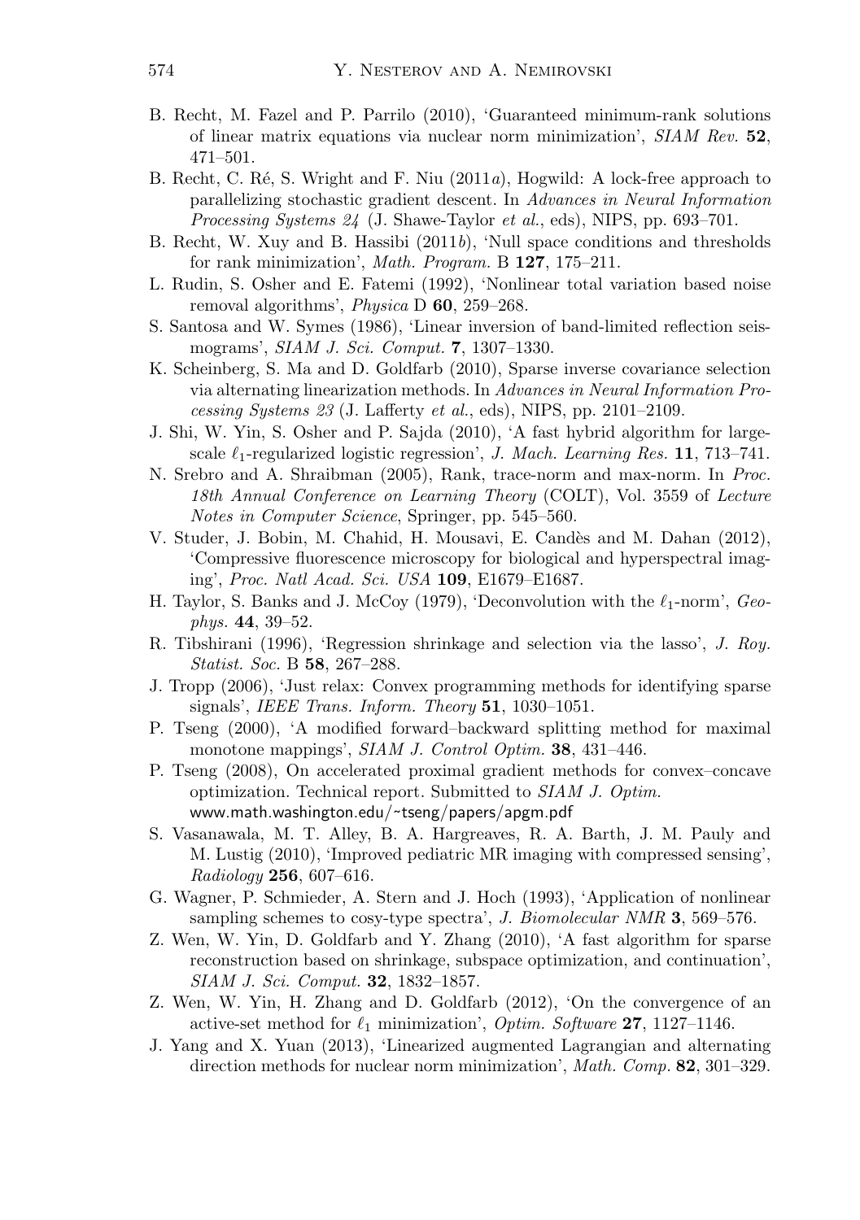B. Recht, M. Fazel and P. Parrilo (2010), 'Guaranteed minimum-rank solutions of linear matrix equations via nuclear norm minimization', *SIAM Rev.* **52**, 471–501.

B. Recht, C. Ré, S. Wright and F. Niu (2011*a*), Hogwild: A lock-free approach to parallelizing stochastic gradient descent. In *Advances in Neural Information Processing Systems 24* (J. Shawe-Taylor *et al.*, eds), NIPS, pp. 693–701.

B. Recht, W. Xuy and B. Hassibi (2011*b*), 'Null space conditions and thresholds for rank minimization', *Math. Program.* B **127**, 175–211.

L. Rudin, S. Osher and E. Fatemi (1992), 'Nonlinear total variation based noise removal algorithms', *Physica* D **60**, 259–268.

S. Santosa and W. Symes (1986), 'Linear inversion of band-limited reflection seismograms', *SIAM J. Sci. Comput.* **7**, 1307–1330.

K. Scheinberg, S. Ma and D. Goldfarb (2010), Sparse inverse covariance selection via alternating linearization methods. In *Advances in Neural Information Processing Systems 23* (J. Lafferty *et al.*, eds), NIPS, pp. 2101–2109.

J. Shi, W. Yin, S. Osher and P. Sajda (2010), 'A fast hybrid algorithm for large-scale $\ell_1$-regularized logistic regression', *J. Mach. Learning Res.* **11**, 713–741.

N. Srebro and A. Shraibman (2005), Rank, trace-norm and max-norm. In *Proc. 18th Annual Conference on Learning Theory* (COLT), Vol. 3559 of *Lecture Notes in Computer Science*, Springer, pp. 545–560.

V. Studer, J. Bobin, M. Chahid, H. Mousavi, E. Candès and M. Dahan (2012), 'Compressive fluorescence microscopy for biological and hyperspectral imaging', *Proc. Natl Acad. Sci. USA* **109**, E1679–E1687.

H. Taylor, S. Banks and J. McCoy (1979), 'Deconvolution with the $\ell_1$-norm', *Geophys.* **44**, 39–52.

R. Tibshirani (1996), 'Regression shrinkage and selection via the lasso', *J. Roy. Statist. Soc.* B **58**, 267–288.

J. Tropp (2006), 'Just relax: Convex programming methods for identifying sparse signals', *IEEE Trans. Inform. Theory* **51**, 1030–1051.

P. Tseng (2000), 'A modified forward–backward splitting method for maximal monotone mappings', *SIAM J. Control Optim.* **38**, 431–446.

P. Tseng (2008), On accelerated proximal gradient methods for convex–concave optimization. Technical report. Submitted to *SIAM J. Optim.* www.math.washington.edu/~tseng/papers/apgm.pdf

S. Vasanawala, M. T. Alley, B. A. Hargreaves, R. A. Barth, J. M. Pauly and M. Lustig (2010), 'Improved pediatric MR imaging with compressed sensing', *Radiology* **256**, 607–616.

G. Wagner, P. Schmieder, A. Stern and J. Hoch (1993), 'Application of nonlinear sampling schemes to cosy-type spectra', *J. Biomolecular NMR* **3**, 569–576.

Z. Wen, W. Yin, D. Goldfarb and Y. Zhang (2010), 'A fast algorithm for sparse reconstruction based on shrinkage, subspace optimization, and continuation', *SIAM J. Sci. Comput.* **32**, 1832–1857.

Z. Wen, W. Yin, H. Zhang and D. Goldfarb (2012), 'On the convergence of an active-set method for $\ell_1$ minimization', *Optim. Software* **27**, 1127–1146.

J. Yang and X. Yuan (2013), 'Linearized augmented Lagrangian and alternating direction methods for nuclear norm minimization', *Math. Comp.* **82**, 301–329.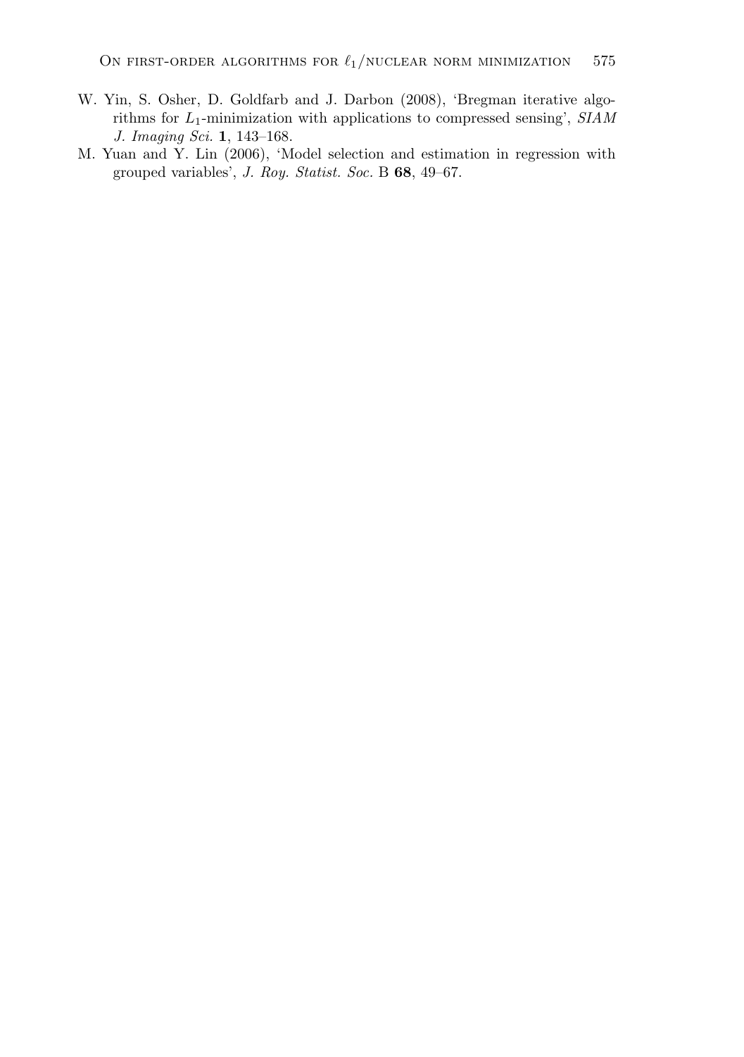W. Yin, S. Osher, D. Goldfarb and J. Darbon (2008), 'Bregman iterative algorithms for $L_1$-minimization with applications to compressed sensing', *SIAM J. Imaging Sci.* **1**, 143–168.

M. Yuan and Y. Lin (2006), 'Model selection and estimation in regression with grouped variables', *J. Roy. Statist. Soc.* B **68**, 49–67.